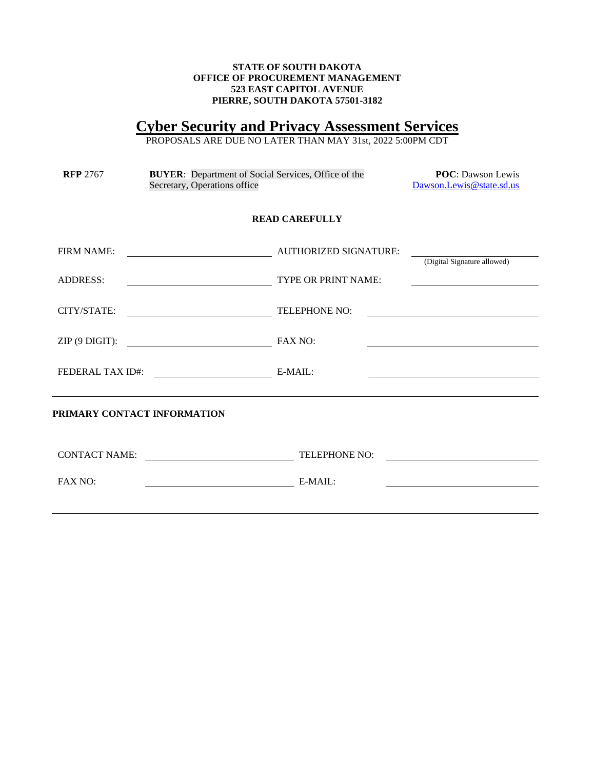**STATE OF SOUTH DAKOTA**
**OFFICE OF PROCUREMENT MANAGEMENT**
**523 EAST CAPITOL AVENUE**
**PIERRE, SOUTH DAKOTA 57501-3182**

# Cyber Security and Privacy Assessment Services

PROPOSALS ARE DUE NO LATER THAN MAY 31st, 2022 5:00PM CDT

**RFP** 2767

**BUYER**: Department of Social Services, Office of the Secretary, Operations office

**POC**: Dawson Lewis
Dawson.Lewis@state.sd.us

**READ CAREFULLY**

| | | | |
|---|---|---|---|
| FIRM NAME: | | AUTHORIZED SIGNATURE: | (Digital Signature allowed) |
| ADDRESS: | | TYPE OR PRINT NAME: | |
| CITY/STATE: | | TELEPHONE NO: | |
| ZIP (9 DIGIT): | | FAX NO: | |
| FEDERAL TAX ID#: | | E-MAIL: | |

**PRIMARY CONTACT INFORMATION**

| | | | |
|---|---|---|---|
| CONTACT NAME: | | TELEPHONE NO: | |
| FAX NO: | | E-MAIL: | |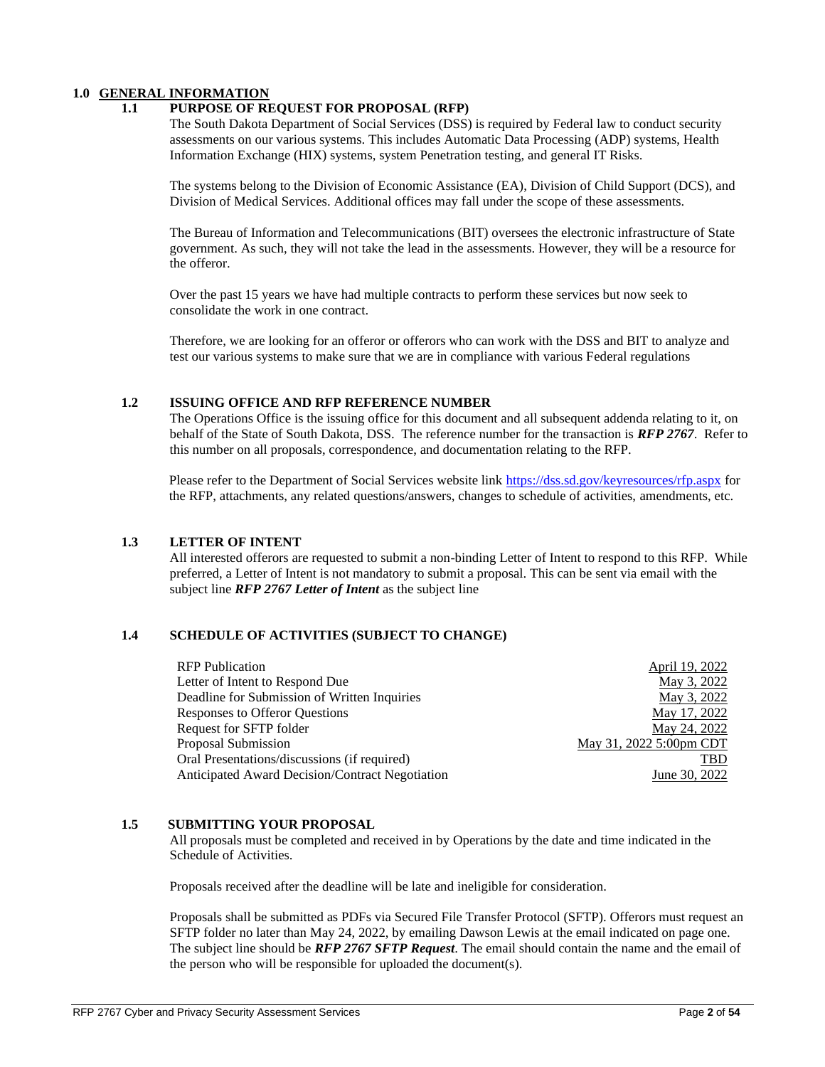# 1.0 GENERAL INFORMATION

## 1.1 PURPOSE OF REQUEST FOR PROPOSAL (RFP)

The South Dakota Department of Social Services (DSS) is required by Federal law to conduct security assessments on our various systems. This includes Automatic Data Processing (ADP) systems, Health Information Exchange (HIX) systems, system Penetration testing, and general IT Risks.

The systems belong to the Division of Economic Assistance (EA), Division of Child Support (DCS), and Division of Medical Services. Additional offices may fall under the scope of these assessments.

The Bureau of Information and Telecommunications (BIT) oversees the electronic infrastructure of State government. As such, they will not take the lead in the assessments. However, they will be a resource for the offeror.

Over the past 15 years we have had multiple contracts to perform these services but now seek to consolidate the work in one contract.

Therefore, we are looking for an offeror or offerors who can work with the DSS and BIT to analyze and test our various systems to make sure that we are in compliance with various Federal regulations

## 1.2 ISSUING OFFICE AND RFP REFERENCE NUMBER

The Operations Office is the issuing office for this document and all subsequent addenda relating to it, on behalf of the State of South Dakota, DSS. The reference number for the transaction is ***RFP 2767***. Refer to this number on all proposals, correspondence, and documentation relating to the RFP.

Please refer to the Department of Social Services website link https://dss.sd.gov/keyresources/rfp.aspx for the RFP, attachments, any related questions/answers, changes to schedule of activities, amendments, etc.

## 1.3 LETTER OF INTENT

All interested offerors are requested to submit a non-binding Letter of Intent to respond to this RFP. While preferred, a Letter of Intent is not mandatory to submit a proposal. This can be sent via email with the subject line ***RFP 2767 Letter of Intent*** as the subject line

## 1.4 SCHEDULE OF ACTIVITIES (SUBJECT TO CHANGE)

| Activity | Date |
|---|---|
| RFP Publication | April 19, 2022 |
| Letter of Intent to Respond Due | May 3, 2022 |
| Deadline for Submission of Written Inquiries | May 3, 2022 |
| Responses to Offeror Questions | May 17, 2022 |
| Request for SFTP folder | May 24, 2022 |
| Proposal Submission | May 31, 2022 5:00pm CDT |
| Oral Presentations/discussions (if required) | TBD |
| Anticipated Award Decision/Contract Negotiation | June 30, 2022 |

## 1.5 SUBMITTING YOUR PROPOSAL

All proposals must be completed and received in by Operations by the date and time indicated in the Schedule of Activities.

Proposals received after the deadline will be late and ineligible for consideration.

Proposals shall be submitted as PDFs via Secured File Transfer Protocol (SFTP). Offerors must request an SFTP folder no later than May 24, 2022, by emailing Dawson Lewis at the email indicated on page one. The subject line should be ***RFP 2767 SFTP Request***. The email should contain the name and the email of the person who will be responsible for uploaded the document(s).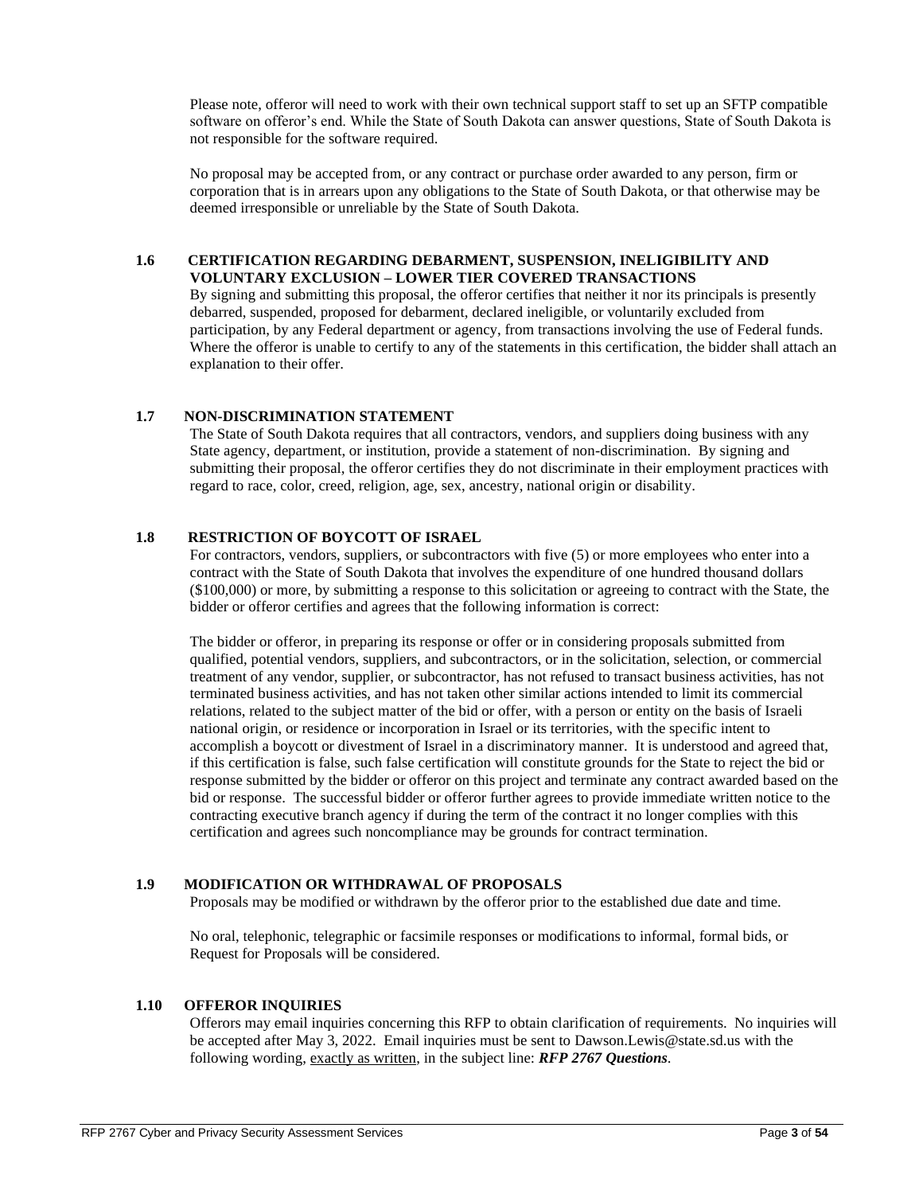Please note, offeror will need to work with their own technical support staff to set up an SFTP compatible software on offeror's end. While the State of South Dakota can answer questions, State of South Dakota is not responsible for the software required.

No proposal may be accepted from, or any contract or purchase order awarded to any person, firm or corporation that is in arrears upon any obligations to the State of South Dakota, or that otherwise may be deemed irresponsible or unreliable by the State of South Dakota.

### 1.6 CERTIFICATION REGARDING DEBARMENT, SUSPENSION, INELIGIBILITY AND VOLUNTARY EXCLUSION – LOWER TIER COVERED TRANSACTIONS

By signing and submitting this proposal, the offeror certifies that neither it nor its principals is presently debarred, suspended, proposed for debarment, declared ineligible, or voluntarily excluded from participation, by any Federal department or agency, from transactions involving the use of Federal funds. Where the offeror is unable to certify to any of the statements in this certification, the bidder shall attach an explanation to their offer.

### 1.7 NON-DISCRIMINATION STATEMENT

The State of South Dakota requires that all contractors, vendors, and suppliers doing business with any State agency, department, or institution, provide a statement of non-discrimination. By signing and submitting their proposal, the offeror certifies they do not discriminate in their employment practices with regard to race, color, creed, religion, age, sex, ancestry, national origin or disability.

### 1.8 RESTRICTION OF BOYCOTT OF ISRAEL

For contractors, vendors, suppliers, or subcontractors with five (5) or more employees who enter into a contract with the State of South Dakota that involves the expenditure of one hundred thousand dollars ($100,000) or more, by submitting a response to this solicitation or agreeing to contract with the State, the bidder or offeror certifies and agrees that the following information is correct:

The bidder or offeror, in preparing its response or offer or in considering proposals submitted from qualified, potential vendors, suppliers, and subcontractors, or in the solicitation, selection, or commercial treatment of any vendor, supplier, or subcontractor, has not refused to transact business activities, has not terminated business activities, and has not taken other similar actions intended to limit its commercial relations, related to the subject matter of the bid or offer, with a person or entity on the basis of Israeli national origin, or residence or incorporation in Israel or its territories, with the specific intent to accomplish a boycott or divestment of Israel in a discriminatory manner. It is understood and agreed that, if this certification is false, such false certification will constitute grounds for the State to reject the bid or response submitted by the bidder or offeror on this project and terminate any contract awarded based on the bid or response. The successful bidder or offeror further agrees to provide immediate written notice to the contracting executive branch agency if during the term of the contract it no longer complies with this certification and agrees such noncompliance may be grounds for contract termination.

### 1.9 MODIFICATION OR WITHDRAWAL OF PROPOSALS

Proposals may be modified or withdrawn by the offeror prior to the established due date and time.

No oral, telephonic, telegraphic or facsimile responses or modifications to informal, formal bids, or Request for Proposals will be considered.

### 1.10 OFFEROR INQUIRIES

Offerors may email inquiries concerning this RFP to obtain clarification of requirements. No inquiries will be accepted after May 3, 2022. Email inquiries must be sent to Dawson.Lewis@state.sd.us with the following wording, <u>exactly as written</u>, in the subject line: ***RFP 2767 Questions***.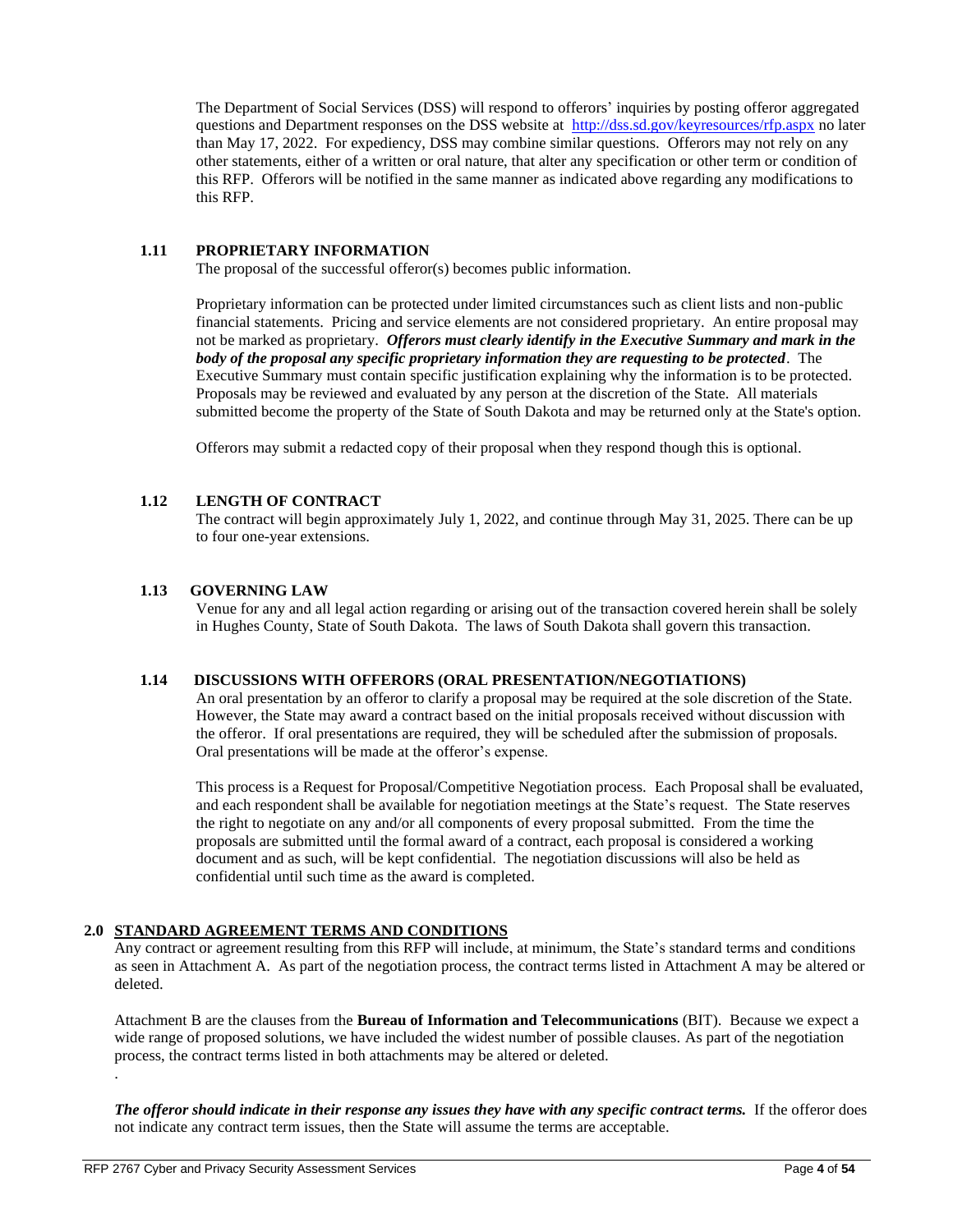The Department of Social Services (DSS) will respond to offerors' inquiries by posting offeror aggregated questions and Department responses on the DSS website at http://dss.sd.gov/keyresources/rfp.aspx no later than May 17, 2022. For expediency, DSS may combine similar questions. Offerors may not rely on any other statements, either of a written or oral nature, that alter any specification or other term or condition of this RFP. Offerors will be notified in the same manner as indicated above regarding any modifications to this RFP.

### 1.11 PROPRIETARY INFORMATION

The proposal of the successful offeror(s) becomes public information.

Proprietary information can be protected under limited circumstances such as client lists and non-public financial statements. Pricing and service elements are not considered proprietary. An entire proposal may not be marked as proprietary. ***Offerors must clearly identify in the Executive Summary and mark in the body of the proposal any specific proprietary information they are requesting to be protected***. The Executive Summary must contain specific justification explaining why the information is to be protected. Proposals may be reviewed and evaluated by any person at the discretion of the State. All materials submitted become the property of the State of South Dakota and may be returned only at the State's option.

Offerors may submit a redacted copy of their proposal when they respond though this is optional.

### 1.12 LENGTH OF CONTRACT

The contract will begin approximately July 1, 2022, and continue through May 31, 2025. There can be up to four one-year extensions.

### 1.13 GOVERNING LAW

Venue for any and all legal action regarding or arising out of the transaction covered herein shall be solely in Hughes County, State of South Dakota. The laws of South Dakota shall govern this transaction.

### 1.14 DISCUSSIONS WITH OFFERORS (ORAL PRESENTATION/NEGOTIATIONS)

An oral presentation by an offeror to clarify a proposal may be required at the sole discretion of the State. However, the State may award a contract based on the initial proposals received without discussion with the offeror. If oral presentations are required, they will be scheduled after the submission of proposals. Oral presentations will be made at the offeror's expense.

This process is a Request for Proposal/Competitive Negotiation process. Each Proposal shall be evaluated, and each respondent shall be available for negotiation meetings at the State's request. The State reserves the right to negotiate on any and/or all components of every proposal submitted. From the time the proposals are submitted until the formal award of a contract, each proposal is considered a working document and as such, will be kept confidential. The negotiation discussions will also be held as confidential until such time as the award is completed.

## 2.0 STANDARD AGREEMENT TERMS AND CONDITIONS

Any contract or agreement resulting from this RFP will include, at minimum, the State's standard terms and conditions as seen in Attachment A. As part of the negotiation process, the contract terms listed in Attachment A may be altered or deleted.

Attachment B are the clauses from the **Bureau of Information and Telecommunications** (BIT). Because we expect a wide range of proposed solutions, we have included the widest number of possible clauses. As part of the negotiation process, the contract terms listed in both attachments may be altered or deleted.

.

***The offeror should indicate in their response any issues they have with any specific contract terms.*** If the offeror does not indicate any contract term issues, then the State will assume the terms are acceptable.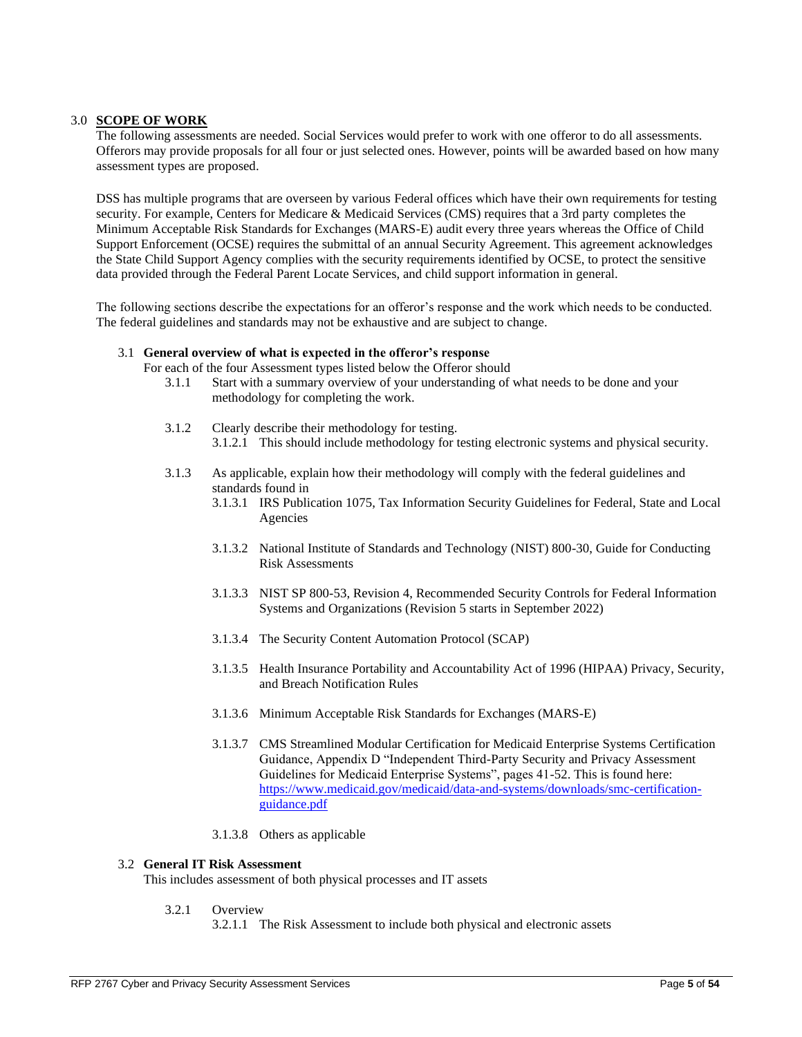## 3.0 SCOPE OF WORK

The following assessments are needed. Social Services would prefer to work with one offeror to do all assessments. Offerors may provide proposals for all four or just selected ones. However, points will be awarded based on how many assessment types are proposed.

DSS has multiple programs that are overseen by various Federal offices which have their own requirements for testing security. For example, Centers for Medicare & Medicaid Services (CMS) requires that a 3rd party completes the Minimum Acceptable Risk Standards for Exchanges (MARS-E) audit every three years whereas the Office of Child Support Enforcement (OCSE) requires the submittal of an annual Security Agreement. This agreement acknowledges the State Child Support Agency complies with the security requirements identified by OCSE, to protect the sensitive data provided through the Federal Parent Locate Services, and child support information in general.

The following sections describe the expectations for an offeror's response and the work which needs to be conducted. The federal guidelines and standards may not be exhaustive and are subject to change.

### 3.1 General overview of what is expected in the offeror's response

For each of the four Assessment types listed below the Offeror should

- 3.1.1 Start with a summary overview of your understanding of what needs to be done and your methodology for completing the work.

- 3.1.2 Clearly describe their methodology for testing.
  - 3.1.2.1 This should include methodology for testing electronic systems and physical security.

- 3.1.3 As applicable, explain how their methodology will comply with the federal guidelines and standards found in
  - 3.1.3.1 IRS Publication 1075, Tax Information Security Guidelines for Federal, State and Local Agencies
  - 3.1.3.2 National Institute of Standards and Technology (NIST) 800-30, Guide for Conducting Risk Assessments
  - 3.1.3.3 NIST SP 800-53, Revision 4, Recommended Security Controls for Federal Information Systems and Organizations (Revision 5 starts in September 2022)
  - 3.1.3.4 The Security Content Automation Protocol (SCAP)
  - 3.1.3.5 Health Insurance Portability and Accountability Act of 1996 (HIPAA) Privacy, Security, and Breach Notification Rules
  - 3.1.3.6 Minimum Acceptable Risk Standards for Exchanges (MARS-E)
  - 3.1.3.7 CMS Streamlined Modular Certification for Medicaid Enterprise Systems Certification Guidance, Appendix D "Independent Third-Party Security and Privacy Assessment Guidelines for Medicaid Enterprise Systems", pages 41-52. This is found here: https://www.medicaid.gov/medicaid/data-and-systems/downloads/smc-certification-guidance.pdf
  - 3.1.3.8 Others as applicable

### 3.2 General IT Risk Assessment

This includes assessment of both physical processes and IT assets

- 3.2.1 Overview
  - 3.2.1.1 The Risk Assessment to include both physical and electronic assets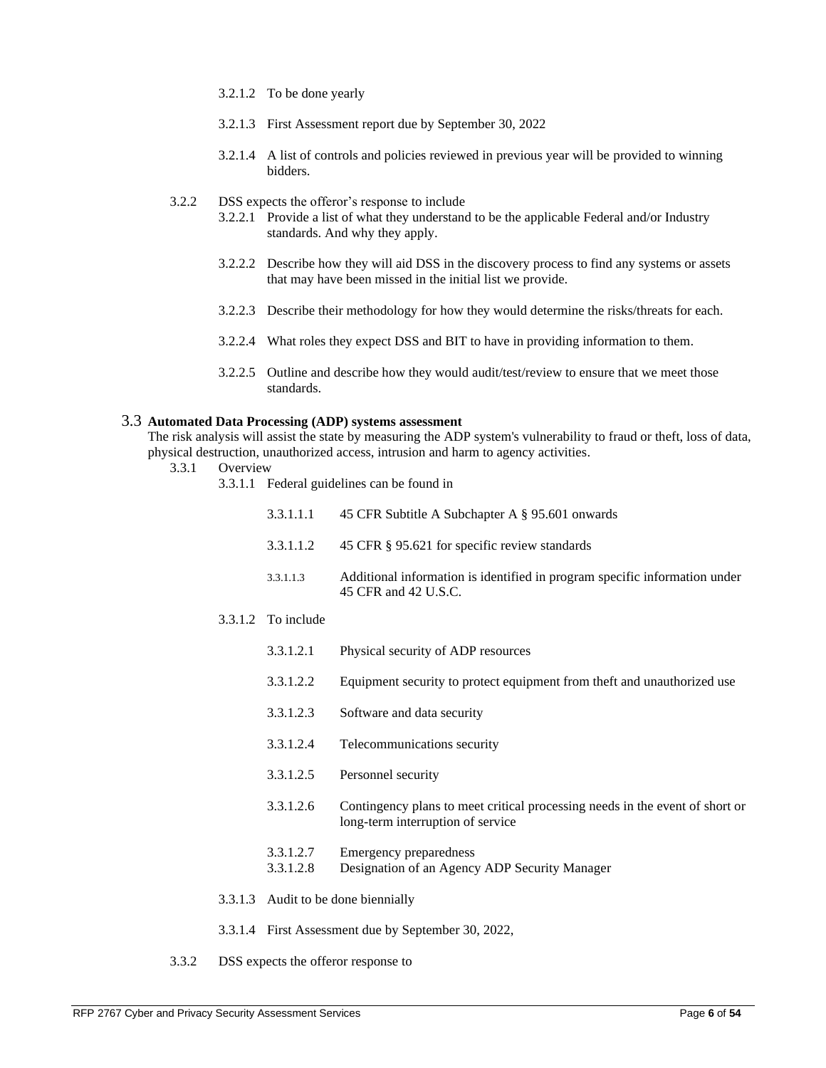3.2.1.2 To be done yearly

3.2.1.3 First Assessment report due by September 30, 2022

3.2.1.4 A list of controls and policies reviewed in previous year will be provided to winning bidders.

3.2.2 DSS expects the offeror's response to include

3.2.2.1 Provide a list of what they understand to be the applicable Federal and/or Industry standards. And why they apply.

3.2.2.2 Describe how they will aid DSS in the discovery process to find any systems or assets that may have been missed in the initial list we provide.

3.2.2.3 Describe their methodology for how they would determine the risks/threats for each.

3.2.2.4 What roles they expect DSS and BIT to have in providing information to them.

3.2.2.5 Outline and describe how they would audit/test/review to ensure that we meet those standards.

## 3.3 Automated Data Processing (ADP) systems assessment

The risk analysis will assist the state by measuring the ADP system's vulnerability to fraud or theft, loss of data, physical destruction, unauthorized access, intrusion and harm to agency activities.

3.3.1 Overview

3.3.1.1 Federal guidelines can be found in

3.3.1.1.1 45 CFR Subtitle A Subchapter A § 95.601 onwards

3.3.1.1.2 45 CFR § 95.621 for specific review standards

3.3.1.1.3 Additional information is identified in program specific information under 45 CFR and 42 U.S.C.

3.3.1.2 To include

3.3.1.2.1 Physical security of ADP resources

3.3.1.2.2 Equipment security to protect equipment from theft and unauthorized use

3.3.1.2.3 Software and data security

3.3.1.2.4 Telecommunications security

3.3.1.2.5 Personnel security

3.3.1.2.6 Contingency plans to meet critical processing needs in the event of short or long-term interruption of service

3.3.1.2.7 Emergency preparedness

3.3.1.2.8 Designation of an Agency ADP Security Manager

3.3.1.3 Audit to be done biennially

3.3.1.4 First Assessment due by September 30, 2022,

3.3.2 DSS expects the offeror response to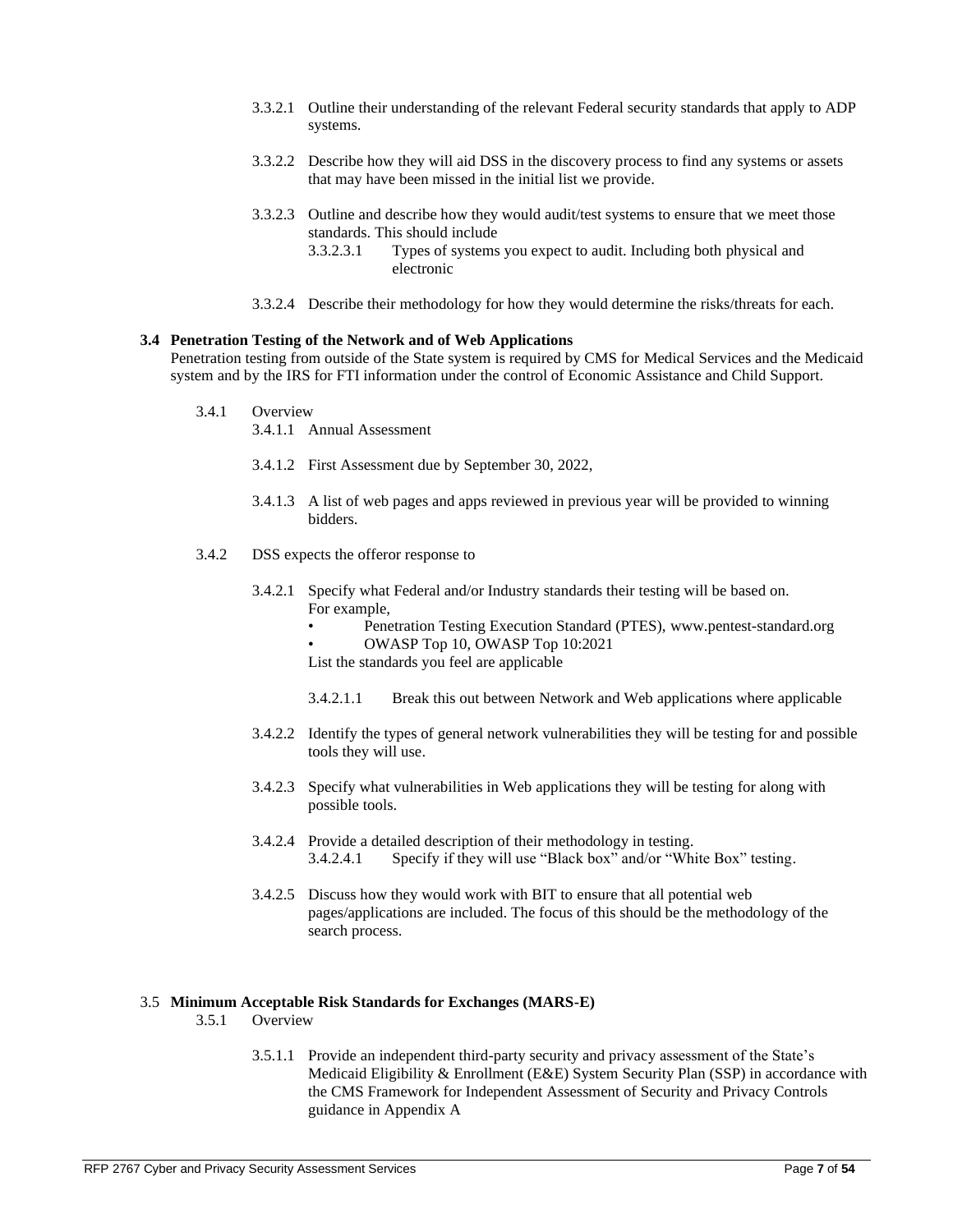3.3.2.1 Outline their understanding of the relevant Federal security standards that apply to ADP systems.

3.3.2.2 Describe how they will aid DSS in the discovery process to find any systems or assets that may have been missed in the initial list we provide.

3.3.2.3 Outline and describe how they would audit/test systems to ensure that we meet those standards. This should include

3.3.2.3.1 Types of systems you expect to audit. Including both physical and electronic

3.3.2.4 Describe their methodology for how they would determine the risks/threats for each.

### 3.4 Penetration Testing of the Network and of Web Applications

Penetration testing from outside of the State system is required by CMS for Medical Services and the Medicaid system and by the IRS for FTI information under the control of Economic Assistance and Child Support.

3.4.1 Overview

3.4.1.1 Annual Assessment

3.4.1.2 First Assessment due by September 30, 2022,

3.4.1.3 A list of web pages and apps reviewed in previous year will be provided to winning bidders.

3.4.2 DSS expects the offeror response to

3.4.2.1 Specify what Federal and/or Industry standards their testing will be based on. For example,

- Penetration Testing Execution Standard (PTES), www.pentest-standard.org
- OWASP Top 10, OWASP Top 10:2021

List the standards you feel are applicable

3.4.2.1.1 Break this out between Network and Web applications where applicable

3.4.2.2 Identify the types of general network vulnerabilities they will be testing for and possible tools they will use.

3.4.2.3 Specify what vulnerabilities in Web applications they will be testing for along with possible tools.

3.4.2.4 Provide a detailed description of their methodology in testing.

3.4.2.4.1 Specify if they will use "Black box" and/or "White Box" testing.

3.4.2.5 Discuss how they would work with BIT to ensure that all potential web pages/applications are included. The focus of this should be the methodology of the search process.

### 3.5 Minimum Acceptable Risk Standards for Exchanges (MARS-E)

3.5.1 Overview

3.5.1.1 Provide an independent third-party security and privacy assessment of the State's Medicaid Eligibility & Enrollment (E&E) System Security Plan (SSP) in accordance with the CMS Framework for Independent Assessment of Security and Privacy Controls guidance in Appendix A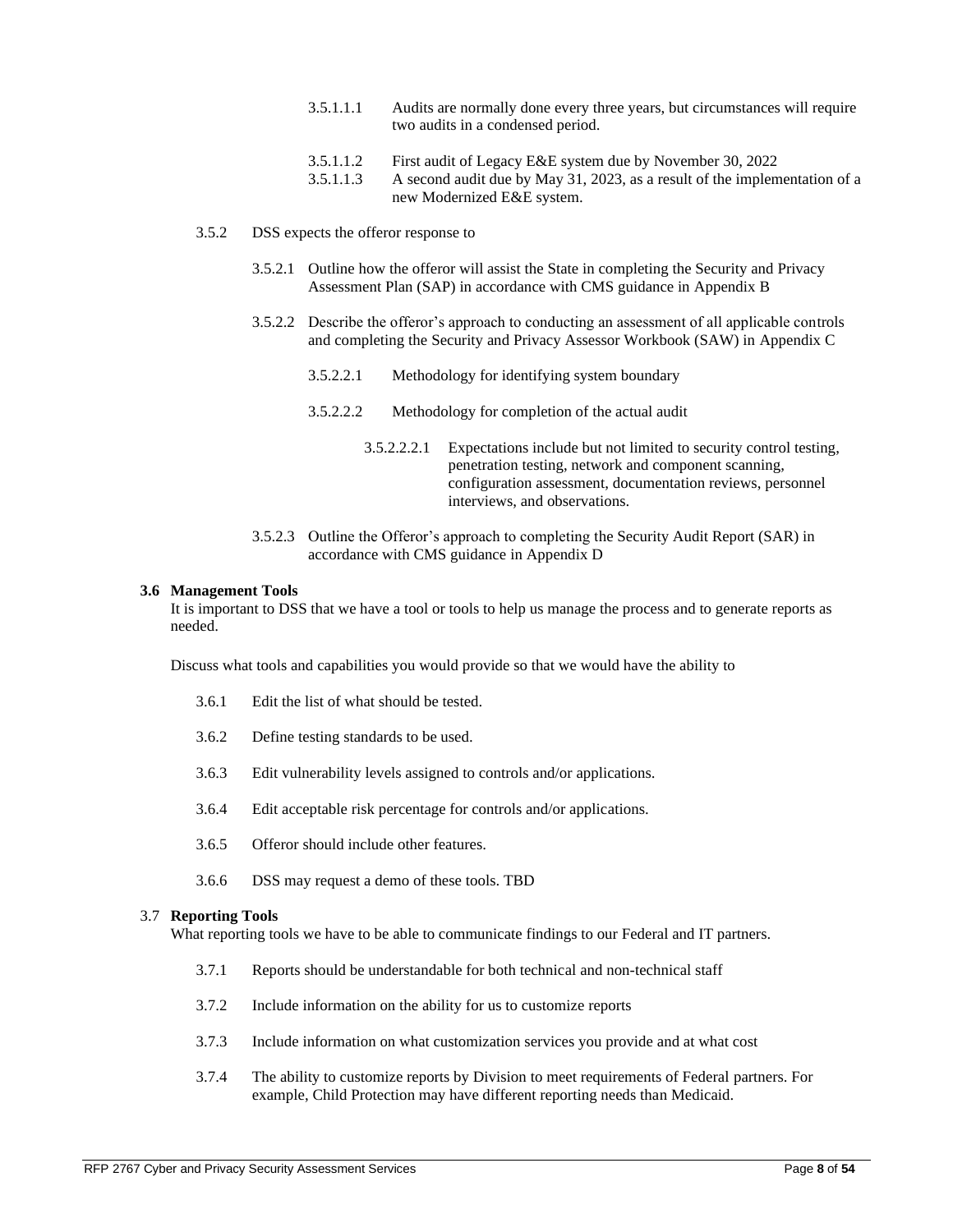3.5.1.1.1 Audits are normally done every three years, but circumstances will require two audits in a condensed period.

3.5.1.1.2 First audit of Legacy E&E system due by November 30, 2022

3.5.1.1.3 A second audit due by May 31, 2023, as a result of the implementation of a new Modernized E&E system.

3.5.2 DSS expects the offeror response to

3.5.2.1 Outline how the offeror will assist the State in completing the Security and Privacy Assessment Plan (SAP) in accordance with CMS guidance in Appendix B

3.5.2.2 Describe the offeror's approach to conducting an assessment of all applicable controls and completing the Security and Privacy Assessor Workbook (SAW) in Appendix C

3.5.2.2.1 Methodology for identifying system boundary

3.5.2.2.2 Methodology for completion of the actual audit

3.5.2.2.2.1 Expectations include but not limited to security control testing, penetration testing, network and component scanning, configuration assessment, documentation reviews, personnel interviews, and observations.

3.5.2.3 Outline the Offeror's approach to completing the Security Audit Report (SAR) in accordance with CMS guidance in Appendix D

### 3.6 Management Tools

It is important to DSS that we have a tool or tools to help us manage the process and to generate reports as needed.

Discuss what tools and capabilities you would provide so that we would have the ability to

3.6.1 Edit the list of what should be tested.

3.6.2 Define testing standards to be used.

3.6.3 Edit vulnerability levels assigned to controls and/or applications.

3.6.4 Edit acceptable risk percentage for controls and/or applications.

3.6.5 Offeror should include other features.

3.6.6 DSS may request a demo of these tools. TBD

### 3.7 Reporting Tools

What reporting tools we have to be able to communicate findings to our Federal and IT partners.

3.7.1 Reports should be understandable for both technical and non-technical staff

3.7.2 Include information on the ability for us to customize reports

3.7.3 Include information on what customization services you provide and at what cost

3.7.4 The ability to customize reports by Division to meet requirements of Federal partners. For example, Child Protection may have different reporting needs than Medicaid.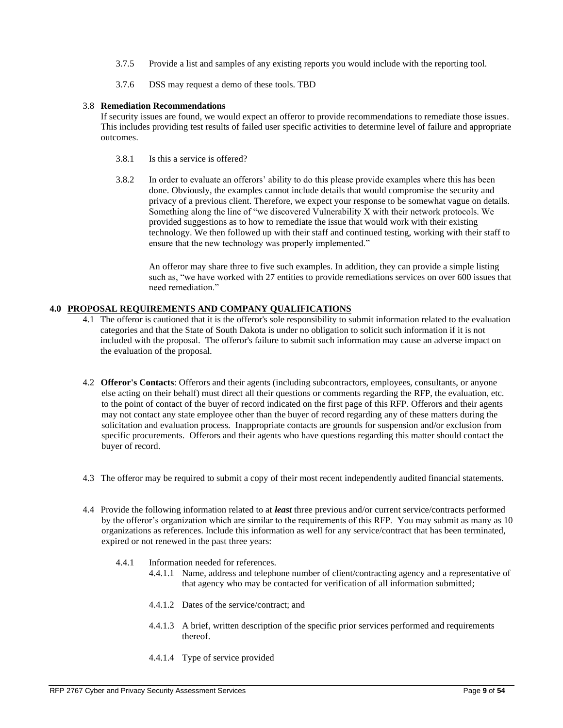3.7.5 Provide a list and samples of any existing reports you would include with the reporting tool.

3.7.6 DSS may request a demo of these tools. TBD

### 3.8 Remediation Recommendations

If security issues are found, we would expect an offeror to provide recommendations to remediate those issues. This includes providing test results of failed user specific activities to determine level of failure and appropriate outcomes.

3.8.1 Is this a service is offered?

3.8.2 In order to evaluate an offerors' ability to do this please provide examples where this has been done. Obviously, the examples cannot include details that would compromise the security and privacy of a previous client. Therefore, we expect your response to be somewhat vague on details. Something along the line of "we discovered Vulnerability X with their network protocols. We provided suggestions as to how to remediate the issue that would work with their existing technology. We then followed up with their staff and continued testing, working with their staff to ensure that the new technology was properly implemented."

An offeror may share three to five such examples. In addition, they can provide a simple listing such as, "we have worked with 27 entities to provide remediations services on over 600 issues that need remediation."

## 4.0 PROPOSAL REQUIREMENTS AND COMPANY QUALIFICATIONS

4.1 The offeror is cautioned that it is the offeror's sole responsibility to submit information related to the evaluation categories and that the State of South Dakota is under no obligation to solicit such information if it is not included with the proposal. The offeror's failure to submit such information may cause an adverse impact on the evaluation of the proposal.

4.2 **Offeror's Contacts**: Offerors and their agents (including subcontractors, employees, consultants, or anyone else acting on their behalf) must direct all their questions or comments regarding the RFP, the evaluation, etc. to the point of contact of the buyer of record indicated on the first page of this RFP. Offerors and their agents may not contact any state employee other than the buyer of record regarding any of these matters during the solicitation and evaluation process. Inappropriate contacts are grounds for suspension and/or exclusion from specific procurements. Offerors and their agents who have questions regarding this matter should contact the buyer of record.

4.3 The offeror may be required to submit a copy of their most recent independently audited financial statements.

4.4 Provide the following information related to at ***least*** three previous and/or current service/contracts performed by the offeror's organization which are similar to the requirements of this RFP. You may submit as many as 10 organizations as references. Include this information as well for any service/contract that has been terminated, expired or not renewed in the past three years:

4.4.1 Information needed for references.

4.4.1.1 Name, address and telephone number of client/contracting agency and a representative of that agency who may be contacted for verification of all information submitted;

4.4.1.2 Dates of the service/contract; and

4.4.1.3 A brief, written description of the specific prior services performed and requirements thereof.

4.4.1.4 Type of service provided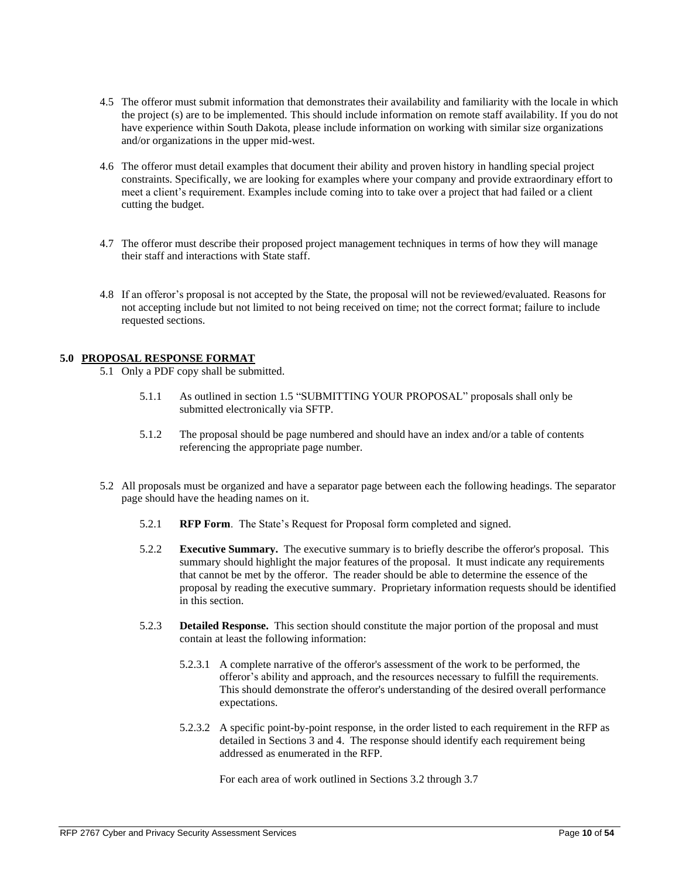4.5 The offeror must submit information that demonstrates their availability and familiarity with the locale in which the project (s) are to be implemented. This should include information on remote staff availability. If you do not have experience within South Dakota, please include information on working with similar size organizations and/or organizations in the upper mid-west.

4.6 The offeror must detail examples that document their ability and proven history in handling special project constraints. Specifically, we are looking for examples where your company and provide extraordinary effort to meet a client's requirement. Examples include coming into to take over a project that had failed or a client cutting the budget.

4.7 The offeror must describe their proposed project management techniques in terms of how they will manage their staff and interactions with State staff.

4.8 If an offeror's proposal is not accepted by the State, the proposal will not be reviewed/evaluated. Reasons for not accepting include but not limited to not being received on time; not the correct format; failure to include requested sections.

## 5.0 PROPOSAL RESPONSE FORMAT

5.1 Only a PDF copy shall be submitted.

5.1.1 As outlined in section 1.5 "SUBMITTING YOUR PROPOSAL" proposals shall only be submitted electronically via SFTP.

5.1.2 The proposal should be page numbered and should have an index and/or a table of contents referencing the appropriate page number.

5.2 All proposals must be organized and have a separator page between each the following headings. The separator page should have the heading names on it.

5.2.1 **RFP Form**. The State's Request for Proposal form completed and signed.

5.2.2 **Executive Summary.** The executive summary is to briefly describe the offeror's proposal. This summary should highlight the major features of the proposal. It must indicate any requirements that cannot be met by the offeror. The reader should be able to determine the essence of the proposal by reading the executive summary. Proprietary information requests should be identified in this section.

5.2.3 **Detailed Response.** This section should constitute the major portion of the proposal and must contain at least the following information:

5.2.3.1 A complete narrative of the offeror's assessment of the work to be performed, the offeror's ability and approach, and the resources necessary to fulfill the requirements. This should demonstrate the offeror's understanding of the desired overall performance expectations.

5.2.3.2 A specific point-by-point response, in the order listed to each requirement in the RFP as detailed in Sections 3 and 4. The response should identify each requirement being addressed as enumerated in the RFP.

For each area of work outlined in Sections 3.2 through 3.7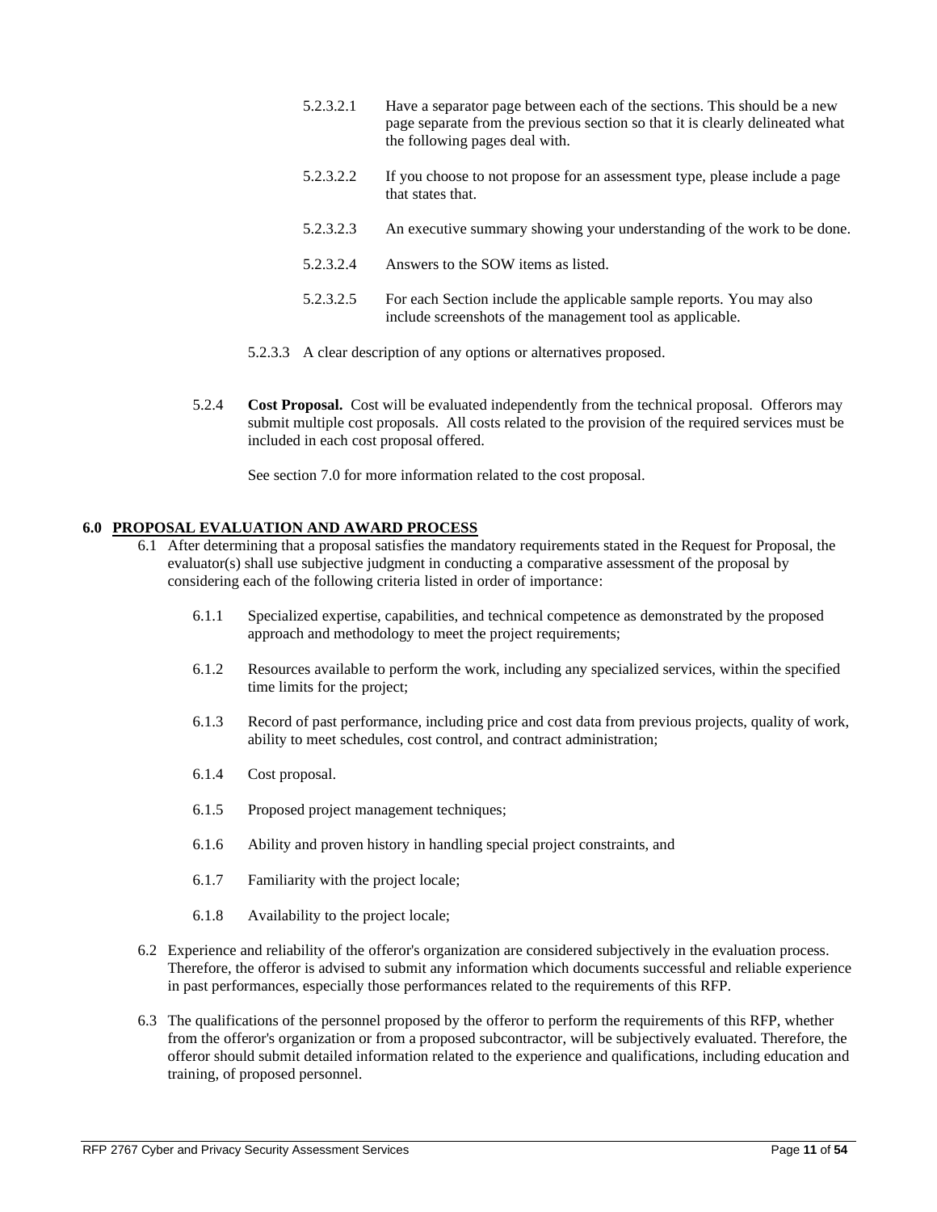5.2.3.2.1 Have a separator page between each of the sections. This should be a new page separate from the previous section so that it is clearly delineated what the following pages deal with.

5.2.3.2.2 If you choose to not propose for an assessment type, please include a page that states that.

5.2.3.2.3 An executive summary showing your understanding of the work to be done.

5.2.3.2.4 Answers to the SOW items as listed.

5.2.3.2.5 For each Section include the applicable sample reports. You may also include screenshots of the management tool as applicable.

5.2.3.3 A clear description of any options or alternatives proposed.

5.2.4 **Cost Proposal.** Cost will be evaluated independently from the technical proposal. Offerors may submit multiple cost proposals. All costs related to the provision of the required services must be included in each cost proposal offered.

See section 7.0 for more information related to the cost proposal.

## 6.0 PROPOSAL EVALUATION AND AWARD PROCESS

6.1 After determining that a proposal satisfies the mandatory requirements stated in the Request for Proposal, the evaluator(s) shall use subjective judgment in conducting a comparative assessment of the proposal by considering each of the following criteria listed in order of importance:

6.1.1 Specialized expertise, capabilities, and technical competence as demonstrated by the proposed approach and methodology to meet the project requirements;

6.1.2 Resources available to perform the work, including any specialized services, within the specified time limits for the project;

6.1.3 Record of past performance, including price and cost data from previous projects, quality of work, ability to meet schedules, cost control, and contract administration;

6.1.4 Cost proposal.

6.1.5 Proposed project management techniques;

6.1.6 Ability and proven history in handling special project constraints, and

6.1.7 Familiarity with the project locale;

6.1.8 Availability to the project locale;

6.2 Experience and reliability of the offeror's organization are considered subjectively in the evaluation process. Therefore, the offeror is advised to submit any information which documents successful and reliable experience in past performances, especially those performances related to the requirements of this RFP.

6.3 The qualifications of the personnel proposed by the offeror to perform the requirements of this RFP, whether from the offeror's organization or from a proposed subcontractor, will be subjectively evaluated. Therefore, the offeror should submit detailed information related to the experience and qualifications, including education and training, of proposed personnel.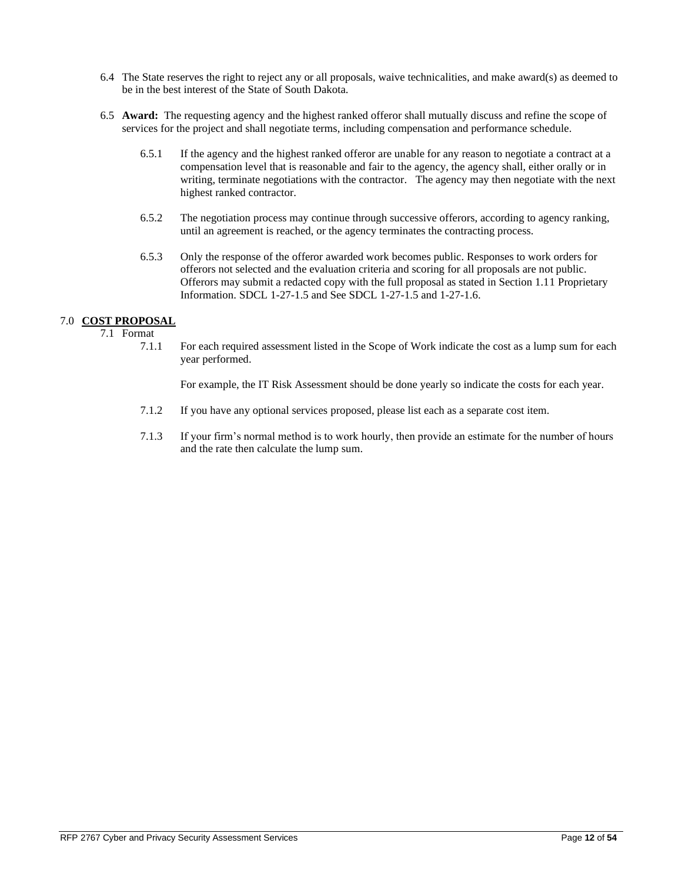6.4 The State reserves the right to reject any or all proposals, waive technicalities, and make award(s) as deemed to be in the best interest of the State of South Dakota.

6.5 **Award:** The requesting agency and the highest ranked offeror shall mutually discuss and refine the scope of services for the project and shall negotiate terms, including compensation and performance schedule.

6.5.1 If the agency and the highest ranked offeror are unable for any reason to negotiate a contract at a compensation level that is reasonable and fair to the agency, the agency shall, either orally or in writing, terminate negotiations with the contractor. The agency may then negotiate with the next highest ranked contractor.

6.5.2 The negotiation process may continue through successive offerors, according to agency ranking, until an agreement is reached, or the agency terminates the contracting process.

6.5.3 Only the response of the offeror awarded work becomes public. Responses to work orders for offerors not selected and the evaluation criteria and scoring for all proposals are not public. Offerors may submit a redacted copy with the full proposal as stated in Section 1.11 Proprietary Information. SDCL 1-27-1.5 and See SDCL 1-27-1.5 and 1-27-1.6.

## 7.0 COST PROPOSAL

7.1 Format

7.1.1 For each required assessment listed in the Scope of Work indicate the cost as a lump sum for each year performed.

For example, the IT Risk Assessment should be done yearly so indicate the costs for each year.

7.1.2 If you have any optional services proposed, please list each as a separate cost item.

7.1.3 If your firm's normal method is to work hourly, then provide an estimate for the number of hours and the rate then calculate the lump sum.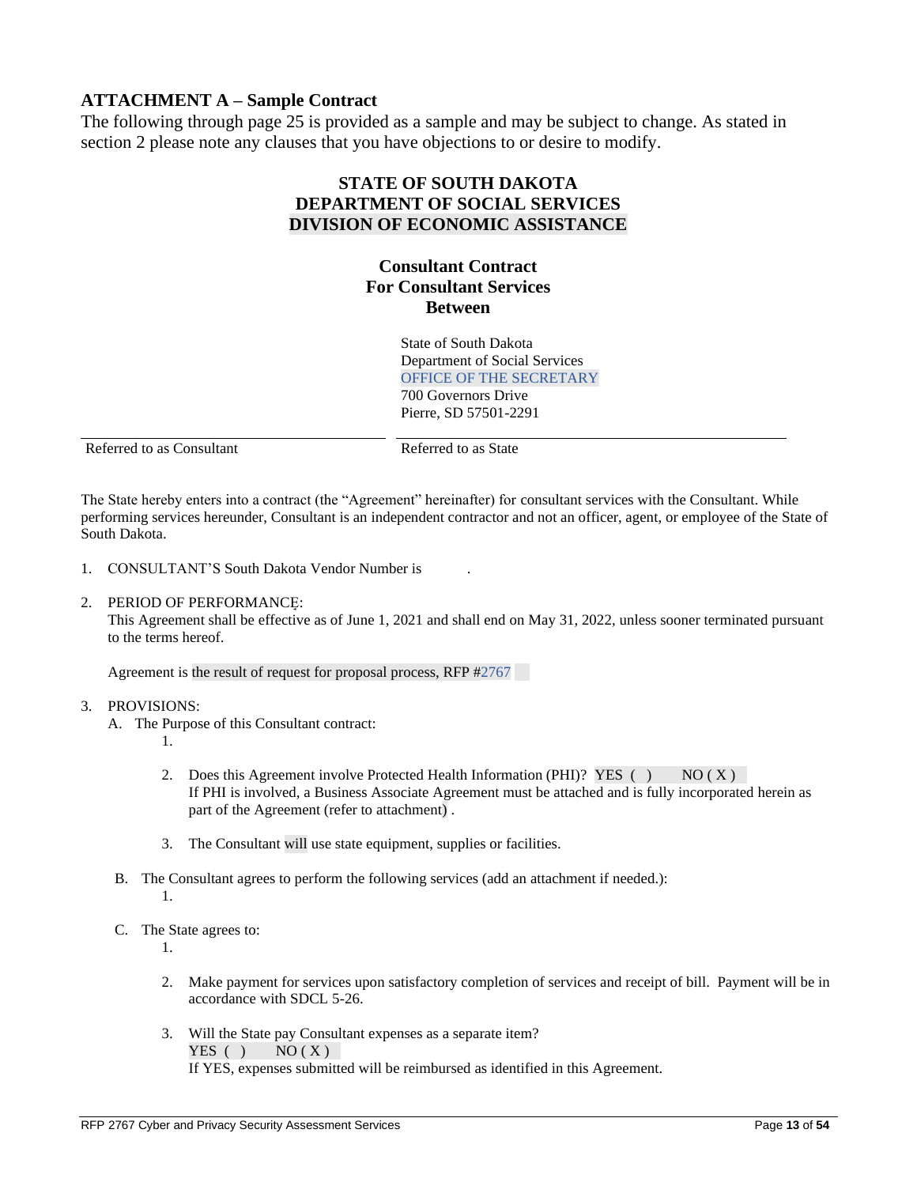### ATTACHMENT A – Sample Contract

The following through page 25 is provided as a sample and may be subject to change. As stated in section 2 please note any clauses that you have objections to or desire to modify.

**STATE OF SOUTH DAKOTA**
**DEPARTMENT OF SOCIAL SERVICES**
**DIVISION OF ECONOMIC ASSISTANCE**

**Consultant Contract**
**For Consultant Services**
**Between**

| | |
|---|---|
| | State of South Dakota<br>Department of Social Services<br>OFFICE OF THE SECRETARY<br>700 Governors Drive<br>Pierre, SD 57501-2291 |
| Referred to as Consultant | Referred to as State |

The State hereby enters into a contract (the "Agreement" hereinafter) for consultant services with the Consultant. While performing services hereunder, Consultant is an independent contractor and not an officer, agent, or employee of the State of South Dakota.

1. CONSULTANT'S South Dakota Vendor Number is .

2. PERIOD OF PERFORMANCE:
   This Agreement shall be effective as of June 1, 2021 and shall end on May 31, 2022, unless sooner terminated pursuant to the terms hereof.

   Agreement is the result of request for proposal process, RFP #2767

3. PROVISIONS:
   A. The Purpose of this Consultant contract:
      1.

      2. Does this Agreement involve Protected Health Information (PHI)? YES ( ) NO ( X )
         If PHI is involved, a Business Associate Agreement must be attached and is fully incorporated herein as part of the Agreement (refer to attachment) .

      3. The Consultant will use state equipment, supplies or facilities.

   B. The Consultant agrees to perform the following services (add an attachment if needed.):
      1.

   C. The State agrees to:
      1.

      2. Make payment for services upon satisfactory completion of services and receipt of bill. Payment will be in accordance with SDCL 5-26.

      3. Will the State pay Consultant expenses as a separate item?
         YES ( ) NO ( X )
         If YES, expenses submitted will be reimbursed as identified in this Agreement.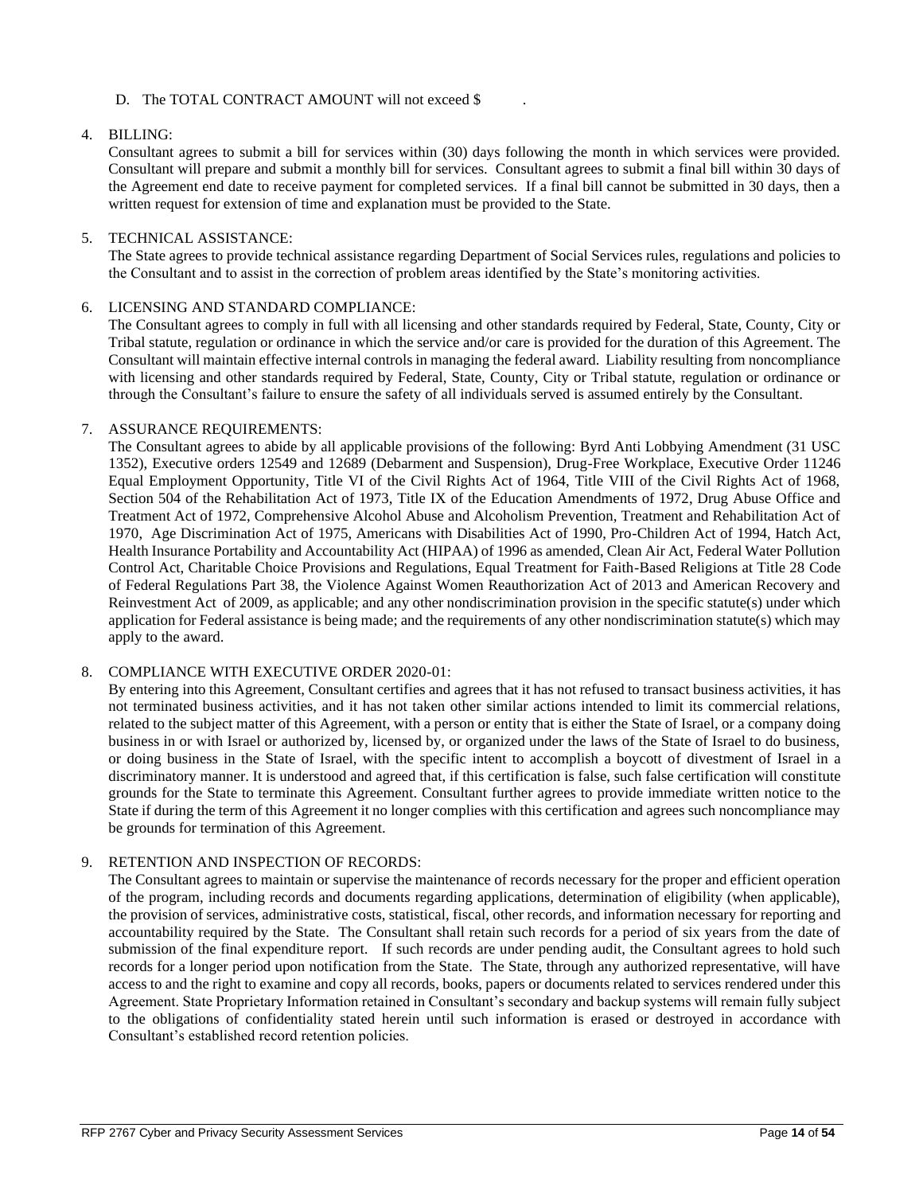D. The TOTAL CONTRACT AMOUNT will not exceed $ .

4. BILLING:

   Consultant agrees to submit a bill for services within (30) days following the month in which services were provided. Consultant will prepare and submit a monthly bill for services. Consultant agrees to submit a final bill within 30 days of the Agreement end date to receive payment for completed services. If a final bill cannot be submitted in 30 days, then a written request for extension of time and explanation must be provided to the State.

5. TECHNICAL ASSISTANCE:

   The State agrees to provide technical assistance regarding Department of Social Services rules, regulations and policies to the Consultant and to assist in the correction of problem areas identified by the State's monitoring activities.

6. LICENSING AND STANDARD COMPLIANCE:

   The Consultant agrees to comply in full with all licensing and other standards required by Federal, State, County, City or Tribal statute, regulation or ordinance in which the service and/or care is provided for the duration of this Agreement. The Consultant will maintain effective internal controls in managing the federal award. Liability resulting from noncompliance with licensing and other standards required by Federal, State, County, City or Tribal statute, regulation or ordinance or through the Consultant's failure to ensure the safety of all individuals served is assumed entirely by the Consultant.

7. ASSURANCE REQUIREMENTS:

   The Consultant agrees to abide by all applicable provisions of the following: Byrd Anti Lobbying Amendment (31 USC 1352), Executive orders 12549 and 12689 (Debarment and Suspension), Drug-Free Workplace, Executive Order 11246 Equal Employment Opportunity, Title VI of the Civil Rights Act of 1964, Title VIII of the Civil Rights Act of 1968, Section 504 of the Rehabilitation Act of 1973, Title IX of the Education Amendments of 1972, Drug Abuse Office and Treatment Act of 1972, Comprehensive Alcohol Abuse and Alcoholism Prevention, Treatment and Rehabilitation Act of 1970, Age Discrimination Act of 1975, Americans with Disabilities Act of 1990, Pro-Children Act of 1994, Hatch Act, Health Insurance Portability and Accountability Act (HIPAA) of 1996 as amended, Clean Air Act, Federal Water Pollution Control Act, Charitable Choice Provisions and Regulations, Equal Treatment for Faith-Based Religions at Title 28 Code of Federal Regulations Part 38, the Violence Against Women Reauthorization Act of 2013 and American Recovery and Reinvestment Act of 2009, as applicable; and any other nondiscrimination provision in the specific statute(s) under which application for Federal assistance is being made; and the requirements of any other nondiscrimination statute(s) which may apply to the award.

8. COMPLIANCE WITH EXECUTIVE ORDER 2020-01:

   By entering into this Agreement, Consultant certifies and agrees that it has not refused to transact business activities, it has not terminated business activities, and it has not taken other similar actions intended to limit its commercial relations, related to the subject matter of this Agreement, with a person or entity that is either the State of Israel, or a company doing business in or with Israel or authorized by, licensed by, or organized under the laws of the State of Israel to do business, or doing business in the State of Israel, with the specific intent to accomplish a boycott of divestment of Israel in a discriminatory manner. It is understood and agreed that, if this certification is false, such false certification will constitute grounds for the State to terminate this Agreement. Consultant further agrees to provide immediate written notice to the State if during the term of this Agreement it no longer complies with this certification and agrees such noncompliance may be grounds for termination of this Agreement.

9. RETENTION AND INSPECTION OF RECORDS:

   The Consultant agrees to maintain or supervise the maintenance of records necessary for the proper and efficient operation of the program, including records and documents regarding applications, determination of eligibility (when applicable), the provision of services, administrative costs, statistical, fiscal, other records, and information necessary for reporting and accountability required by the State. The Consultant shall retain such records for a period of six years from the date of submission of the final expenditure report. If such records are under pending audit, the Consultant agrees to hold such records for a longer period upon notification from the State. The State, through any authorized representative, will have access to and the right to examine and copy all records, books, papers or documents related to services rendered under this Agreement. State Proprietary Information retained in Consultant's secondary and backup systems will remain fully subject to the obligations of confidentiality stated herein until such information is erased or destroyed in accordance with Consultant's established record retention policies.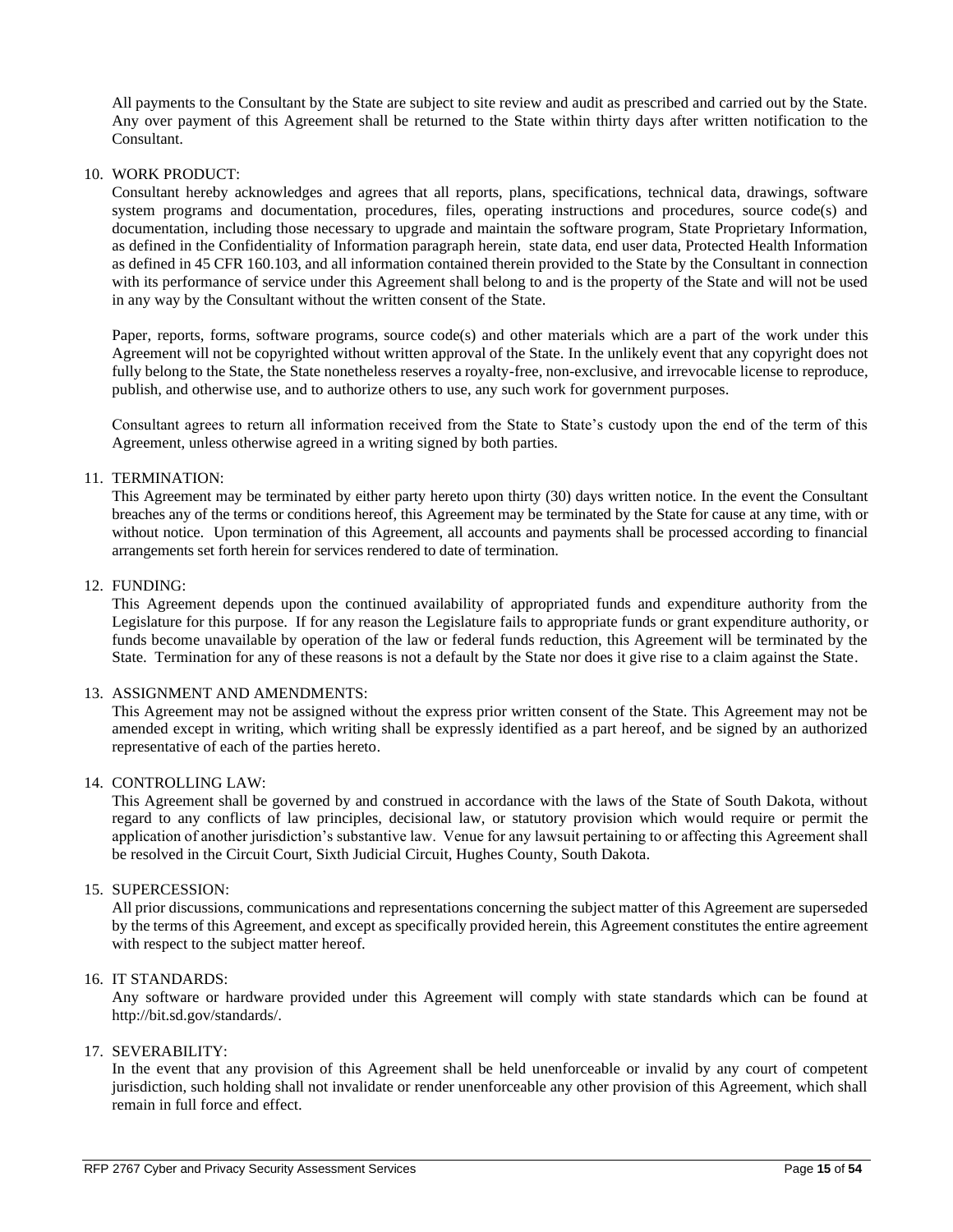All payments to the Consultant by the State are subject to site review and audit as prescribed and carried out by the State. Any over payment of this Agreement shall be returned to the State within thirty days after written notification to the Consultant.

10. WORK PRODUCT:

    Consultant hereby acknowledges and agrees that all reports, plans, specifications, technical data, drawings, software system programs and documentation, procedures, files, operating instructions and procedures, source code(s) and documentation, including those necessary to upgrade and maintain the software program, State Proprietary Information, as defined in the Confidentiality of Information paragraph herein, state data, end user data, Protected Health Information as defined in 45 CFR 160.103, and all information contained therein provided to the State by the Consultant in connection with its performance of service under this Agreement shall belong to and is the property of the State and will not be used in any way by the Consultant without the written consent of the State.

    Paper, reports, forms, software programs, source code(s) and other materials which are a part of the work under this Agreement will not be copyrighted without written approval of the State. In the unlikely event that any copyright does not fully belong to the State, the State nonetheless reserves a royalty-free, non-exclusive, and irrevocable license to reproduce, publish, and otherwise use, and to authorize others to use, any such work for government purposes.

    Consultant agrees to return all information received from the State to State's custody upon the end of the term of this Agreement, unless otherwise agreed in a writing signed by both parties.

11. TERMINATION:

    This Agreement may be terminated by either party hereto upon thirty (30) days written notice. In the event the Consultant breaches any of the terms or conditions hereof, this Agreement may be terminated by the State for cause at any time, with or without notice. Upon termination of this Agreement, all accounts and payments shall be processed according to financial arrangements set forth herein for services rendered to date of termination.

12. FUNDING:

    This Agreement depends upon the continued availability of appropriated funds and expenditure authority from the Legislature for this purpose. If for any reason the Legislature fails to appropriate funds or grant expenditure authority, or funds become unavailable by operation of the law or federal funds reduction, this Agreement will be terminated by the State. Termination for any of these reasons is not a default by the State nor does it give rise to a claim against the State.

13. ASSIGNMENT AND AMENDMENTS:

    This Agreement may not be assigned without the express prior written consent of the State. This Agreement may not be amended except in writing, which writing shall be expressly identified as a part hereof, and be signed by an authorized representative of each of the parties hereto.

14. CONTROLLING LAW:

    This Agreement shall be governed by and construed in accordance with the laws of the State of South Dakota, without regard to any conflicts of law principles, decisional law, or statutory provision which would require or permit the application of another jurisdiction's substantive law. Venue for any lawsuit pertaining to or affecting this Agreement shall be resolved in the Circuit Court, Sixth Judicial Circuit, Hughes County, South Dakota.

15. SUPERCESSION:

    All prior discussions, communications and representations concerning the subject matter of this Agreement are superseded by the terms of this Agreement, and except as specifically provided herein, this Agreement constitutes the entire agreement with respect to the subject matter hereof.

16. IT STANDARDS:

    Any software or hardware provided under this Agreement will comply with state standards which can be found at http://bit.sd.gov/standards/.

17. SEVERABILITY:

    In the event that any provision of this Agreement shall be held unenforceable or invalid by any court of competent jurisdiction, such holding shall not invalidate or render unenforceable any other provision of this Agreement, which shall remain in full force and effect.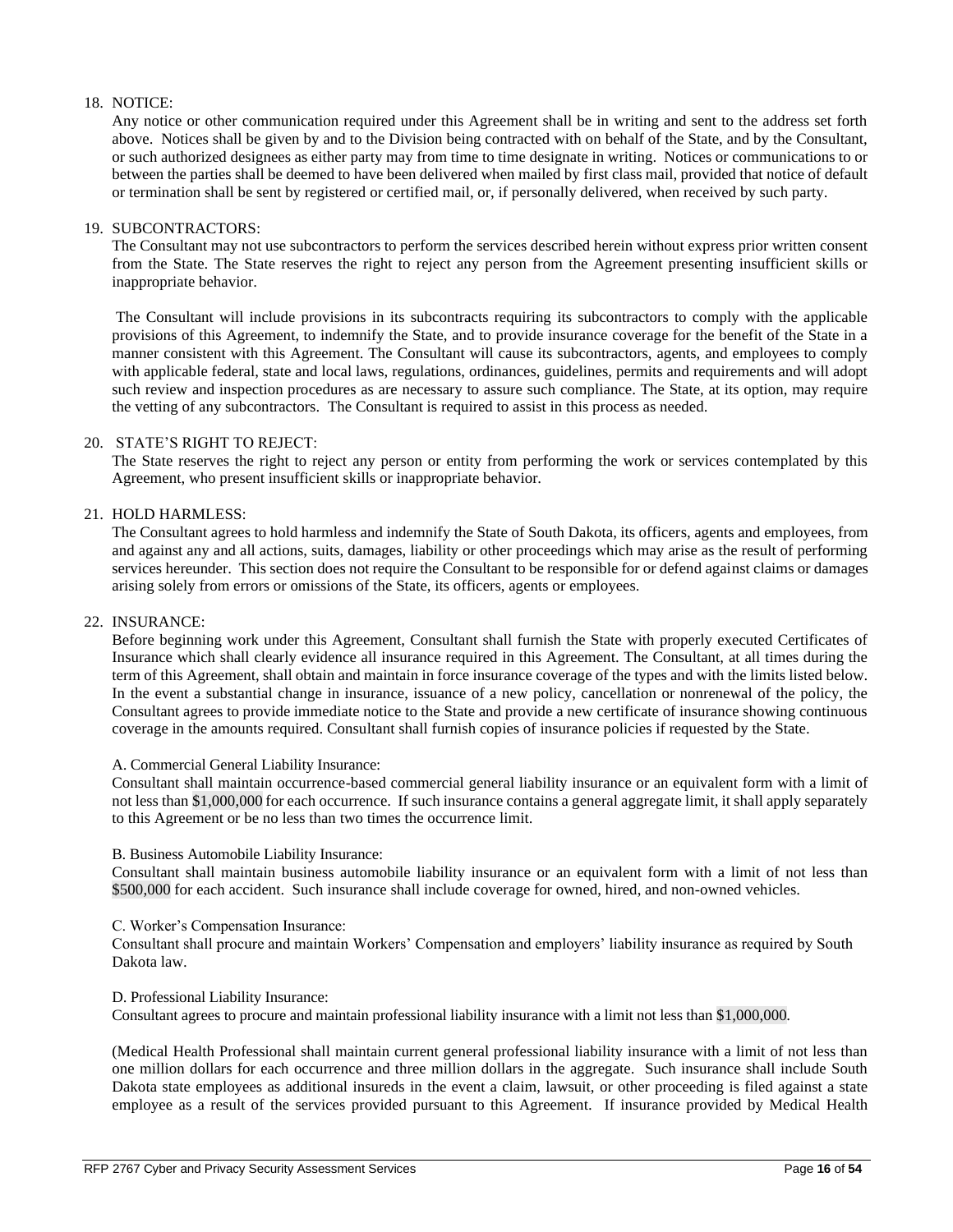18. NOTICE:

    Any notice or other communication required under this Agreement shall be in writing and sent to the address set forth above. Notices shall be given by and to the Division being contracted with on behalf of the State, and by the Consultant, or such authorized designees as either party may from time to time designate in writing. Notices or communications to or between the parties shall be deemed to have been delivered when mailed by first class mail, provided that notice of default or termination shall be sent by registered or certified mail, or, if personally delivered, when received by such party.

19. SUBCONTRACTORS:

    The Consultant may not use subcontractors to perform the services described herein without express prior written consent from the State. The State reserves the right to reject any person from the Agreement presenting insufficient skills or inappropriate behavior.

    The Consultant will include provisions in its subcontracts requiring its subcontractors to comply with the applicable provisions of this Agreement, to indemnify the State, and to provide insurance coverage for the benefit of the State in a manner consistent with this Agreement. The Consultant will cause its subcontractors, agents, and employees to comply with applicable federal, state and local laws, regulations, ordinances, guidelines, permits and requirements and will adopt such review and inspection procedures as are necessary to assure such compliance. The State, at its option, may require the vetting of any subcontractors. The Consultant is required to assist in this process as needed.

20. STATE'S RIGHT TO REJECT:

    The State reserves the right to reject any person or entity from performing the work or services contemplated by this Agreement, who present insufficient skills or inappropriate behavior.

21. HOLD HARMLESS:

    The Consultant agrees to hold harmless and indemnify the State of South Dakota, its officers, agents and employees, from and against any and all actions, suits, damages, liability or other proceedings which may arise as the result of performing services hereunder. This section does not require the Consultant to be responsible for or defend against claims or damages arising solely from errors or omissions of the State, its officers, agents or employees.

22. INSURANCE:

    Before beginning work under this Agreement, Consultant shall furnish the State with properly executed Certificates of Insurance which shall clearly evidence all insurance required in this Agreement. The Consultant, at all times during the term of this Agreement, shall obtain and maintain in force insurance coverage of the types and with the limits listed below. In the event a substantial change in insurance, issuance of a new policy, cancellation or nonrenewal of the policy, the Consultant agrees to provide immediate notice to the State and provide a new certificate of insurance showing continuous coverage in the amounts required. Consultant shall furnish copies of insurance policies if requested by the State.

    A. Commercial General Liability Insurance:

    Consultant shall maintain occurrence-based commercial general liability insurance or an equivalent form with a limit of not less than $1,000,000 for each occurrence. If such insurance contains a general aggregate limit, it shall apply separately to this Agreement or be no less than two times the occurrence limit.

    B. Business Automobile Liability Insurance:

    Consultant shall maintain business automobile liability insurance or an equivalent form with a limit of not less than $500,000 for each accident. Such insurance shall include coverage for owned, hired, and non-owned vehicles.

    C. Worker's Compensation Insurance:

    Consultant shall procure and maintain Workers' Compensation and employers' liability insurance as required by South Dakota law.

    D. Professional Liability Insurance:

    Consultant agrees to procure and maintain professional liability insurance with a limit not less than $1,000,000.

    (Medical Health Professional shall maintain current general professional liability insurance with a limit of not less than one million dollars for each occurrence and three million dollars in the aggregate. Such insurance shall include South Dakota state employees as additional insureds in the event a claim, lawsuit, or other proceeding is filed against a state employee as a result of the services provided pursuant to this Agreement. If insurance provided by Medical Health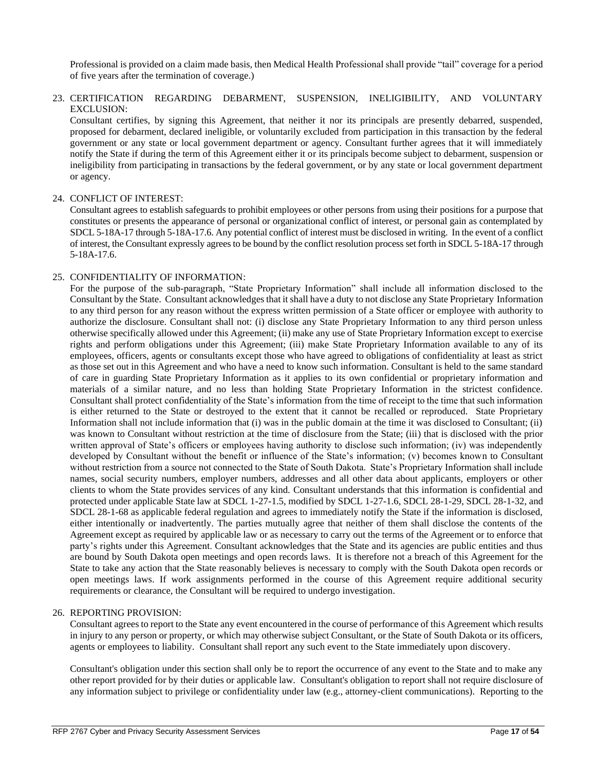Professional is provided on a claim made basis, then Medical Health Professional shall provide "tail" coverage for a period of five years after the termination of coverage.)

23. CERTIFICATION REGARDING DEBARMENT, SUSPENSION, INELIGIBILITY, AND VOLUNTARY EXCLUSION:

    Consultant certifies, by signing this Agreement, that neither it nor its principals are presently debarred, suspended, proposed for debarment, declared ineligible, or voluntarily excluded from participation in this transaction by the federal government or any state or local government department or agency. Consultant further agrees that it will immediately notify the State if during the term of this Agreement either it or its principals become subject to debarment, suspension or ineligibility from participating in transactions by the federal government, or by any state or local government department or agency.

24. CONFLICT OF INTEREST:

    Consultant agrees to establish safeguards to prohibit employees or other persons from using their positions for a purpose that constitutes or presents the appearance of personal or organizational conflict of interest, or personal gain as contemplated by SDCL 5-18A-17 through 5-18A-17.6. Any potential conflict of interest must be disclosed in writing. In the event of a conflict of interest, the Consultant expressly agrees to be bound by the conflict resolution process set forth in SDCL 5-18A-17 through 5-18A-17.6.

25. CONFIDENTIALITY OF INFORMATION:

    For the purpose of the sub-paragraph, "State Proprietary Information" shall include all information disclosed to the Consultant by the State. Consultant acknowledges that it shall have a duty to not disclose any State Proprietary Information to any third person for any reason without the express written permission of a State officer or employee with authority to authorize the disclosure. Consultant shall not: (i) disclose any State Proprietary Information to any third person unless otherwise specifically allowed under this Agreement; (ii) make any use of State Proprietary Information except to exercise rights and perform obligations under this Agreement; (iii) make State Proprietary Information available to any of its employees, officers, agents or consultants except those who have agreed to obligations of confidentiality at least as strict as those set out in this Agreement and who have a need to know such information. Consultant is held to the same standard of care in guarding State Proprietary Information as it applies to its own confidential or proprietary information and materials of a similar nature, and no less than holding State Proprietary Information in the strictest confidence. Consultant shall protect confidentiality of the State's information from the time of receipt to the time that such information is either returned to the State or destroyed to the extent that it cannot be recalled or reproduced. State Proprietary Information shall not include information that (i) was in the public domain at the time it was disclosed to Consultant; (ii) was known to Consultant without restriction at the time of disclosure from the State; (iii) that is disclosed with the prior written approval of State's officers or employees having authority to disclose such information; (iv) was independently developed by Consultant without the benefit or influence of the State's information; (v) becomes known to Consultant without restriction from a source not connected to the State of South Dakota. State's Proprietary Information shall include names, social security numbers, employer numbers, addresses and all other data about applicants, employers or other clients to whom the State provides services of any kind. Consultant understands that this information is confidential and protected under applicable State law at SDCL 1-27-1.5, modified by SDCL 1-27-1.6, SDCL 28-1-29, SDCL 28-1-32, and SDCL 28-1-68 as applicable federal regulation and agrees to immediately notify the State if the information is disclosed, either intentionally or inadvertently. The parties mutually agree that neither of them shall disclose the contents of the Agreement except as required by applicable law or as necessary to carry out the terms of the Agreement or to enforce that party's rights under this Agreement. Consultant acknowledges that the State and its agencies are public entities and thus are bound by South Dakota open meetings and open records laws. It is therefore not a breach of this Agreement for the State to take any action that the State reasonably believes is necessary to comply with the South Dakota open records or open meetings laws. If work assignments performed in the course of this Agreement require additional security requirements or clearance, the Consultant will be required to undergo investigation.

26. REPORTING PROVISION:

    Consultant agrees to report to the State any event encountered in the course of performance of this Agreement which results in injury to any person or property, or which may otherwise subject Consultant, or the State of South Dakota or its officers, agents or employees to liability. Consultant shall report any such event to the State immediately upon discovery.

    Consultant's obligation under this section shall only be to report the occurrence of any event to the State and to make any other report provided for by their duties or applicable law. Consultant's obligation to report shall not require disclosure of any information subject to privilege or confidentiality under law (e.g., attorney-client communications). Reporting to the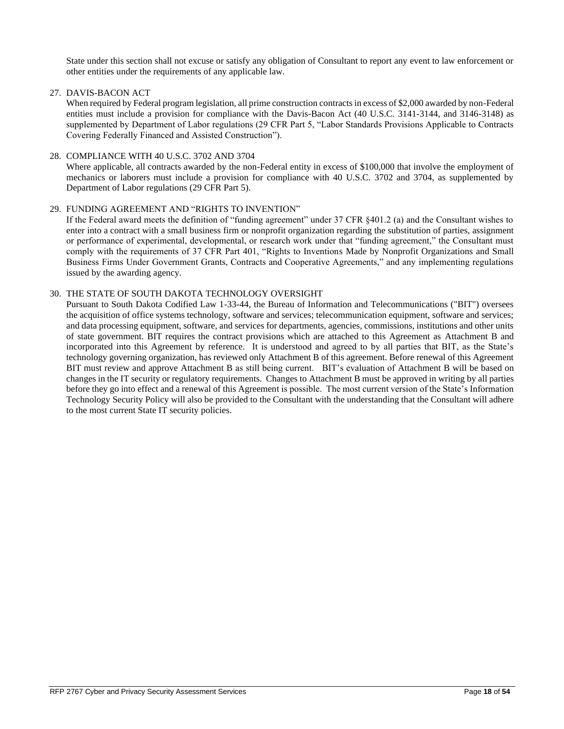State under this section shall not excuse or satisfy any obligation of Consultant to report any event to law enforcement or other entities under the requirements of any applicable law.

27. DAVIS-BACON ACT

    When required by Federal program legislation, all prime construction contracts in excess of $2,000 awarded by non-Federal entities must include a provision for compliance with the Davis-Bacon Act (40 U.S.C. 3141-3144, and 3146-3148) as supplemented by Department of Labor regulations (29 CFR Part 5, "Labor Standards Provisions Applicable to Contracts Covering Federally Financed and Assisted Construction").

28. COMPLIANCE WITH 40 U.S.C. 3702 AND 3704

    Where applicable, all contracts awarded by the non-Federal entity in excess of $100,000 that involve the employment of mechanics or laborers must include a provision for compliance with 40 U.S.C. 3702 and 3704, as supplemented by Department of Labor regulations (29 CFR Part 5).

29. FUNDING AGREEMENT AND "RIGHTS TO INVENTION"

    If the Federal award meets the definition of "funding agreement" under 37 CFR §401.2 (a) and the Consultant wishes to enter into a contract with a small business firm or nonprofit organization regarding the substitution of parties, assignment or performance of experimental, developmental, or research work under that "funding agreement," the Consultant must comply with the requirements of 37 CFR Part 401, "Rights to Inventions Made by Nonprofit Organizations and Small Business Firms Under Government Grants, Contracts and Cooperative Agreements," and any implementing regulations issued by the awarding agency.

30. THE STATE OF SOUTH DAKOTA TECHNOLOGY OVERSIGHT

    Pursuant to South Dakota Codified Law 1-33-44, the Bureau of Information and Telecommunications ("BIT") oversees the acquisition of office systems technology, software and services; telecommunication equipment, software and services; and data processing equipment, software, and services for departments, agencies, commissions, institutions and other units of state government. BIT requires the contract provisions which are attached to this Agreement as Attachment B and incorporated into this Agreement by reference. It is understood and agreed to by all parties that BIT, as the State's technology governing organization, has reviewed only Attachment B of this agreement. Before renewal of this Agreement BIT must review and approve Attachment B as still being current. BIT's evaluation of Attachment B will be based on changes in the IT security or regulatory requirements. Changes to Attachment B must be approved in writing by all parties before they go into effect and a renewal of this Agreement is possible. The most current version of the State's Information Technology Security Policy will also be provided to the Consultant with the understanding that the Consultant will adhere to the most current State IT security policies.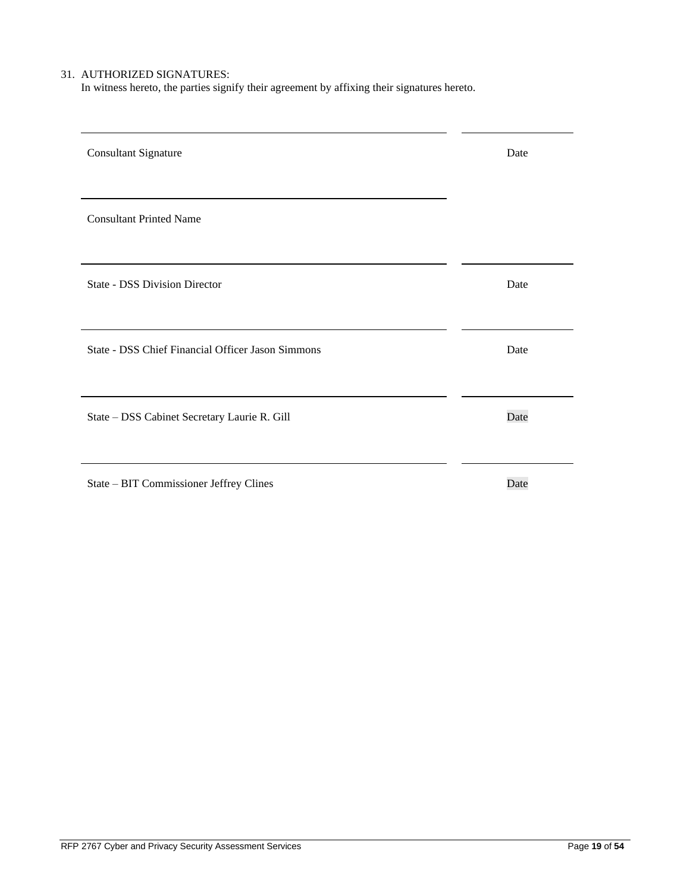31. AUTHORIZED SIGNATURES:
    In witness hereto, the parties signify their agreement by affixing their signatures hereto.

| | |
|---|---|
| ______________________________ | ____________ |
| Consultant Signature | Date |
| ______________________________ | |
| Consultant Printed Name | |
| ______________________________ | ____________ |
| State - DSS Division Director | Date |
| ______________________________ | ____________ |
| State - DSS Chief Financial Officer Jason Simmons | Date |
| ______________________________ | ____________ |
| State – DSS Cabinet Secretary Laurie R. Gill | Date |
| ______________________________ | ____________ |
| State – BIT Commissioner Jeffrey Clines | Date |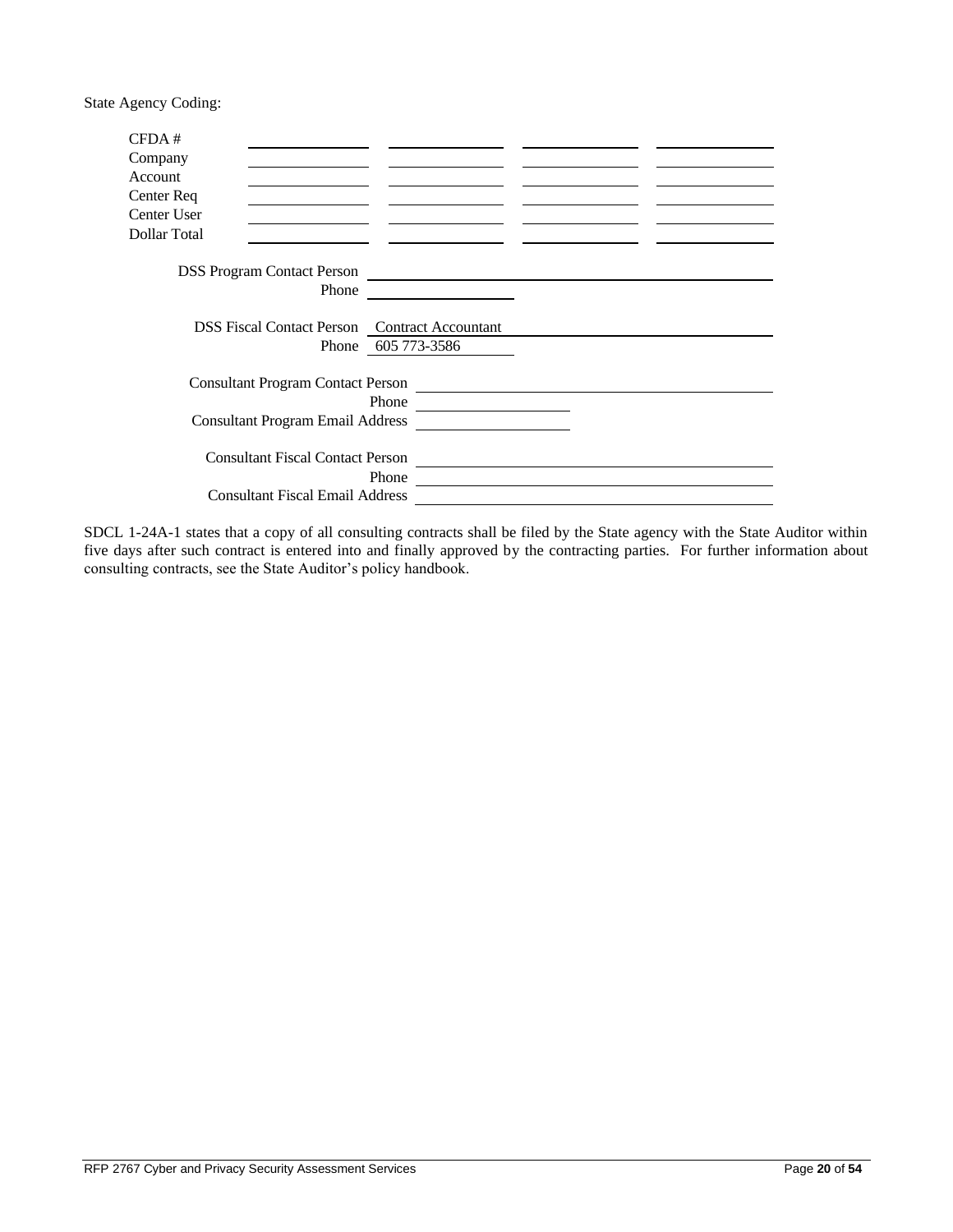State Agency Coding:

| | | | | |
|---|---|---|---|---|
| CFDA # | | | | |
| Company | | | | |
| Account | | | | |
| Center Req | | | | |
| Center User | | | | |
| Dollar Total | | | | |

DSS Program Contact Person \_\_\_\_\_\_\_\_\_\_\_\_\_\_\_\_\_\_\_\_\_\_\_\_\_\_\_\_\_\_\_\_\_\_\_\_\_\_\_\_

Phone \_\_\_\_\_\_\_\_\_\_\_\_\_\_\_\_\_\_\_\_

DSS Fiscal Contact Person Contract Accountant

Phone 605 773-3586

Consultant Program Contact Person \_\_\_\_\_\_\_\_\_\_\_\_\_\_\_\_\_\_\_\_\_\_\_\_\_\_\_\_\_\_\_\_\_\_\_\_\_\_\_\_

Phone \_\_\_\_\_\_\_\_\_\_\_\_\_\_\_\_\_\_\_\_

Consultant Program Email Address \_\_\_\_\_\_\_\_\_\_\_\_\_\_\_\_\_\_\_\_

Consultant Fiscal Contact Person \_\_\_\_\_\_\_\_\_\_\_\_\_\_\_\_\_\_\_\_\_\_\_\_\_\_\_\_\_\_\_\_\_\_\_\_\_\_\_\_

Phone \_\_\_\_\_\_\_\_\_\_\_\_\_\_\_\_\_\_\_\_\_\_\_\_\_\_\_\_\_\_\_\_\_\_\_\_\_\_\_\_

Consultant Fiscal Email Address \_\_\_\_\_\_\_\_\_\_\_\_\_\_\_\_\_\_\_\_\_\_\_\_\_\_\_\_\_\_\_\_\_\_\_\_\_\_\_\_

SDCL 1-24A-1 states that a copy of all consulting contracts shall be filed by the State agency with the State Auditor within five days after such contract is entered into and finally approved by the contracting parties. For further information about consulting contracts, see the State Auditor's policy handbook.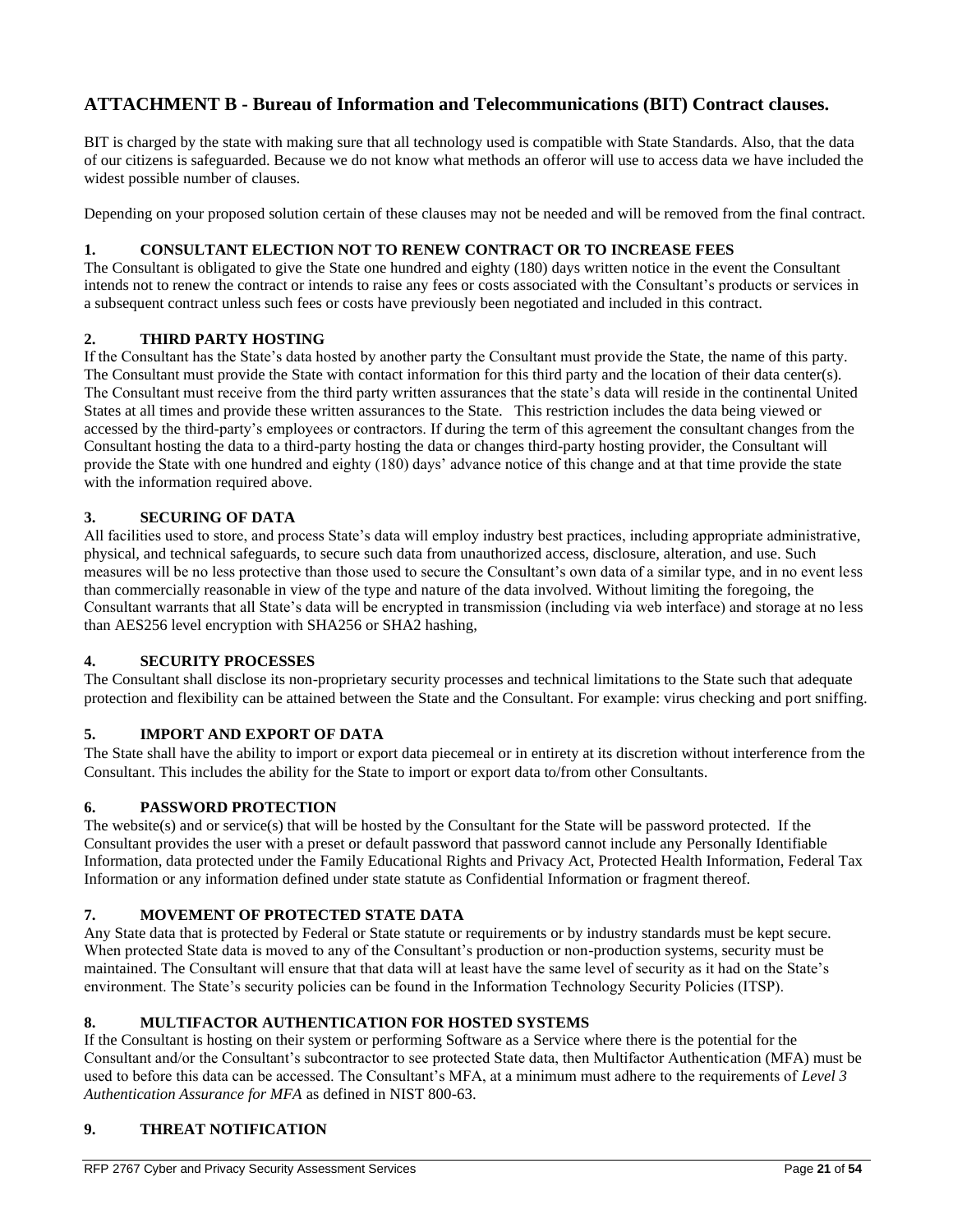## ATTACHMENT B - Bureau of Information and Telecommunications (BIT) Contract clauses.

BIT is charged by the state with making sure that all technology used is compatible with State Standards. Also, that the data of our citizens is safeguarded. Because we do not know what methods an offeror will use to access data we have included the widest possible number of clauses.

Depending on your proposed solution certain of these clauses may not be needed and will be removed from the final contract.

### 1. CONSULTANT ELECTION NOT TO RENEW CONTRACT OR TO INCREASE FEES

The Consultant is obligated to give the State one hundred and eighty (180) days written notice in the event the Consultant intends not to renew the contract or intends to raise any fees or costs associated with the Consultant's products or services in a subsequent contract unless such fees or costs have previously been negotiated and included in this contract.

### 2. THIRD PARTY HOSTING

If the Consultant has the State's data hosted by another party the Consultant must provide the State, the name of this party. The Consultant must provide the State with contact information for this third party and the location of their data center(s). The Consultant must receive from the third party written assurances that the state's data will reside in the continental United States at all times and provide these written assurances to the State. This restriction includes the data being viewed or accessed by the third-party's employees or contractors. If during the term of this agreement the consultant changes from the Consultant hosting the data to a third-party hosting the data or changes third-party hosting provider, the Consultant will provide the State with one hundred and eighty (180) days' advance notice of this change and at that time provide the state with the information required above.

### 3. SECURING OF DATA

All facilities used to store, and process State's data will employ industry best practices, including appropriate administrative, physical, and technical safeguards, to secure such data from unauthorized access, disclosure, alteration, and use. Such measures will be no less protective than those used to secure the Consultant's own data of a similar type, and in no event less than commercially reasonable in view of the type and nature of the data involved. Without limiting the foregoing, the Consultant warrants that all State's data will be encrypted in transmission (including via web interface) and storage at no less than AES256 level encryption with SHA256 or SHA2 hashing,

### 4. SECURITY PROCESSES

The Consultant shall disclose its non-proprietary security processes and technical limitations to the State such that adequate protection and flexibility can be attained between the State and the Consultant. For example: virus checking and port sniffing.

### 5. IMPORT AND EXPORT OF DATA

The State shall have the ability to import or export data piecemeal or in entirety at its discretion without interference from the Consultant. This includes the ability for the State to import or export data to/from other Consultants.

### 6. PASSWORD PROTECTION

The website(s) and or service(s) that will be hosted by the Consultant for the State will be password protected. If the Consultant provides the user with a preset or default password that password cannot include any Personally Identifiable Information, data protected under the Family Educational Rights and Privacy Act, Protected Health Information, Federal Tax Information or any information defined under state statute as Confidential Information or fragment thereof.

### 7. MOVEMENT OF PROTECTED STATE DATA

Any State data that is protected by Federal or State statute or requirements or by industry standards must be kept secure. When protected State data is moved to any of the Consultant's production or non-production systems, security must be maintained. The Consultant will ensure that that data will at least have the same level of security as it had on the State's environment. The State's security policies can be found in the Information Technology Security Policies (ITSP).

### 8. MULTIFACTOR AUTHENTICATION FOR HOSTED SYSTEMS

If the Consultant is hosting on their system or performing Software as a Service where there is the potential for the Consultant and/or the Consultant's subcontractor to see protected State data, then Multifactor Authentication (MFA) must be used to before this data can be accessed. The Consultant's MFA, at a minimum must adhere to the requirements of *Level 3 Authentication Assurance for MFA* as defined in NIST 800-63.

### 9. THREAT NOTIFICATION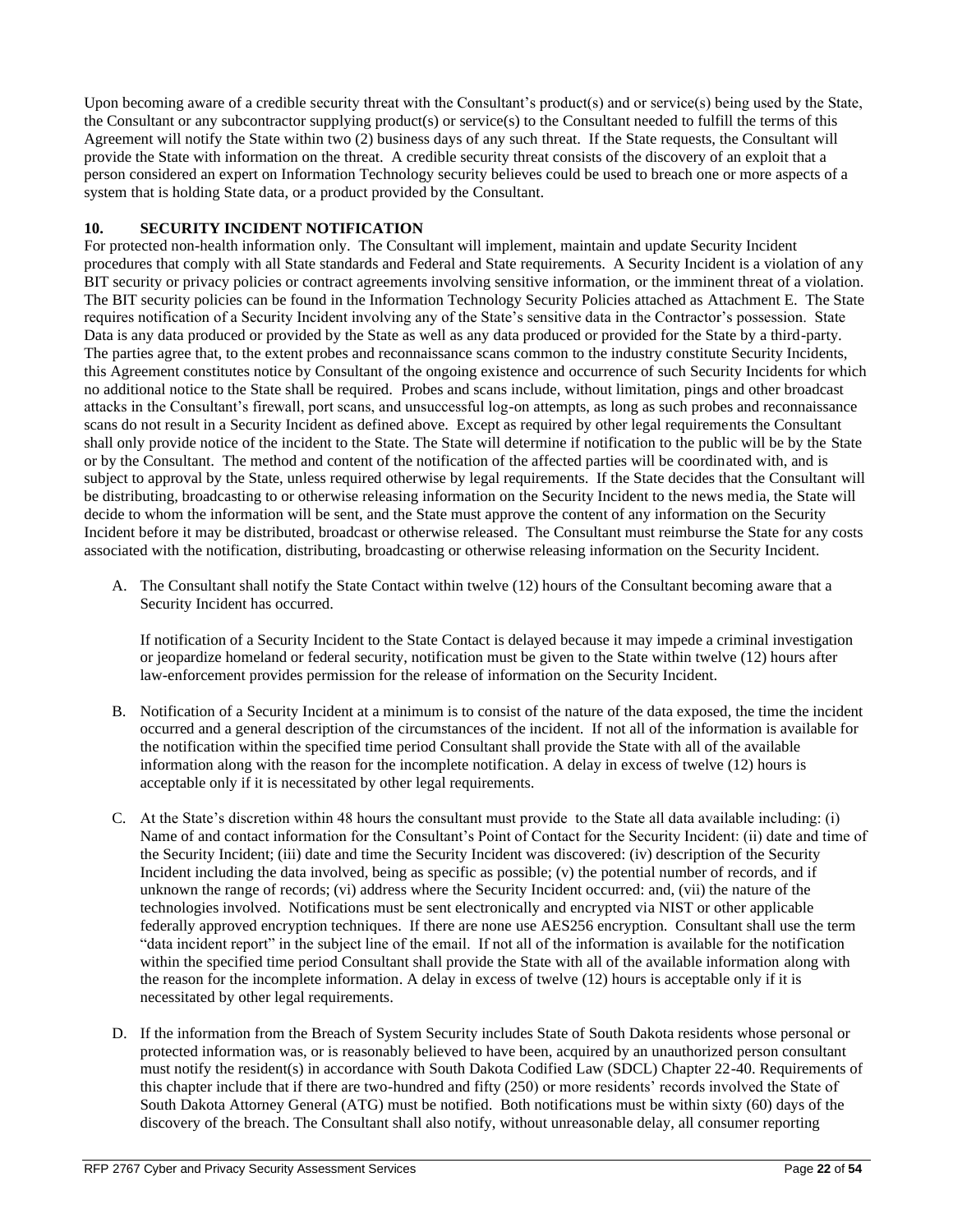Upon becoming aware of a credible security threat with the Consultant's product(s) and or service(s) being used by the State, the Consultant or any subcontractor supplying product(s) or service(s) to the Consultant needed to fulfill the terms of this Agreement will notify the State within two (2) business days of any such threat. If the State requests, the Consultant will provide the State with information on the threat. A credible security threat consists of the discovery of an exploit that a person considered an expert on Information Technology security believes could be used to breach one or more aspects of a system that is holding State data, or a product provided by the Consultant.

## 10. SECURITY INCIDENT NOTIFICATION

For protected non-health information only. The Consultant will implement, maintain and update Security Incident procedures that comply with all State standards and Federal and State requirements. A Security Incident is a violation of any BIT security or privacy policies or contract agreements involving sensitive information, or the imminent threat of a violation. The BIT security policies can be found in the Information Technology Security Policies attached as Attachment E. The State requires notification of a Security Incident involving any of the State's sensitive data in the Contractor's possession. State Data is any data produced or provided by the State as well as any data produced or provided for the State by a third-party. The parties agree that, to the extent probes and reconnaissance scans common to the industry constitute Security Incidents, this Agreement constitutes notice by Consultant of the ongoing existence and occurrence of such Security Incidents for which no additional notice to the State shall be required. Probes and scans include, without limitation, pings and other broadcast attacks in the Consultant's firewall, port scans, and unsuccessful log-on attempts, as long as such probes and reconnaissance scans do not result in a Security Incident as defined above. Except as required by other legal requirements the Consultant shall only provide notice of the incident to the State. The State will determine if notification to the public will be by the State or by the Consultant. The method and content of the notification of the affected parties will be coordinated with, and is subject to approval by the State, unless required otherwise by legal requirements. If the State decides that the Consultant will be distributing, broadcasting to or otherwise releasing information on the Security Incident to the news media, the State will decide to whom the information will be sent, and the State must approve the content of any information on the Security Incident before it may be distributed, broadcast or otherwise released. The Consultant must reimburse the State for any costs associated with the notification, distributing, broadcasting or otherwise releasing information on the Security Incident.

A. The Consultant shall notify the State Contact within twelve (12) hours of the Consultant becoming aware that a Security Incident has occurred.

   If notification of a Security Incident to the State Contact is delayed because it may impede a criminal investigation or jeopardize homeland or federal security, notification must be given to the State within twelve (12) hours after law-enforcement provides permission for the release of information on the Security Incident.

B. Notification of a Security Incident at a minimum is to consist of the nature of the data exposed, the time the incident occurred and a general description of the circumstances of the incident. If not all of the information is available for the notification within the specified time period Consultant shall provide the State with all of the available information along with the reason for the incomplete notification. A delay in excess of twelve (12) hours is acceptable only if it is necessitated by other legal requirements.

C. At the State's discretion within 48 hours the consultant must provide to the State all data available including: (i) Name of and contact information for the Consultant's Point of Contact for the Security Incident: (ii) date and time of the Security Incident; (iii) date and time the Security Incident was discovered: (iv) description of the Security Incident including the data involved, being as specific as possible; (v) the potential number of records, and if unknown the range of records; (vi) address where the Security Incident occurred: and, (vii) the nature of the technologies involved. Notifications must be sent electronically and encrypted via NIST or other applicable federally approved encryption techniques. If there are none use AES256 encryption. Consultant shall use the term "data incident report" in the subject line of the email. If not all of the information is available for the notification within the specified time period Consultant shall provide the State with all of the available information along with the reason for the incomplete information. A delay in excess of twelve (12) hours is acceptable only if it is necessitated by other legal requirements.

D. If the information from the Breach of System Security includes State of South Dakota residents whose personal or protected information was, or is reasonably believed to have been, acquired by an unauthorized person consultant must notify the resident(s) in accordance with South Dakota Codified Law (SDCL) Chapter 22-40. Requirements of this chapter include that if there are two-hundred and fifty (250) or more residents' records involved the State of South Dakota Attorney General (ATG) must be notified. Both notifications must be within sixty (60) days of the discovery of the breach. The Consultant shall also notify, without unreasonable delay, all consumer reporting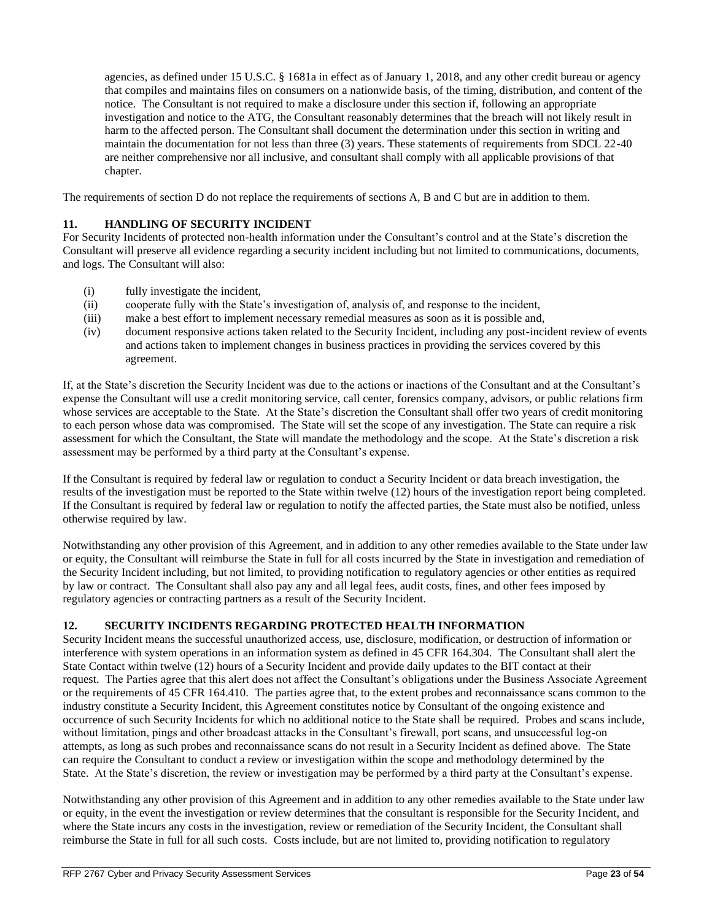agencies, as defined under 15 U.S.C. § 1681a in effect as of January 1, 2018, and any other credit bureau or agency that compiles and maintains files on consumers on a nationwide basis, of the timing, distribution, and content of the notice. The Consultant is not required to make a disclosure under this section if, following an appropriate investigation and notice to the ATG, the Consultant reasonably determines that the breach will not likely result in harm to the affected person. The Consultant shall document the determination under this section in writing and maintain the documentation for not less than three (3) years. These statements of requirements from SDCL 22-40 are neither comprehensive nor all inclusive, and consultant shall comply with all applicable provisions of that chapter.

The requirements of section D do not replace the requirements of sections A, B and C but are in addition to them.

## 11. HANDLING OF SECURITY INCIDENT

For Security Incidents of protected non-health information under the Consultant's control and at the State's discretion the Consultant will preserve all evidence regarding a security incident including but not limited to communications, documents, and logs. The Consultant will also:

- (i) fully investigate the incident,
- (ii) cooperate fully with the State's investigation of, analysis of, and response to the incident,
- (iii) make a best effort to implement necessary remedial measures as soon as it is possible and,
- (iv) document responsive actions taken related to the Security Incident, including any post-incident review of events and actions taken to implement changes in business practices in providing the services covered by this agreement.

If, at the State's discretion the Security Incident was due to the actions or inactions of the Consultant and at the Consultant's expense the Consultant will use a credit monitoring service, call center, forensics company, advisors, or public relations firm whose services are acceptable to the State. At the State's discretion the Consultant shall offer two years of credit monitoring to each person whose data was compromised. The State will set the scope of any investigation. The State can require a risk assessment for which the Consultant, the State will mandate the methodology and the scope. At the State's discretion a risk assessment may be performed by a third party at the Consultant's expense.

If the Consultant is required by federal law or regulation to conduct a Security Incident or data breach investigation, the results of the investigation must be reported to the State within twelve (12) hours of the investigation report being completed. If the Consultant is required by federal law or regulation to notify the affected parties, the State must also be notified, unless otherwise required by law.

Notwithstanding any other provision of this Agreement, and in addition to any other remedies available to the State under law or equity, the Consultant will reimburse the State in full for all costs incurred by the State in investigation and remediation of the Security Incident including, but not limited, to providing notification to regulatory agencies or other entities as required by law or contract. The Consultant shall also pay any and all legal fees, audit costs, fines, and other fees imposed by regulatory agencies or contracting partners as a result of the Security Incident.

## 12. SECURITY INCIDENTS REGARDING PROTECTED HEALTH INFORMATION

Security Incident means the successful unauthorized access, use, disclosure, modification, or destruction of information or interference with system operations in an information system as defined in 45 CFR 164.304. The Consultant shall alert the State Contact within twelve (12) hours of a Security Incident and provide daily updates to the BIT contact at their request. The Parties agree that this alert does not affect the Consultant's obligations under the Business Associate Agreement or the requirements of 45 CFR 164.410. The parties agree that, to the extent probes and reconnaissance scans common to the industry constitute a Security Incident, this Agreement constitutes notice by Consultant of the ongoing existence and occurrence of such Security Incidents for which no additional notice to the State shall be required. Probes and scans include, without limitation, pings and other broadcast attacks in the Consultant's firewall, port scans, and unsuccessful log-on attempts, as long as such probes and reconnaissance scans do not result in a Security Incident as defined above. The State can require the Consultant to conduct a review or investigation within the scope and methodology determined by the State. At the State's discretion, the review or investigation may be performed by a third party at the Consultant's expense.

Notwithstanding any other provision of this Agreement and in addition to any other remedies available to the State under law or equity, in the event the investigation or review determines that the consultant is responsible for the Security Incident, and where the State incurs any costs in the investigation, review or remediation of the Security Incident, the Consultant shall reimburse the State in full for all such costs. Costs include, but are not limited to, providing notification to regulatory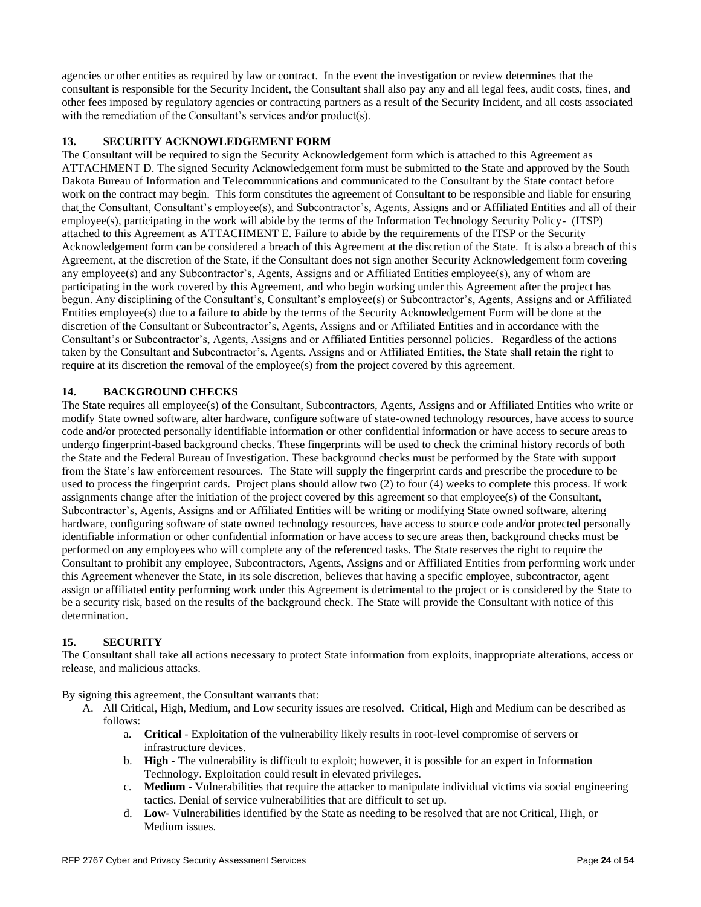agencies or other entities as required by law or contract. In the event the investigation or review determines that the consultant is responsible for the Security Incident, the Consultant shall also pay any and all legal fees, audit costs, fines, and other fees imposed by regulatory agencies or contracting partners as a result of the Security Incident, and all costs associated with the remediation of the Consultant's services and/or product(s).

## 13. SECURITY ACKNOWLEDGEMENT FORM

The Consultant will be required to sign the Security Acknowledgement form which is attached to this Agreement as ATTACHMENT D. The signed Security Acknowledgement form must be submitted to the State and approved by the South Dakota Bureau of Information and Telecommunications and communicated to the Consultant by the State contact before work on the contract may begin. This form constitutes the agreement of Consultant to be responsible and liable for ensuring that the Consultant, Consultant's employee(s), and Subcontractor's, Agents, Assigns and or Affiliated Entities and all of their employee(s), participating in the work will abide by the terms of the Information Technology Security Policy- (ITSP) attached to this Agreement as ATTACHMENT E. Failure to abide by the requirements of the ITSP or the Security Acknowledgement form can be considered a breach of this Agreement at the discretion of the State. It is also a breach of this Agreement, at the discretion of the State, if the Consultant does not sign another Security Acknowledgement form covering any employee(s) and any Subcontractor's, Agents, Assigns and or Affiliated Entities employee(s), any of whom are participating in the work covered by this Agreement, and who begin working under this Agreement after the project has begun. Any disciplining of the Consultant's, Consultant's employee(s) or Subcontractor's, Agents, Assigns and or Affiliated Entities employee(s) due to a failure to abide by the terms of the Security Acknowledgement Form will be done at the discretion of the Consultant or Subcontractor's, Agents, Assigns and or Affiliated Entities and in accordance with the Consultant's or Subcontractor's, Agents, Assigns and or Affiliated Entities personnel policies. Regardless of the actions taken by the Consultant and Subcontractor's, Agents, Assigns and or Affiliated Entities, the State shall retain the right to require at its discretion the removal of the employee(s) from the project covered by this agreement.

## 14. BACKGROUND CHECKS

The State requires all employee(s) of the Consultant, Subcontractors, Agents, Assigns and or Affiliated Entities who write or modify State owned software, alter hardware, configure software of state-owned technology resources, have access to source code and/or protected personally identifiable information or other confidential information or have access to secure areas to undergo fingerprint-based background checks. These fingerprints will be used to check the criminal history records of both the State and the Federal Bureau of Investigation. These background checks must be performed by the State with support from the State's law enforcement resources. The State will supply the fingerprint cards and prescribe the procedure to be used to process the fingerprint cards. Project plans should allow two (2) to four (4) weeks to complete this process. If work assignments change after the initiation of the project covered by this agreement so that employee(s) of the Consultant, Subcontractor's, Agents, Assigns and or Affiliated Entities will be writing or modifying State owned software, altering hardware, configuring software of state owned technology resources, have access to source code and/or protected personally identifiable information or other confidential information or have access to secure areas then, background checks must be performed on any employees who will complete any of the referenced tasks. The State reserves the right to require the Consultant to prohibit any employee, Subcontractors, Agents, Assigns and or Affiliated Entities from performing work under this Agreement whenever the State, in its sole discretion, believes that having a specific employee, subcontractor, agent assign or affiliated entity performing work under this Agreement is detrimental to the project or is considered by the State to be a security risk, based on the results of the background check. The State will provide the Consultant with notice of this determination.

## 15. SECURITY

The Consultant shall take all actions necessary to protect State information from exploits, inappropriate alterations, access or release, and malicious attacks.

By signing this agreement, the Consultant warrants that:

A. All Critical, High, Medium, and Low security issues are resolved. Critical, High and Medium can be described as follows:
   a. **Critical** - Exploitation of the vulnerability likely results in root-level compromise of servers or infrastructure devices.
   b. **High** - The vulnerability is difficult to exploit; however, it is possible for an expert in Information Technology. Exploitation could result in elevated privileges.
   c. **Medium** - Vulnerabilities that require the attacker to manipulate individual victims via social engineering tactics. Denial of service vulnerabilities that are difficult to set up.
   d. **Low-** Vulnerabilities identified by the State as needing to be resolved that are not Critical, High, or Medium issues.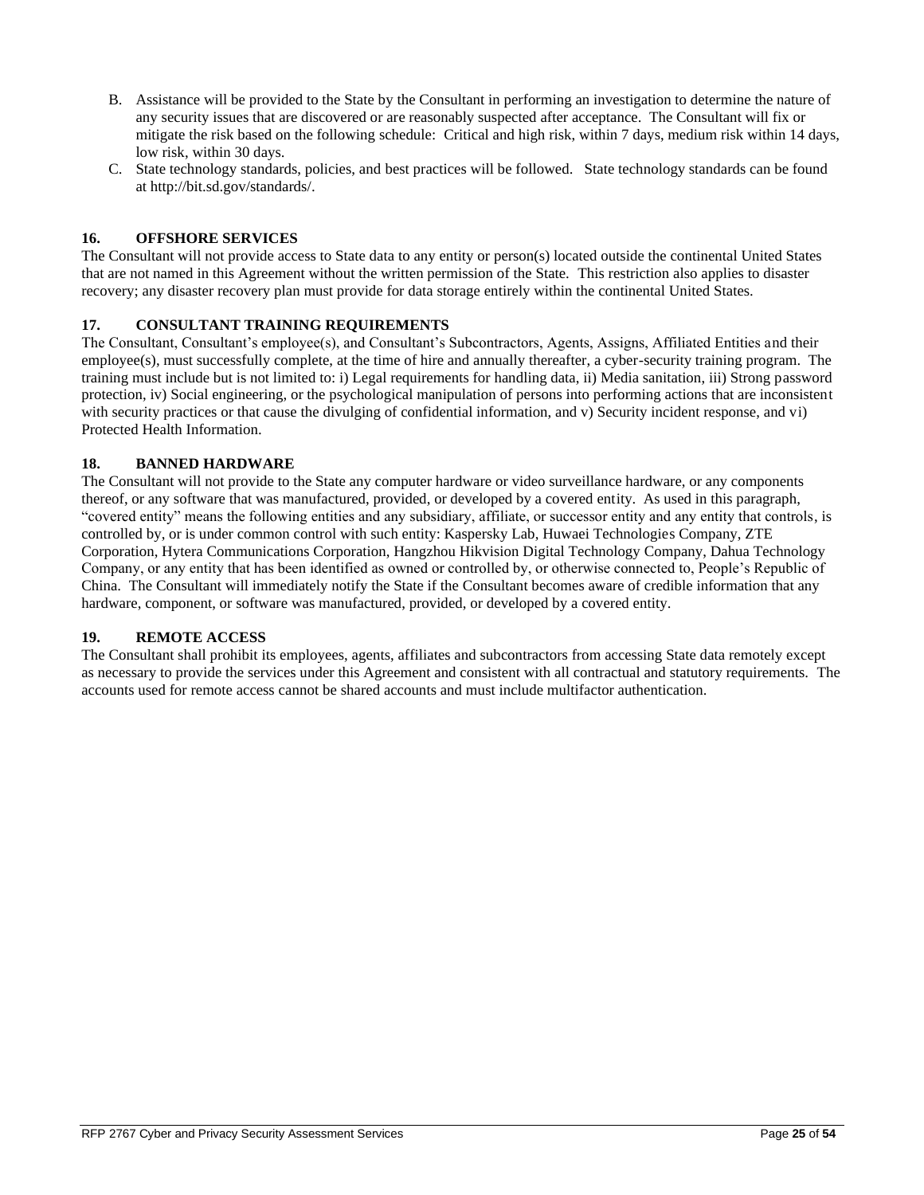B. Assistance will be provided to the State by the Consultant in performing an investigation to determine the nature of any security issues that are discovered or are reasonably suspected after acceptance. The Consultant will fix or mitigate the risk based on the following schedule: Critical and high risk, within 7 days, medium risk within 14 days, low risk, within 30 days.
C. State technology standards, policies, and best practices will be followed. State technology standards can be found at http://bit.sd.gov/standards/.

## 16. OFFSHORE SERVICES

The Consultant will not provide access to State data to any entity or person(s) located outside the continental United States that are not named in this Agreement without the written permission of the State. This restriction also applies to disaster recovery; any disaster recovery plan must provide for data storage entirely within the continental United States.

## 17. CONSULTANT TRAINING REQUIREMENTS

The Consultant, Consultant's employee(s), and Consultant's Subcontractors, Agents, Assigns, Affiliated Entities and their employee(s), must successfully complete, at the time of hire and annually thereafter, a cyber-security training program. The training must include but is not limited to: i) Legal requirements for handling data, ii) Media sanitation, iii) Strong password protection, iv) Social engineering, or the psychological manipulation of persons into performing actions that are inconsistent with security practices or that cause the divulging of confidential information, and v) Security incident response, and vi) Protected Health Information.

## 18. BANNED HARDWARE

The Consultant will not provide to the State any computer hardware or video surveillance hardware, or any components thereof, or any software that was manufactured, provided, or developed by a covered entity. As used in this paragraph, "covered entity" means the following entities and any subsidiary, affiliate, or successor entity and any entity that controls, is controlled by, or is under common control with such entity: Kaspersky Lab, Huwaei Technologies Company, ZTE Corporation, Hytera Communications Corporation, Hangzhou Hikvision Digital Technology Company, Dahua Technology Company, or any entity that has been identified as owned or controlled by, or otherwise connected to, People's Republic of China. The Consultant will immediately notify the State if the Consultant becomes aware of credible information that any hardware, component, or software was manufactured, provided, or developed by a covered entity.

## 19. REMOTE ACCESS

The Consultant shall prohibit its employees, agents, affiliates and subcontractors from accessing State data remotely except as necessary to provide the services under this Agreement and consistent with all contractual and statutory requirements. The accounts used for remote access cannot be shared accounts and must include multifactor authentication.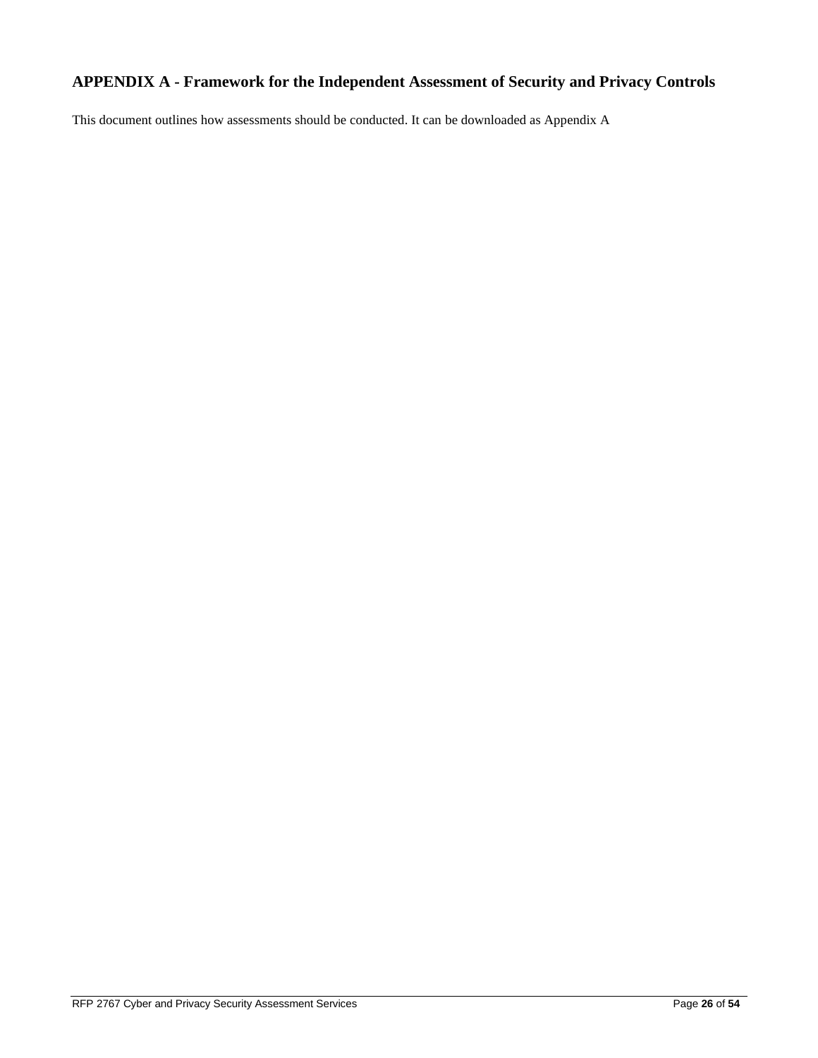## APPENDIX A - Framework for the Independent Assessment of Security and Privacy Controls

This document outlines how assessments should be conducted. It can be downloaded as Appendix A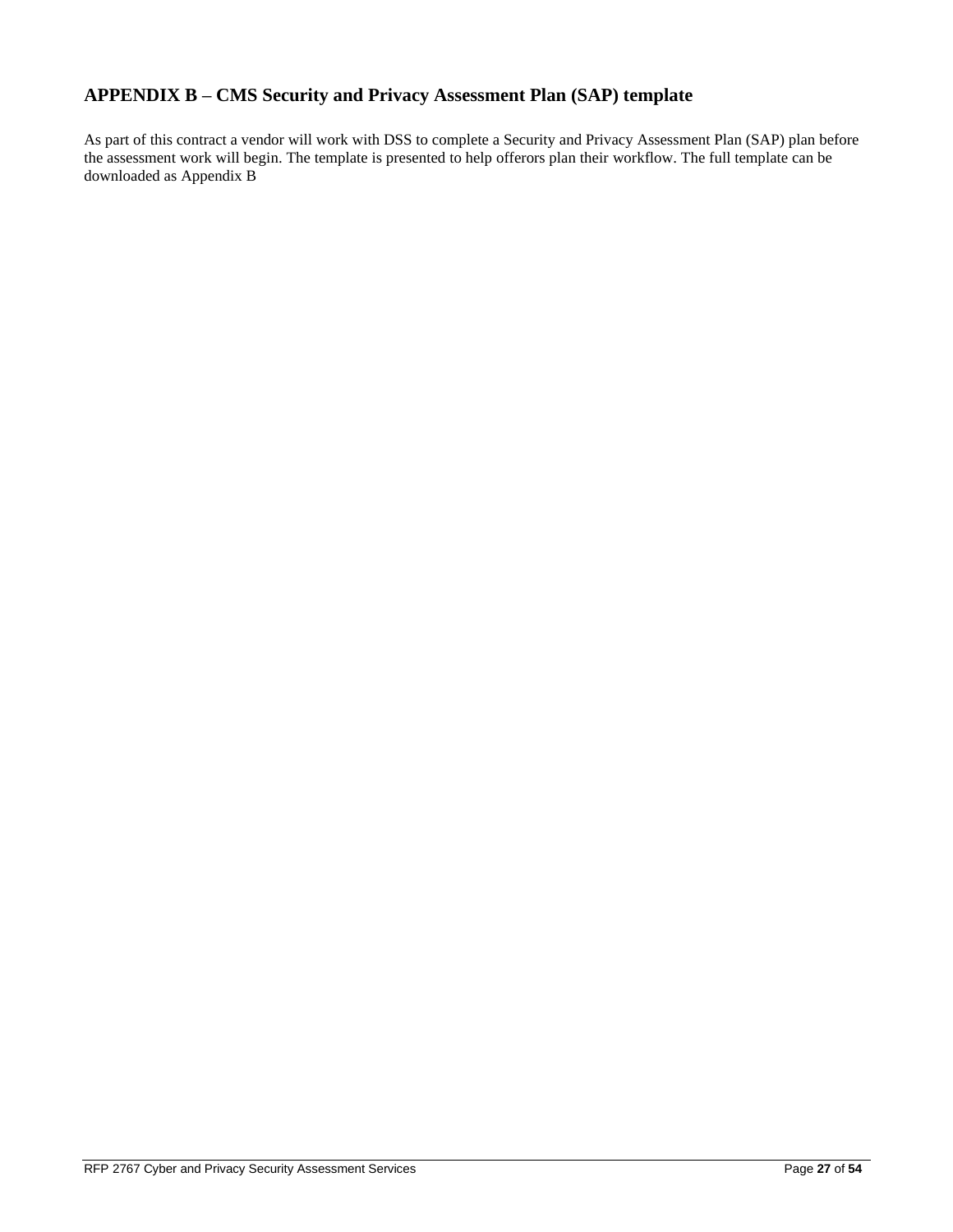## APPENDIX B – CMS Security and Privacy Assessment Plan (SAP) template

As part of this contract a vendor will work with DSS to complete a Security and Privacy Assessment Plan (SAP) plan before the assessment work will begin. The template is presented to help offerors plan their workflow. The full template can be downloaded as Appendix B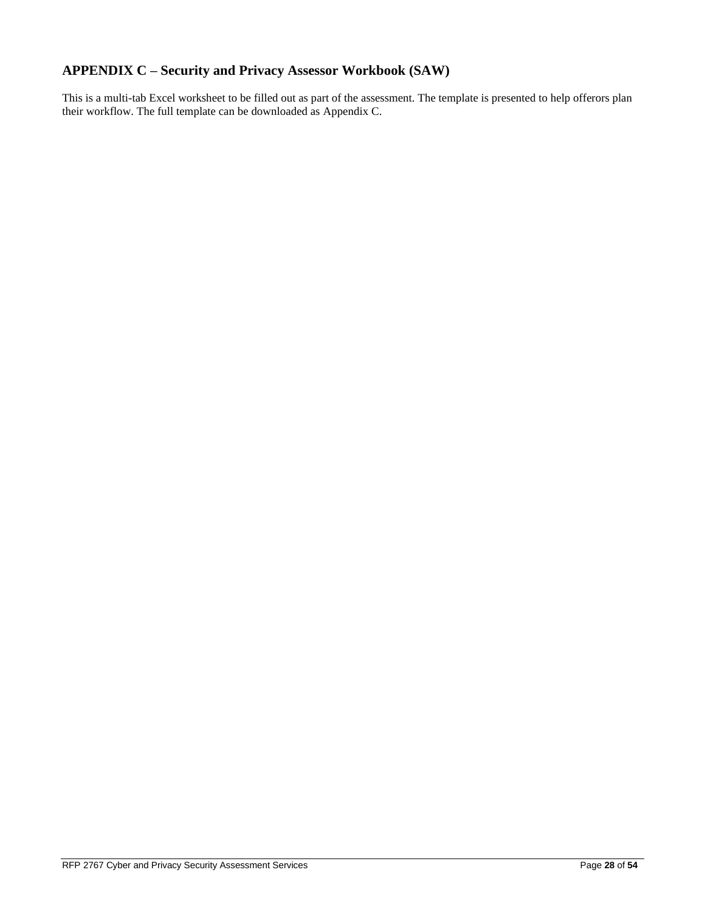## APPENDIX C – Security and Privacy Assessor Workbook (SAW)

This is a multi-tab Excel worksheet to be filled out as part of the assessment. The template is presented to help offerors plan their workflow. The full template can be downloaded as Appendix C.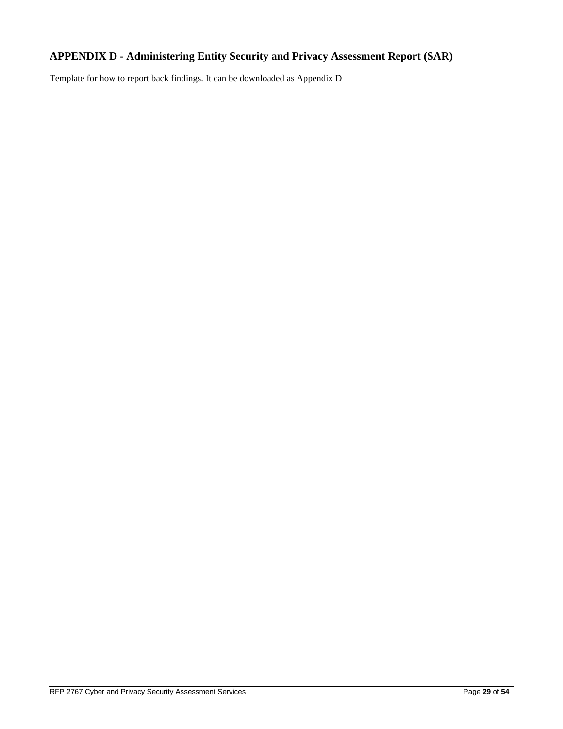## APPENDIX D - Administering Entity Security and Privacy Assessment Report (SAR)

Template for how to report back findings. It can be downloaded as Appendix D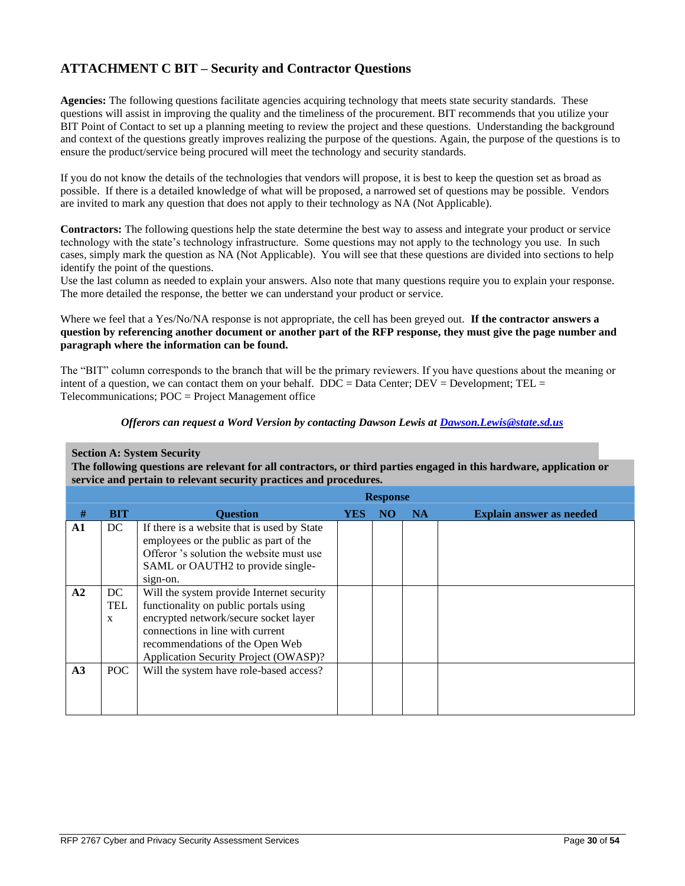## ATTACHMENT C BIT – Security and Contractor Questions

**Agencies:** The following questions facilitate agencies acquiring technology that meets state security standards. These questions will assist in improving the quality and the timeliness of the procurement. BIT recommends that you utilize your BIT Point of Contact to set up a planning meeting to review the project and these questions. Understanding the background and context of the questions greatly improves realizing the purpose of the questions. Again, the purpose of the questions is to ensure the product/service being procured will meet the technology and security standards.

If you do not know the details of the technologies that vendors will propose, it is best to keep the question set as broad as possible. If there is a detailed knowledge of what will be proposed, a narrowed set of questions may be possible. Vendors are invited to mark any question that does not apply to their technology as NA (Not Applicable).

**Contractors:** The following questions help the state determine the best way to assess and integrate your product or service technology with the state's technology infrastructure. Some questions may not apply to the technology you use. In such cases, simply mark the question as NA (Not Applicable). You will see that these questions are divided into sections to help identify the point of the questions.
Use the last column as needed to explain your answers. Also note that many questions require you to explain your response. The more detailed the response, the better we can understand your product or service.

Where we feel that a Yes/No/NA response is not appropriate, the cell has been greyed out. **If the contractor answers a question by referencing another document or another part of the RFP response, they must give the page number and paragraph where the information can be found.**

The "BIT" column corresponds to the branch that will be the primary reviewers. If you have questions about the meaning or intent of a question, we can contact them on your behalf. DDC = Data Center; DEV = Development; TEL = Telecommunications; POC = Project Management office

*Offerors can request a Word Version by contacting Dawson Lewis at [Dawson.Lewis@state.sd.us](mailto:Dawson.Lewis@state.sd.us)*

**Section A: System Security**
**The following questions are relevant for all contractors, or third parties engaged in this hardware, application or service and pertain to relevant security practices and procedures.**

| | | | Response | | | |
|---|---|---|---|---|---|---|
| **#** | **BIT** | **Question** | **YES** | **NO** | **NA** | **Explain answer as needed** |
| **A1** | DC | If there is a website that is used by State employees or the public as part of the Offeror 's solution the website must use SAML or OAUTH2 to provide single-sign-on. | | | | |
| **A2** | DC TEL x | Will the system provide Internet security functionality on public portals using encrypted network/secure socket layer connections in line with current recommendations of the Open Web Application Security Project (OWASP)? | | | | |
| **A3** | POC | Will the system have role-based access? | | | | |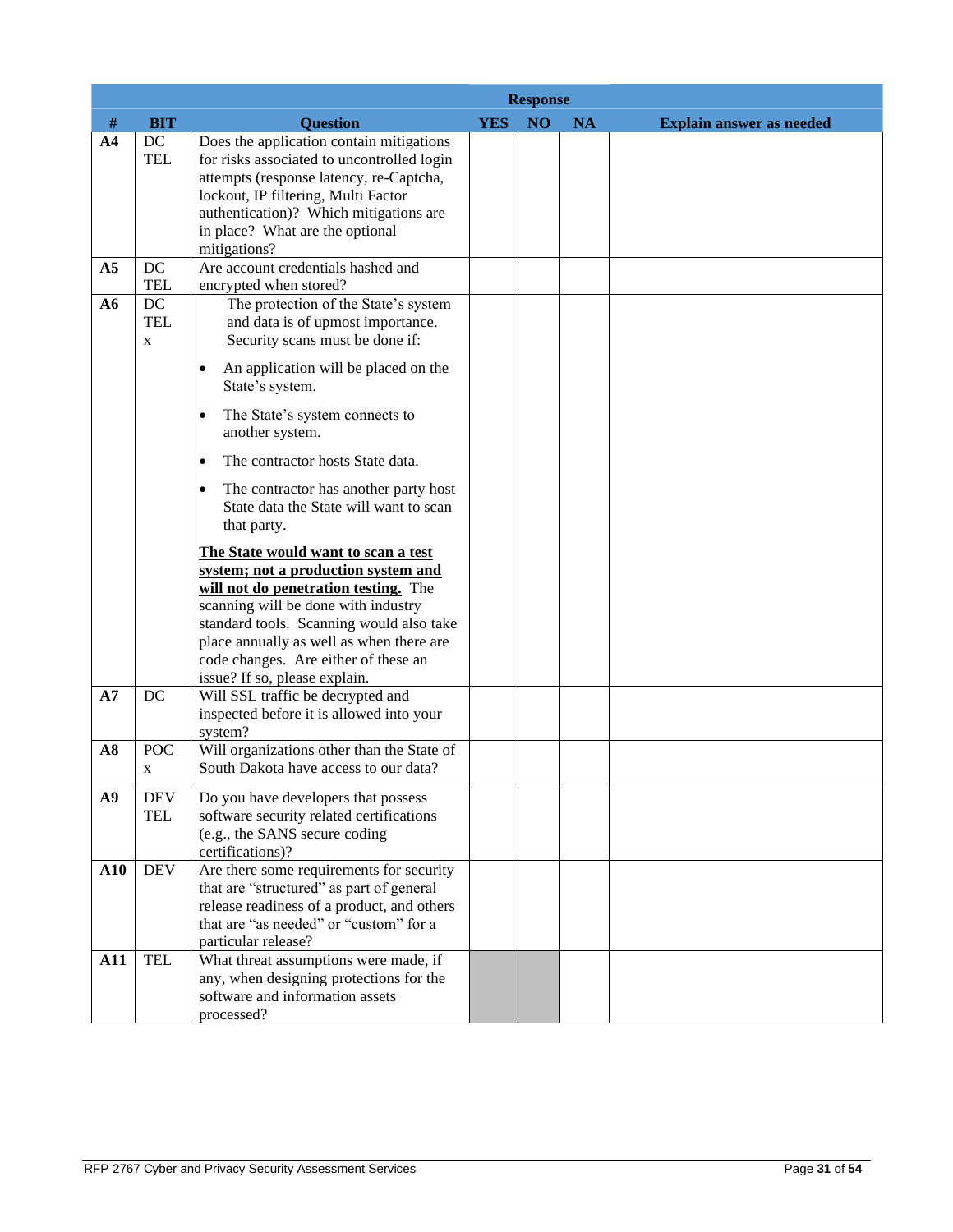| # | BIT | Question | Response | | | Explain answer as needed |
|---|---|---|---|---|---|---|
| | | | YES | NO | NA | |
| A4 | DC TEL | Does the application contain mitigations for risks associated to uncontrolled login attempts (response latency, re-Captcha, lockout, IP filtering, Multi Factor authentication)? Which mitigations are in place? What are the optional mitigations? | | | | |
| A5 | DC TEL | Are account credentials hashed and encrypted when stored? | | | | |
| A6 | DC TEL x | The protection of the State's system and data is of upmost importance. Security scans must be done if: <br>• An application will be placed on the State's system. <br>• The State's system connects to another system. <br>• The contractor hosts State data. <br>• The contractor has another party host State data the State will want to scan that party. <br>**<u>The State would want to scan a test system; not a production system and will not do penetration testing.</u>** The scanning will be done with industry standard tools. Scanning would also take place annually as well as when there are code changes. Are either of these an issue? If so, please explain. | | | | |
| A7 | DC | Will SSL traffic be decrypted and inspected before it is allowed into your system? | | | | |
| A8 | POC x | Will organizations other than the State of South Dakota have access to our data? | | | | |
| A9 | DEV TEL | Do you have developers that possess software security related certifications (e.g., the SANS secure coding certifications)? | | | | |
| A10 | DEV | Are there some requirements for security that are "structured" as part of general release readiness of a product, and others that are "as needed" or "custom" for a particular release? | | | | |
| A11 | TEL | What threat assumptions were made, if any, when designing protections for the software and information assets processed? | | | | |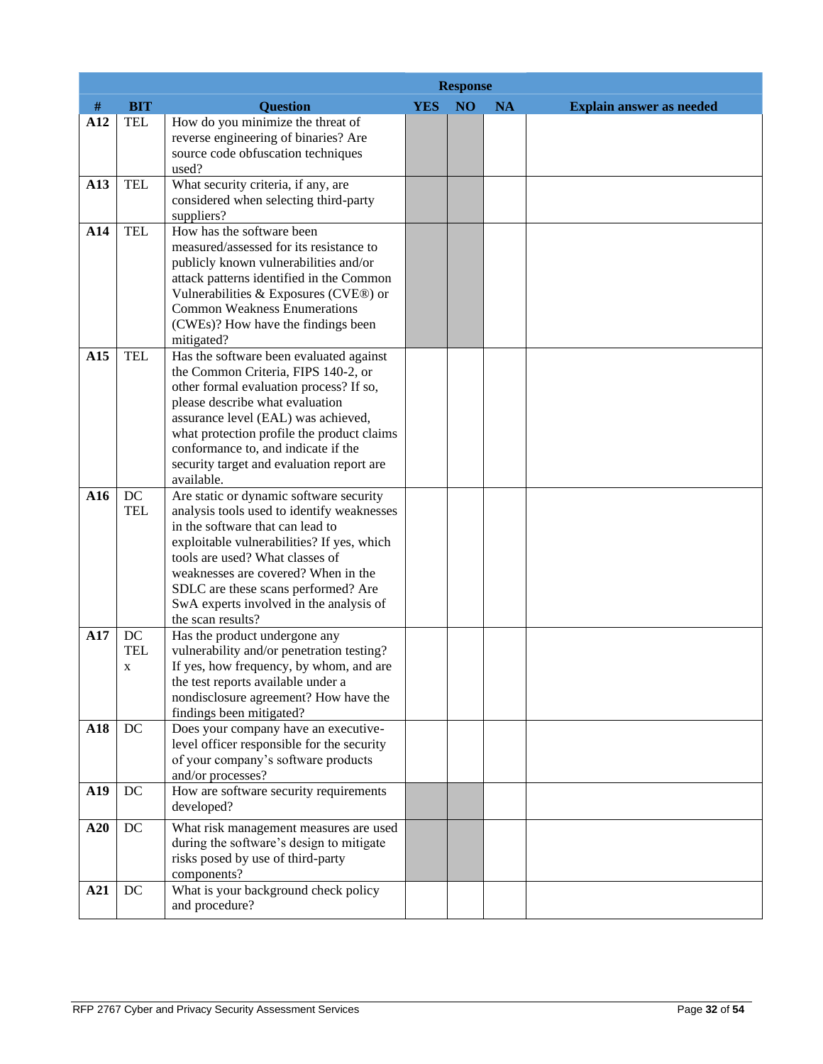| # | BIT | Question | Response | | | Explain answer as needed |
|---|---|---|---|---|---|---|
| | | | YES | NO | NA | |
| **A12** | TEL | How do you minimize the threat of reverse engineering of binaries? Are source code obfuscation techniques used? | | | | |
| **A13** | TEL | What security criteria, if any, are considered when selecting third-party suppliers? | | | | |
| **A14** | TEL | How has the software been measured/assessed for its resistance to publicly known vulnerabilities and/or attack patterns identified in the Common Vulnerabilities & Exposures (CVE®) or Common Weakness Enumerations (CWEs)? How have the findings been mitigated? | | | | |
| **A15** | TEL | Has the software been evaluated against the Common Criteria, FIPS 140-2, or other formal evaluation process? If so, please describe what evaluation assurance level (EAL) was achieved, what protection profile the product claims conformance to, and indicate if the security target and evaluation report are available. | | | | |
| **A16** | DC TEL | Are static or dynamic software security analysis tools used to identify weaknesses in the software that can lead to exploitable vulnerabilities? If yes, which tools are used? What classes of weaknesses are covered? When in the SDLC are these scans performed? Are SwA experts involved in the analysis of the scan results? | | | | |
| **A17** | DC TEL x | Has the product undergone any vulnerability and/or penetration testing? If yes, how frequency, by whom, and are the test reports available under a nondisclosure agreement? How have the findings been mitigated? | | | | |
| **A18** | DC | Does your company have an executive-level officer responsible for the security of your company's software products and/or processes? | | | | |
| **A19** | DC | How are software security requirements developed? | | | | |
| **A20** | DC | What risk management measures are used during the software's design to mitigate risks posed by use of third-party components? | | | | |
| **A21** | DC | What is your background check policy and procedure? | | | | |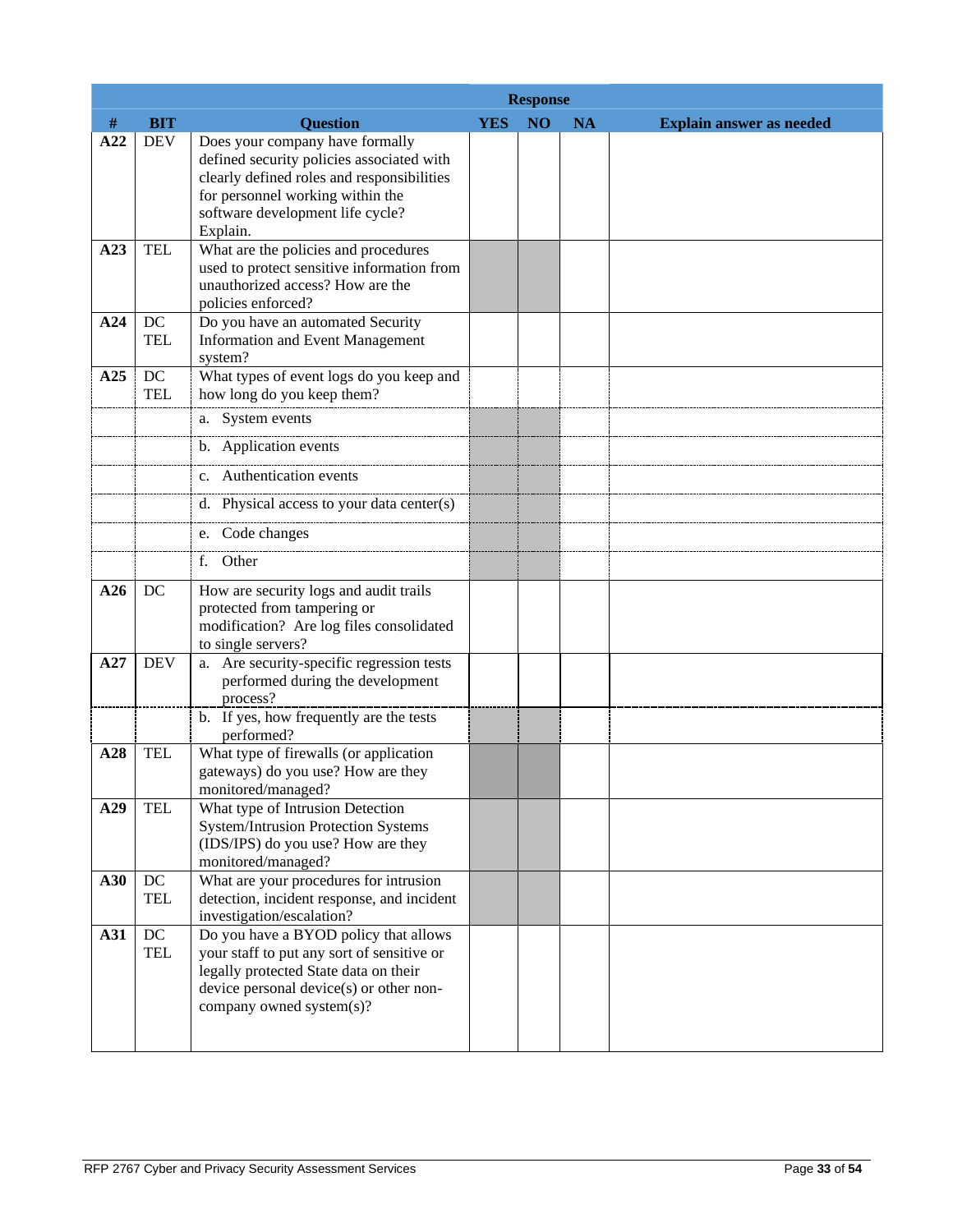| # | BIT | Question | Response | | | Explain answer as needed |
|---|---|---|---|---|---|---|
| | | | YES | NO | NA | |
| **A22** | DEV | Does your company have formally defined security policies associated with clearly defined roles and responsibilities for personnel working within the software development life cycle? Explain. | | | | |
| **A23** | TEL | What are the policies and procedures used to protect sensitive information from unauthorized access? How are the policies enforced? | | | | |
| **A24** | DC TEL | Do you have an automated Security Information and Event Management system? | | | | |
| **A25** | DC TEL | What types of event logs do you keep and how long do you keep them? | | | | |
| | | a. System events | | | | |
| | | b. Application events | | | | |
| | | c. Authentication events | | | | |
| | | d. Physical access to your data center(s) | | | | |
| | | e. Code changes | | | | |
| | | f. Other | | | | |
| **A26** | DC | How are security logs and audit trails protected from tampering or modification? Are log files consolidated to single servers? | | | | |
| **A27** | DEV | a. Are security-specific regression tests performed during the development process? | | | | |
| | | b. If yes, how frequently are the tests performed? | | | | |
| **A28** | TEL | What type of firewalls (or application gateways) do you use? How are they monitored/managed? | | | | |
| **A29** | TEL | What type of Intrusion Detection System/Intrusion Protection Systems (IDS/IPS) do you use? How are they monitored/managed? | | | | |
| **A30** | DC TEL | What are your procedures for intrusion detection, incident response, and incident investigation/escalation? | | | | |
| **A31** | DC TEL | Do you have a BYOD policy that allows your staff to put any sort of sensitive or legally protected State data on their device personal device(s) or other non-company owned system(s)? | | | | |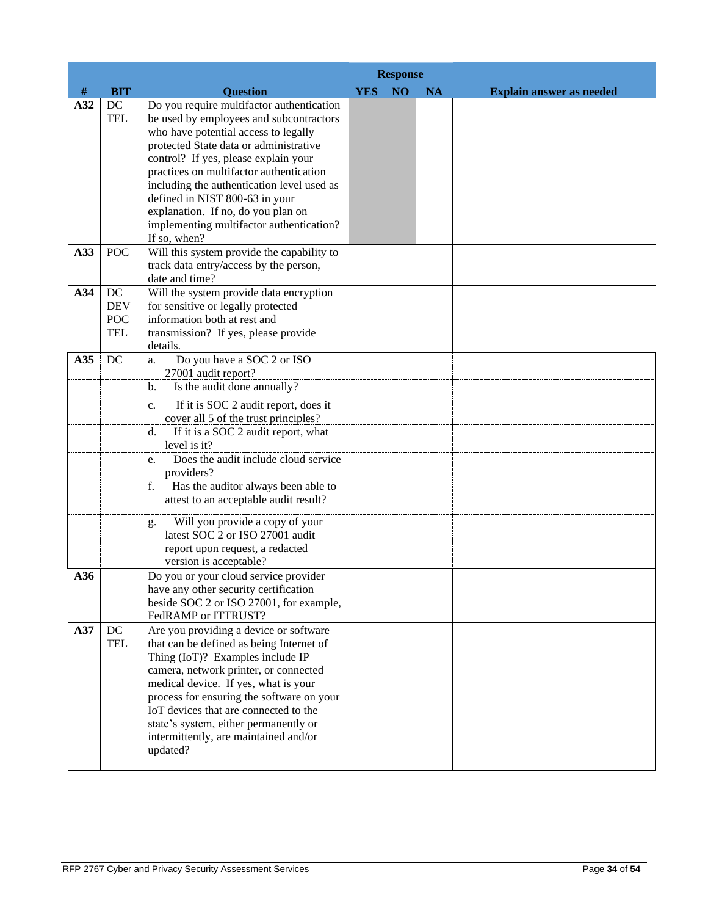| # | BIT | Question | Response | | | |
|---|---|---|---|---|---|---|
| | | | YES | NO | NA | Explain answer as needed |
| A32 | DC TEL | Do you require multifactor authentication be used by employees and subcontractors who have potential access to legally protected State data or administrative control? If yes, please explain your practices on multifactor authentication including the authentication level used as defined in NIST 800-63 in your explanation. If no, do you plan on implementing multifactor authentication? If so, when? | | | | |
| A33 | POC | Will this system provide the capability to track data entry/access by the person, date and time? | | | | |
| A34 | DC DEV POC TEL | Will the system provide data encryption for sensitive or legally protected information both at rest and transmission? If yes, please provide details. | | | | |
| A35 | DC | a. Do you have a SOC 2 or ISO 27001 audit report? | | | | |
| | | b. Is the audit done annually? | | | | |
| | | c. If it is SOC 2 audit report, does it cover all 5 of the trust principles? | | | | |
| | | d. If it is a SOC 2 audit report, what level is it? | | | | |
| | | e. Does the audit include cloud service providers? | | | | |
| | | f. Has the auditor always been able to attest to an acceptable audit result? | | | | |
| | | g. Will you provide a copy of your latest SOC 2 or ISO 27001 audit report upon request, a redacted version is acceptable? | | | | |
| A36 | | Do you or your cloud service provider have any other security certification beside SOC 2 or ISO 27001, for example, FedRAMP or ITTRUST? | | | | |
| A37 | DC TEL | Are you providing a device or software that can be defined as being Internet of Thing (IoT)? Examples include IP camera, network printer, or connected medical device. If yes, what is your process for ensuring the software on your IoT devices that are connected to the state's system, either permanently or intermittently, are maintained and/or updated? | | | | |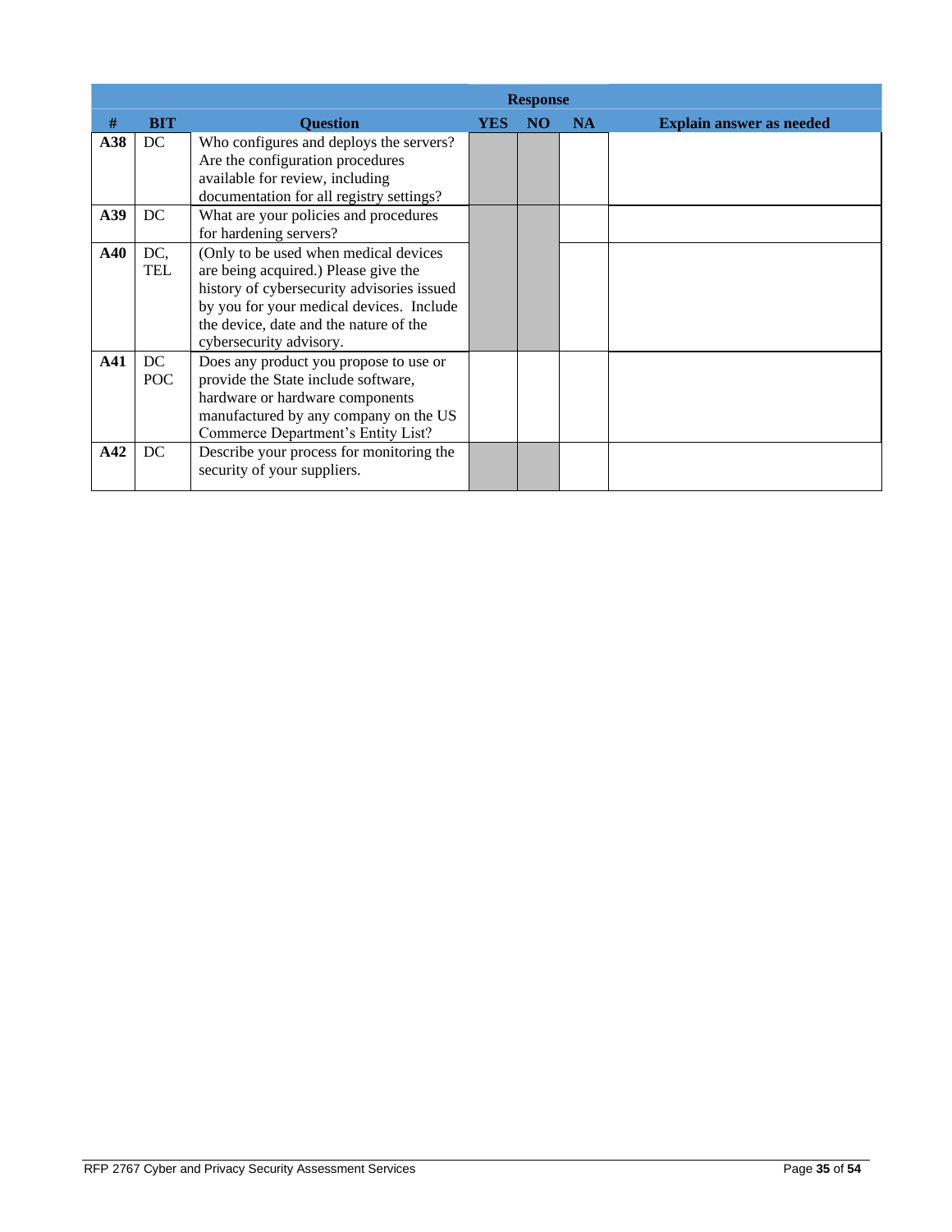| # | BIT | Question | Response | | | Explain answer as needed |
|---|---|---|---|---|---|---|
| | | | YES | NO | NA | |
| **A38** | DC | Who configures and deploys the servers? Are the configuration procedures available for review, including documentation for all registry settings? | | | | |
| **A39** | DC | What are your policies and procedures for hardening servers? | | | | |
| **A40** | DC, TEL | (Only to be used when medical devices are being acquired.) Please give the history of cybersecurity advisories issued by you for your medical devices. Include the device, date and the nature of the cybersecurity advisory. | | | | |
| **A41** | DC POC | Does any product you propose to use or provide the State include software, hardware or hardware components manufactured by any company on the US Commerce Department's Entity List? | | | | |
| **A42** | DC | Describe your process for monitoring the security of your suppliers. | | | | |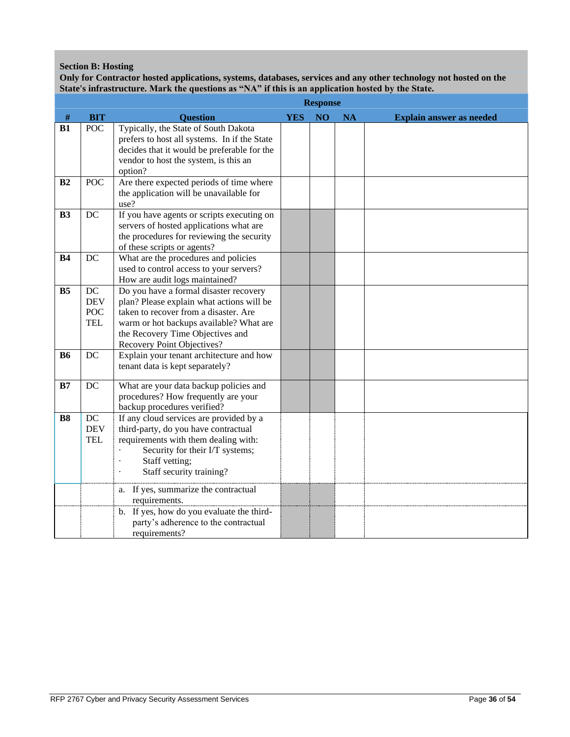**Section B: Hosting**

**Only for Contractor hosted applications, systems, databases, services and any other technology not hosted on the State's infrastructure. Mark the questions as “NA” if this is an application hosted by the State.**

| # | BIT | Question | YES | NO | NA | Explain answer as needed |
|---|---|---|---|---|---|---|
| **B1** | POC | Typically, the State of South Dakota prefers to host all systems. In if the State decides that it would be preferable for the vendor to host the system, is this an option? | | | | |
| **B2** | POC | Are there expected periods of time where the application will be unavailable for use? | | | | |
| **B3** | DC | If you have agents or scripts executing on servers of hosted applications what are the procedures for reviewing the security of these scripts or agents? | | | | |
| **B4** | DC | What are the procedures and policies used to control access to your servers? How are audit logs maintained? | | | | |
| **B5** | DC DEV POC TEL | Do you have a formal disaster recovery plan? Please explain what actions will be taken to recover from a disaster. Are warm or hot backups available? What are the Recovery Time Objectives and Recovery Point Objectives? | | | | |
| **B6** | DC | Explain your tenant architecture and how tenant data is kept separately? | | | | |
| **B7** | DC | What are your data backup policies and procedures? How frequently are your backup procedures verified? | | | | |
| **B8** | DC DEV TEL | If any cloud services are provided by a third-party, do you have contractual requirements with them dealing with: · Security for their I/T systems; · Staff vetting; · Staff security training? | | | | |
| | | a. If yes, summarize the contractual requirements. | | | | |
| | | b. If yes, how do you evaluate the third-party's adherence to the contractual requirements? | | | | |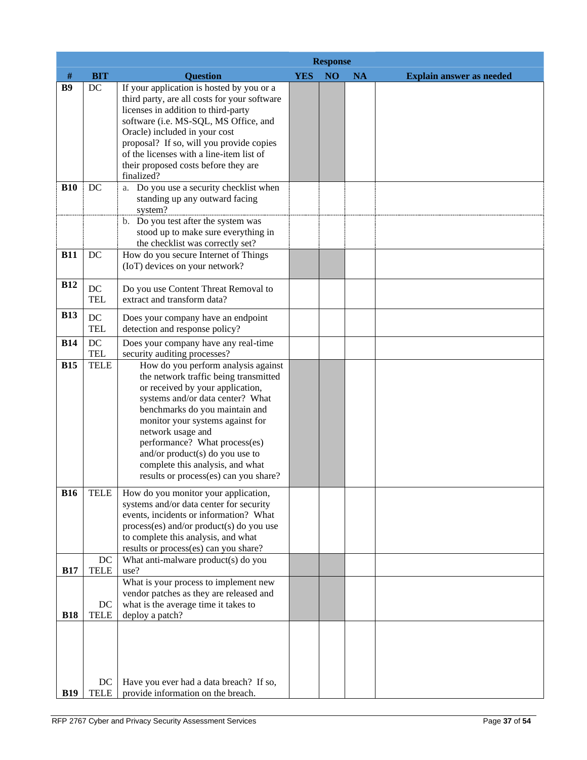| # | BIT | Question | Response YES | Response NO | Response NA | Explain answer as needed |
|---|---|---|---|---|---|---|
| **B9** | DC | If your application is hosted by you or a third party, are all costs for your software licenses in addition to third-party software (i.e. MS-SQL, MS Office, and Oracle) included in your cost proposal? If so, will you provide copies of the licenses with a line-item list of their proposed costs before they are finalized? | | | | |
| **B10** | DC | a. Do you use a security checklist when standing up any outward facing system? | | | | |
| | | b. Do you test after the system was stood up to make sure everything in the checklist was correctly set? | | | | |
| **B11** | DC | How do you secure Internet of Things (IoT) devices on your network? | | | | |
| **B12** | DC TEL | Do you use Content Threat Removal to extract and transform data? | | | | |
| **B13** | DC TEL | Does your company have an endpoint detection and response policy? | | | | |
| **B14** | DC TEL | Does your company have any real-time security auditing processes? | | | | |
| **B15** | TELE | How do you perform analysis against the network traffic being transmitted or received by your application, systems and/or data center? What benchmarks do you maintain and monitor your systems against for network usage and performance? What process(es) and/or product(s) do you use to complete this analysis, and what results or process(es) can you share? | | | | |
| **B16** | TELE | How do you monitor your application, systems and/or data center for security events, incidents or information? What process(es) and/or product(s) do you use to complete this analysis, and what results or process(es) can you share? | | | | |
| **B17** | DC TELE | What anti-malware product(s) do you use? | | | | |
| **B18** | DC TELE | What is your process to implement new vendor patches as they are released and what is the average time it takes to deploy a patch? | | | | |
| **B19** | DC TELE | Have you ever had a data breach? If so, provide information on the breach. | | | | |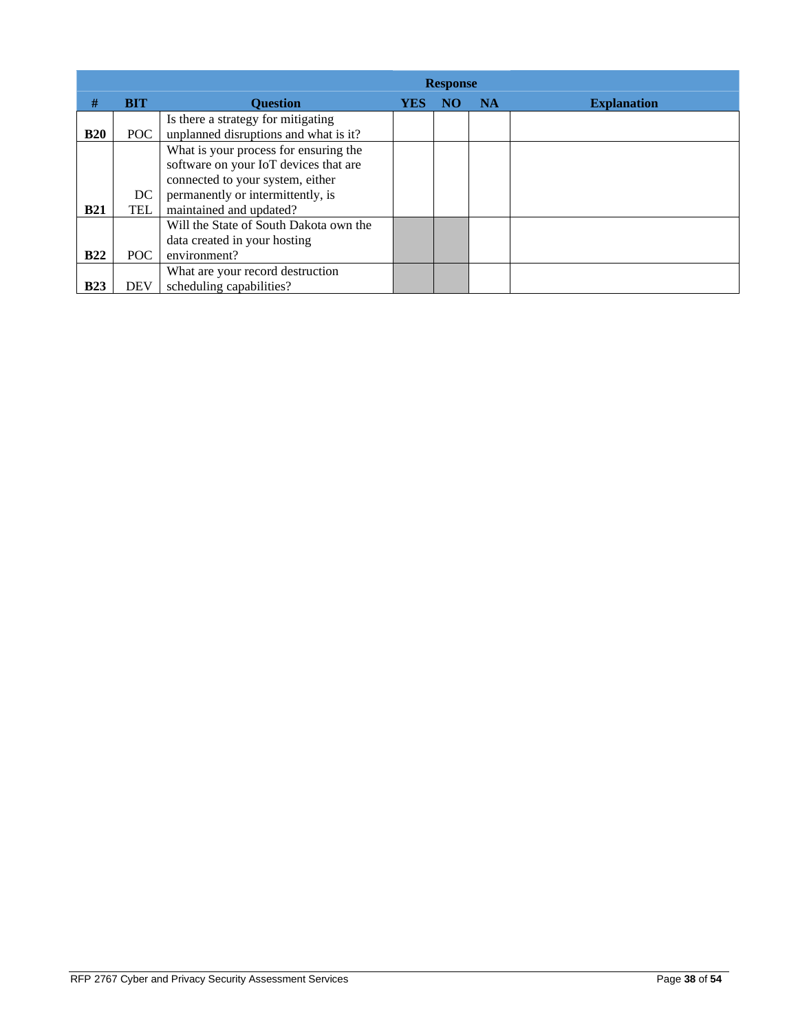| # | BIT | Question | Response | | | Explanation |
|---|---|---|---|---|---|---|
| | | | YES | NO | NA | |
| **B20** | POC | Is there a strategy for mitigating unplanned disruptions and what is it? | | | | |
| **B21** | DC TEL | What is your process for ensuring the software on your IoT devices that are connected to your system, either permanently or intermittently, is maintained and updated? | | | | |
| **B22** | POC | Will the State of South Dakota own the data created in your hosting environment? | | | | |
| **B23** | DEV | What are your record destruction scheduling capabilities? | | | | |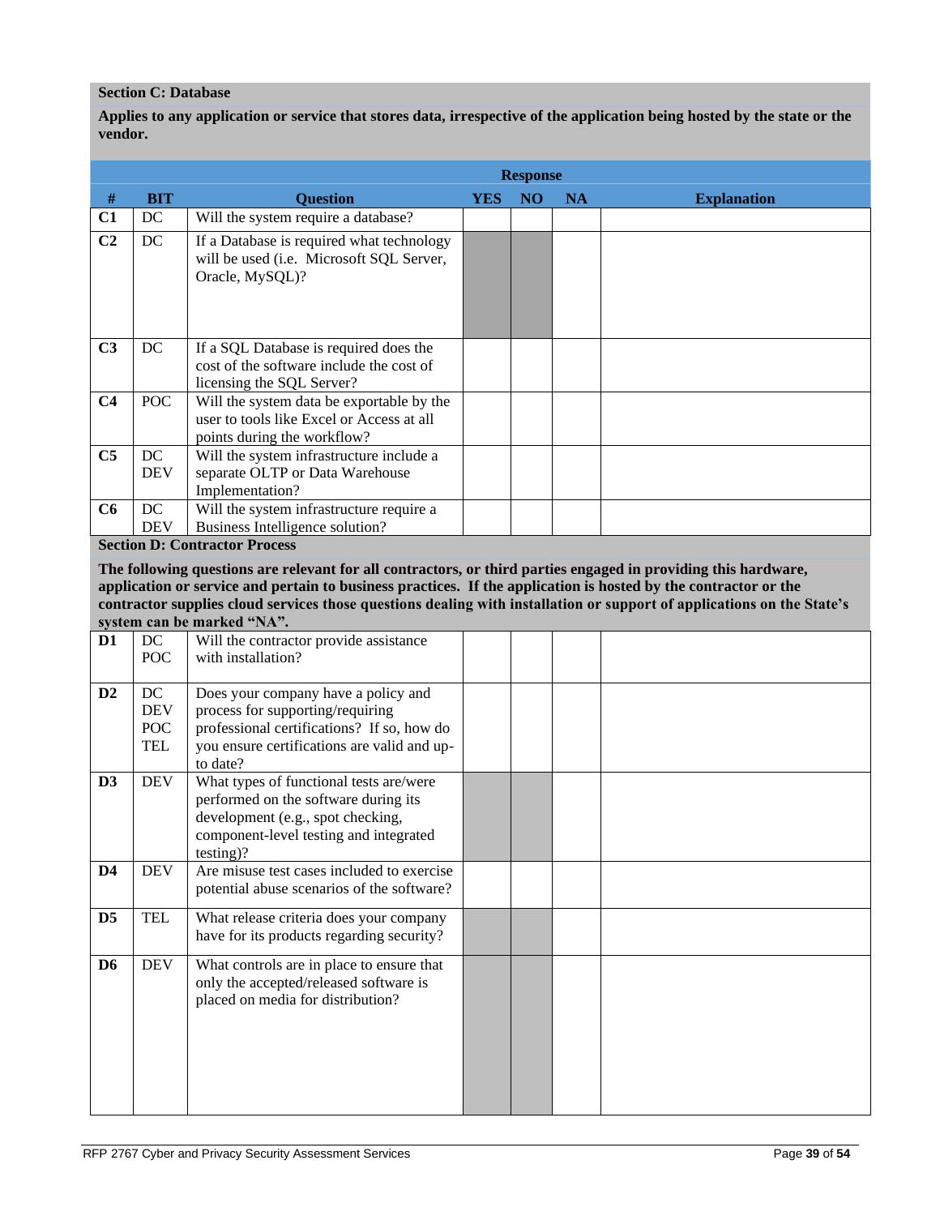**Section C: Database**

**Applies to any application or service that stores data, irrespective of the application being hosted by the state or the vendor.**

| # | BIT | Question | Response YES | Response NO | Response NA | Explanation |
|---|---|---|---|---|---|---|
| **C1** | DC | Will the system require a database? | | | | |
| **C2** | DC | If a Database is required what technology will be used (i.e. Microsoft SQL Server, Oracle, MySQL)? | | | | |
| **C3** | DC | If a SQL Database is required does the cost of the software include the cost of licensing the SQL Server? | | | | |
| **C4** | POC | Will the system data be exportable by the user to tools like Excel or Access at all points during the workflow? | | | | |
| **C5** | DC DEV | Will the system infrastructure include a separate OLTP or Data Warehouse Implementation? | | | | |
| **C6** | DC DEV | Will the system infrastructure require a Business Intelligence solution? | | | | |

**Section D: Contractor Process**

**The following questions are relevant for all contractors, or third parties engaged in providing this hardware, application or service and pertain to business practices. If the application is hosted by the contractor or the contractor supplies cloud services those questions dealing with installation or support of applications on the State's system can be marked "NA".**

| # | BIT | Question | YES | NO | NA | Explanation |
|---|---|---|---|---|---|---|
| **D1** | DC POC | Will the contractor provide assistance with installation? | | | | |
| **D2** | DC DEV POC TEL | Does your company have a policy and process for supporting/requiring professional certifications? If so, how do you ensure certifications are valid and up-to date? | | | | |
| **D3** | DEV | What types of functional tests are/were performed on the software during its development (e.g., spot checking, component-level testing and integrated testing)? | | | | |
| **D4** | DEV | Are misuse test cases included to exercise potential abuse scenarios of the software? | | | | |
| **D5** | TEL | What release criteria does your company have for its products regarding security? | | | | |
| **D6** | DEV | What controls are in place to ensure that only the accepted/released software is placed on media for distribution? | | | | |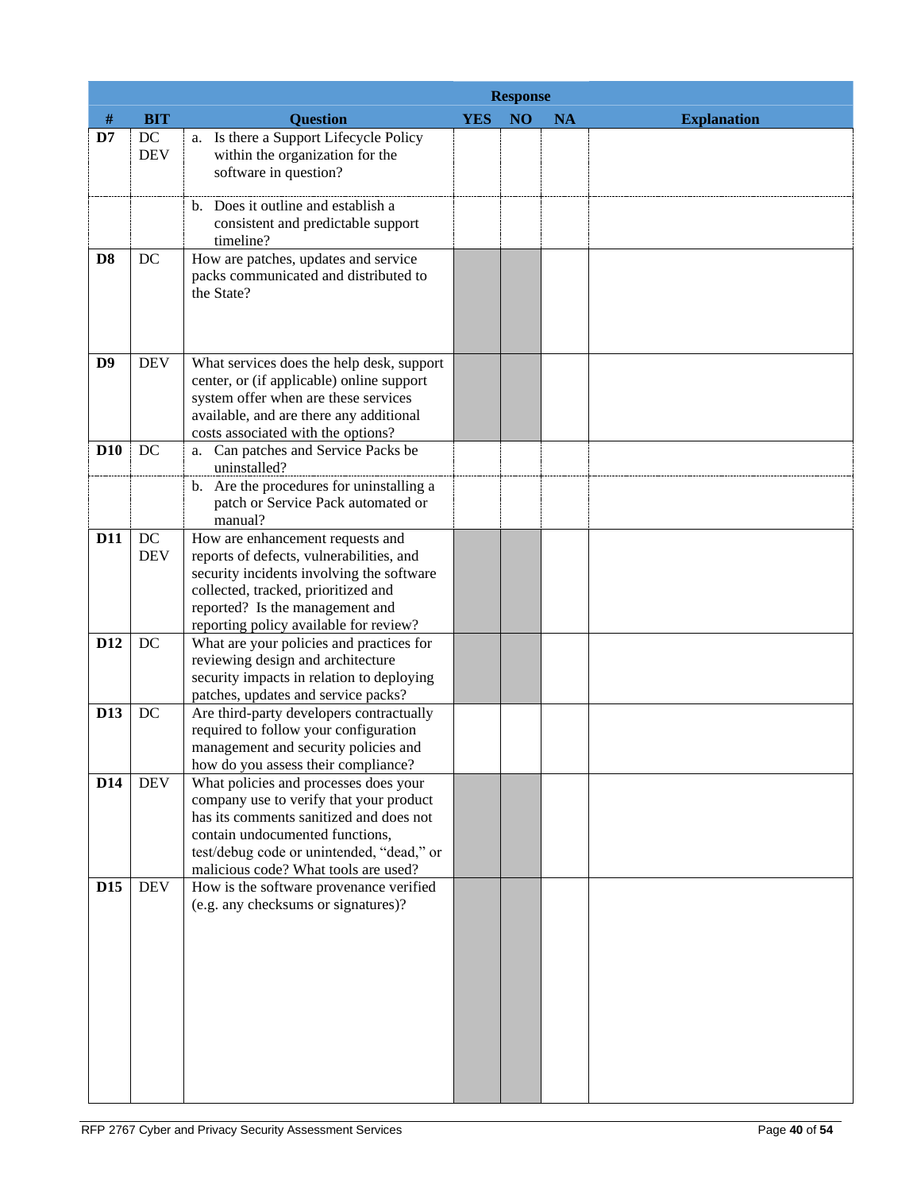| # | BIT | Question | Response | | | Explanation |
|---|---|---|---|---|---|---|
| | | | YES | NO | NA | |
| D7 | DC DEV | a. Is there a Support Lifecycle Policy within the organization for the software in question? | | | | |
| | | b. Does it outline and establish a consistent and predictable support timeline? | | | | |
| D8 | DC | How are patches, updates and service packs communicated and distributed to the State? | | | | |
| D9 | DEV | What services does the help desk, support center, or (if applicable) online support system offer when are these services available, and are there any additional costs associated with the options? | | | | |
| D10 | DC | a. Can patches and Service Packs be uninstalled? | | | | |
| | | b. Are the procedures for uninstalling a patch or Service Pack automated or manual? | | | | |
| D11 | DC DEV | How are enhancement requests and reports of defects, vulnerabilities, and security incidents involving the software collected, tracked, prioritized and reported? Is the management and reporting policy available for review? | | | | |
| D12 | DC | What are your policies and practices for reviewing design and architecture security impacts in relation to deploying patches, updates and service packs? | | | | |
| D13 | DC | Are third-party developers contractually required to follow your configuration management and security policies and how do you assess their compliance? | | | | |
| D14 | DEV | What policies and processes does your company use to verify that your product has its comments sanitized and does not contain undocumented functions, test/debug code or unintended, "dead," or malicious code? What tools are used? | | | | |
| D15 | DEV | How is the software provenance verified (e.g. any checksums or signatures)? | | | | |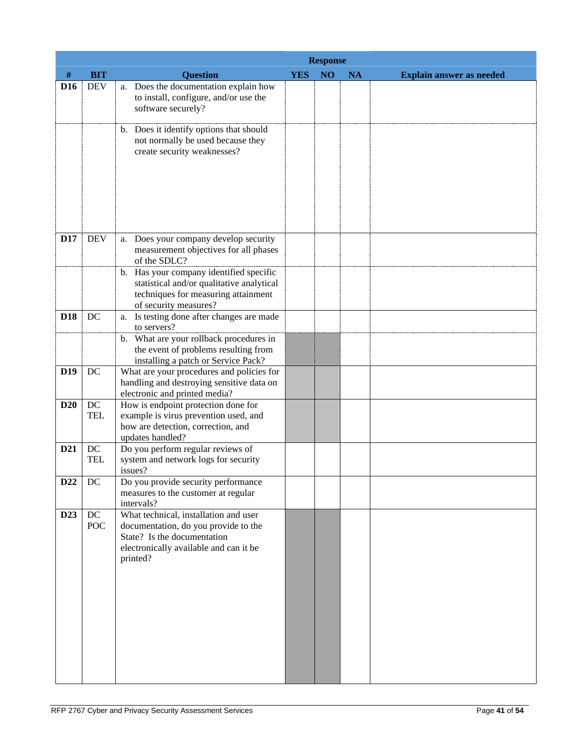| # | BIT | Question | Response | | | Explain answer as needed |
|---|---|---|---|---|---|---|
| | | | YES | NO | NA | |
| D16 | DEV | a. Does the documentation explain how to install, configure, and/or use the software securely? | | | | |
| | | b. Does it identify options that should not normally be used because they create security weaknesses? | | | | |
| D17 | DEV | a. Does your company develop security measurement objectives for all phases of the SDLC? | | | | |
| | | b. Has your company identified specific statistical and/or qualitative analytical techniques for measuring attainment of security measures? | | | | |
| D18 | DC | a. Is testing done after changes are made to servers? | | | | |
| | | b. What are your rollback procedures in the event of problems resulting from installing a patch or Service Pack? | | | | |
| D19 | DC | What are your procedures and policies for handling and destroying sensitive data on electronic and printed media? | | | | |
| D20 | DC TEL | How is endpoint protection done for example is virus prevention used, and how are detection, correction, and updates handled? | | | | |
| D21 | DC TEL | Do you perform regular reviews of system and network logs for security issues? | | | | |
| D22 | DC | Do you provide security performance measures to the customer at regular intervals? | | | | |
| D23 | DC POC | What technical, installation and user documentation, do you provide to the State? Is the documentation electronically available and can it be printed? | | | | |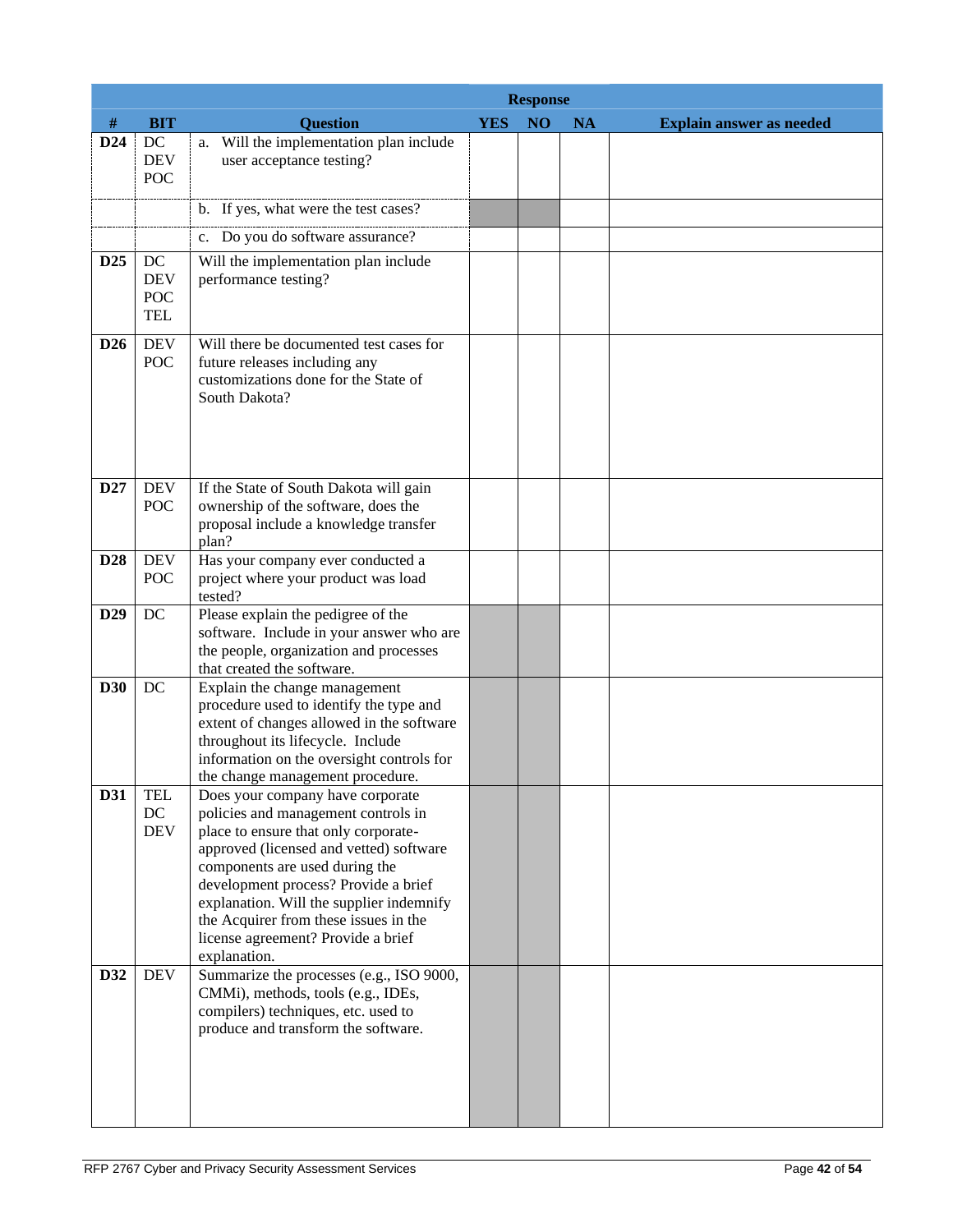| # | BIT | Question | Response | | | Explain answer as needed |
|---|---|---|---|---|---|---|
| | | | YES | NO | NA | |
| D24 | DC DEV POC | a. Will the implementation plan include user acceptance testing? | | | | |
| | | b. If yes, what were the test cases? | | | | |
| | | c. Do you do software assurance? | | | | |
| D25 | DC DEV POC TEL | Will the implementation plan include performance testing? | | | | |
| D26 | DEV POC | Will there be documented test cases for future releases including any customizations done for the State of South Dakota? | | | | |
| D27 | DEV POC | If the State of South Dakota will gain ownership of the software, does the proposal include a knowledge transfer plan? | | | | |
| D28 | DEV POC | Has your company ever conducted a project where your product was load tested? | | | | |
| D29 | DC | Please explain the pedigree of the software. Include in your answer who are the people, organization and processes that created the software. | | | | |
| D30 | DC | Explain the change management procedure used to identify the type and extent of changes allowed in the software throughout its lifecycle. Include information on the oversight controls for the change management procedure. | | | | |
| D31 | TEL DC DEV | Does your company have corporate policies and management controls in place to ensure that only corporate-approved (licensed and vetted) software components are used during the development process? Provide a brief explanation. Will the supplier indemnify the Acquirer from these issues in the license agreement? Provide a brief explanation. | | | | |
| D32 | DEV | Summarize the processes (e.g., ISO 9000, CMMi), methods, tools (e.g., IDEs, compilers) techniques, etc. used to produce and transform the software. | | | | |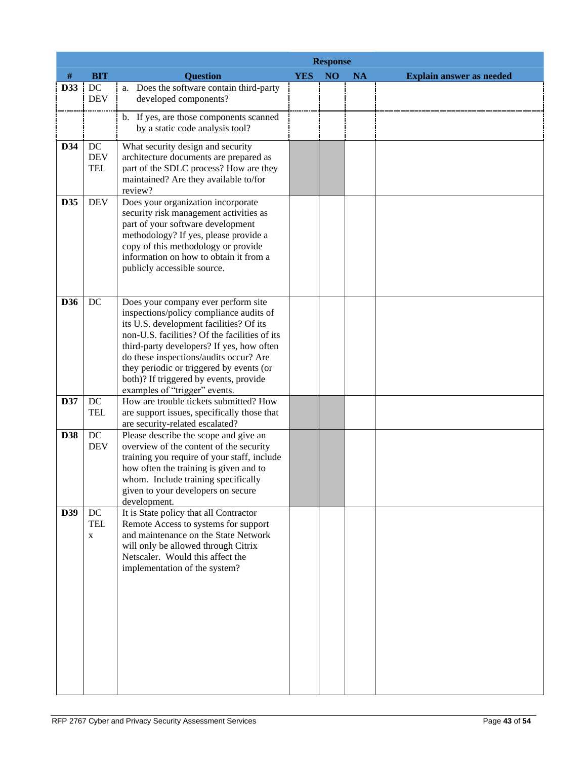| # | BIT | Question | YES | NO | NA | Explain answer as needed |
|---|---|---|---|---|---|---|
| | | | **Response** | | | |
| **D33** | DC DEV | a. Does the software contain third-party developed components? | | | | |
| | | b. If yes, are those components scanned by a static code analysis tool? | | | | |
| **D34** | DC DEV TEL | What security design and security architecture documents are prepared as part of the SDLC process? How are they maintained? Are they available to/for review? | | | | |
| **D35** | DEV | Does your organization incorporate security risk management activities as part of your software development methodology? If yes, please provide a copy of this methodology or provide information on how to obtain it from a publicly accessible source. | | | | |
| **D36** | DC | Does your company ever perform site inspections/policy compliance audits of its U.S. development facilities? Of its non-U.S. facilities? Of the facilities of its third-party developers? If yes, how often do these inspections/audits occur? Are they periodic or triggered by events (or both)? If triggered by events, provide examples of "trigger" events. | | | | |
| **D37** | DC TEL | How are trouble tickets submitted? How are support issues, specifically those that are security-related escalated? | | | | |
| **D38** | DC DEV | Please describe the scope and give an overview of the content of the security training you require of your staff, include how often the training is given and to whom. Include training specifically given to your developers on secure development. | | | | |
| **D39** | DC TEL x | It is State policy that all Contractor Remote Access to systems for support and maintenance on the State Network will only be allowed through Citrix Netscaler. Would this affect the implementation of the system? | | | | |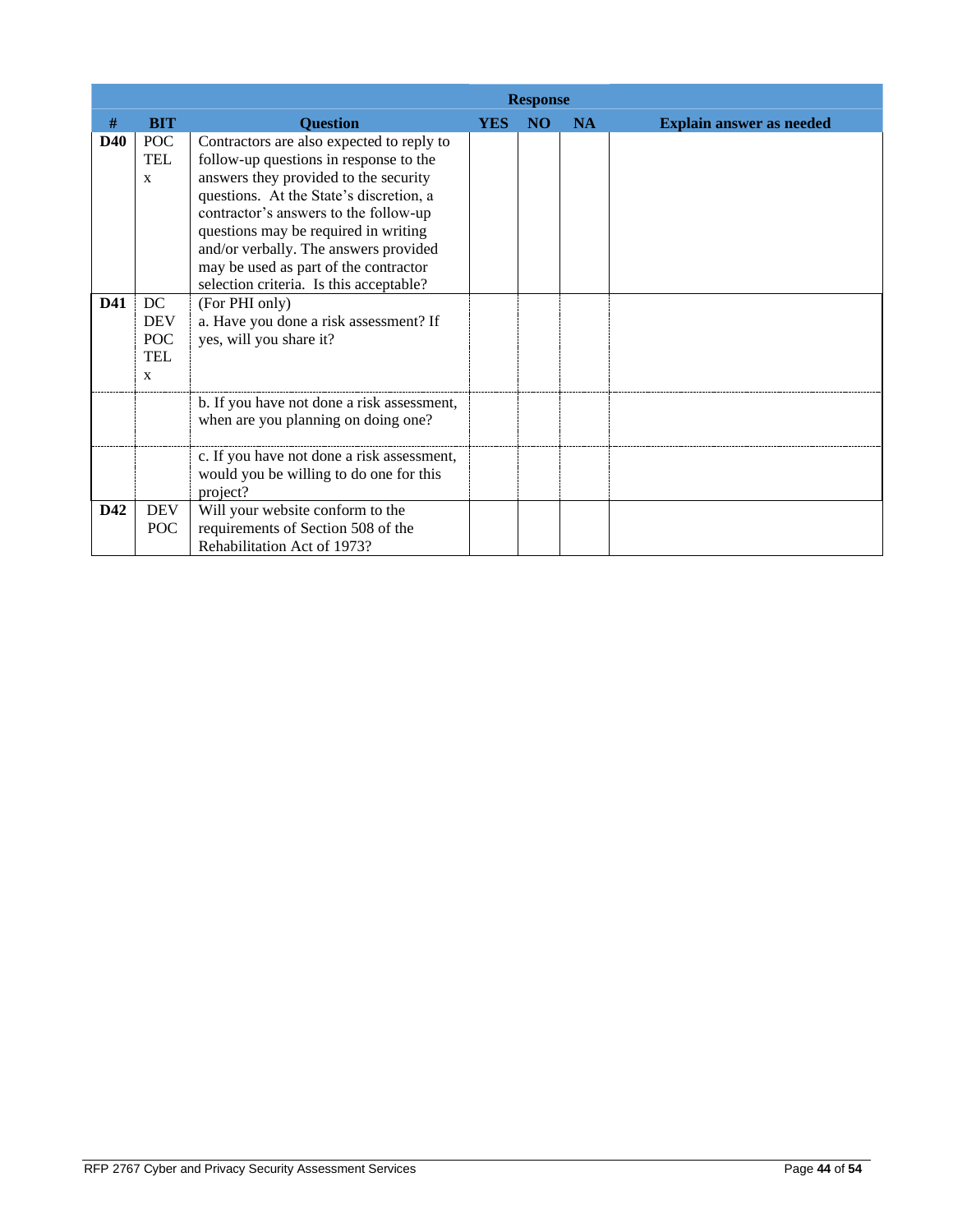| # | BIT | Question | Response | | | Explain answer as needed |
|---|---|---|---|---|---|---|
| | | | YES | NO | NA | |
| **D40** | POC TEL x | Contractors are also expected to reply to follow-up questions in response to the answers they provided to the security questions. At the State's discretion, a contractor's answers to the follow-up questions may be required in writing and/or verbally. The answers provided may be used as part of the contractor selection criteria. Is this acceptable? | | | | |
| **D41** | DC DEV POC TEL x | (For PHI only)<br>a. Have you done a risk assessment? If yes, will you share it? | | | | |
| | | b. If you have not done a risk assessment, when are you planning on doing one? | | | | |
| | | c. If you have not done a risk assessment, would you be willing to do one for this project? | | | | |
| **D42** | DEV POC | Will your website conform to the requirements of Section 508 of the Rehabilitation Act of 1973? | | | | |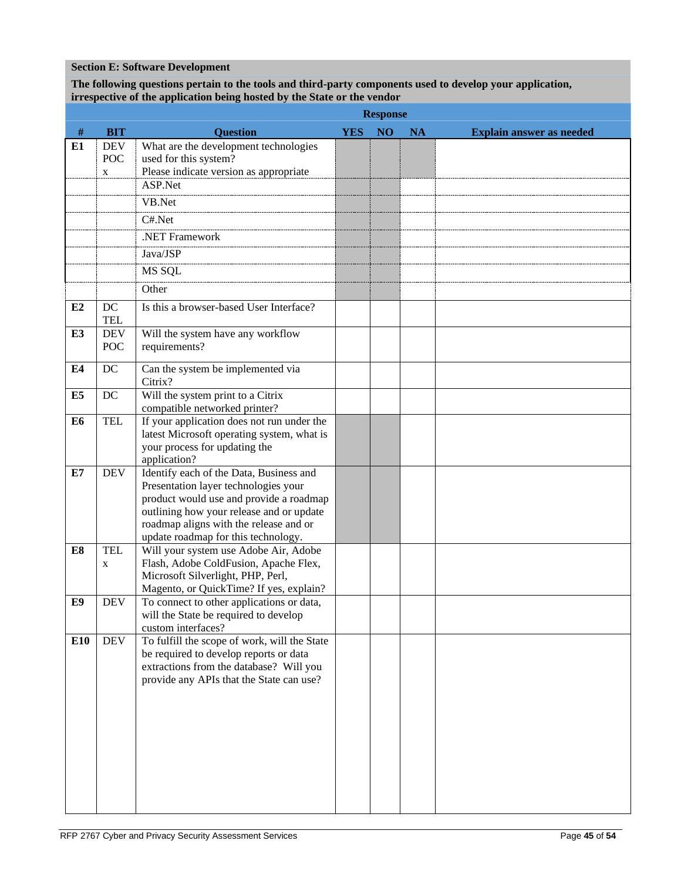**Section E: Software Development**

**The following questions pertain to the tools and third-party components used to develop your application, irrespective of the application being hosted by the State or the vendor**

| # | BIT | Question | YES | NO | NA | Explain answer as needed |
|---|---|---|---|---|---|---|
| | | | **Response** | | | |
| **E1** | DEV POC x | What are the development technologies used for this system? Please indicate version as appropriate | | | | |
| | | ASP.Net | | | | |
| | | VB.Net | | | | |
| | | C#.Net | | | | |
| | | .NET Framework | | | | |
| | | Java/JSP | | | | |
| | | MS SQL | | | | |
| | | Other | | | | |
| **E2** | DC TEL | Is this a browser-based User Interface? | | | | |
| **E3** | DEV POC | Will the system have any workflow requirements? | | | | |
| **E4** | DC | Can the system be implemented via Citrix? | | | | |
| **E5** | DC | Will the system print to a Citrix compatible networked printer? | | | | |
| **E6** | TEL | If your application does not run under the latest Microsoft operating system, what is your process for updating the application? | | | | |
| **E7** | DEV | Identify each of the Data, Business and Presentation layer technologies your product would use and provide a roadmap outlining how your release and or update roadmap aligns with the release and or update roadmap for this technology. | | | | |
| **E8** | TEL x | Will your system use Adobe Air, Adobe Flash, Adobe ColdFusion, Apache Flex, Microsoft Silverlight, PHP, Perl, Magento, or QuickTime? If yes, explain? | | | | |
| **E9** | DEV | To connect to other applications or data, will the State be required to develop custom interfaces? | | | | |
| **E10** | DEV | To fulfill the scope of work, will the State be required to develop reports or data extractions from the database? Will you provide any APIs that the State can use? | | | | |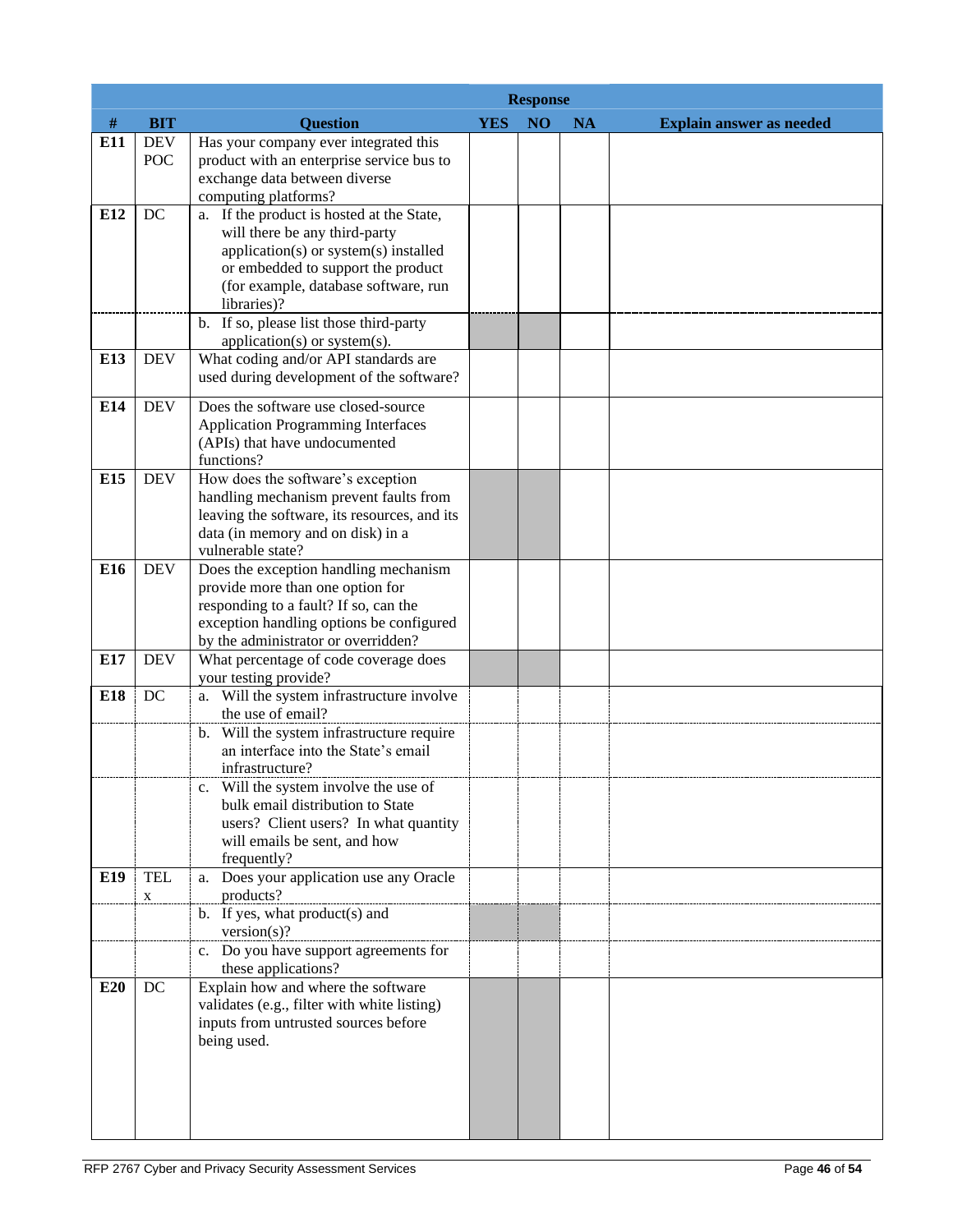| # | BIT | Question | Response | | | Explain answer as needed |
|---|---|---|---|---|---|---|
| | | | YES | NO | NA | |
| **E11** | DEV POC | Has your company ever integrated this product with an enterprise service bus to exchange data between diverse computing platforms? | | | | |
| **E12** | DC | a. If the product is hosted at the State, will there be any third-party application(s) or system(s) installed or embedded to support the product (for example, database software, run libraries)? | | | | |
| | | b. If so, please list those third-party application(s) or system(s). | | | | |
| **E13** | DEV | What coding and/or API standards are used during development of the software? | | | | |
| **E14** | DEV | Does the software use closed-source Application Programming Interfaces (APIs) that have undocumented functions? | | | | |
| **E15** | DEV | How does the software's exception handling mechanism prevent faults from leaving the software, its resources, and its data (in memory and on disk) in a vulnerable state? | | | | |
| **E16** | DEV | Does the exception handling mechanism provide more than one option for responding to a fault? If so, can the exception handling options be configured by the administrator or overridden? | | | | |
| **E17** | DEV | What percentage of code coverage does your testing provide? | | | | |
| **E18** | DC | a. Will the system infrastructure involve the use of email? | | | | |
| | | b. Will the system infrastructure require an interface into the State's email infrastructure? | | | | |
| | | c. Will the system involve the use of bulk email distribution to State users? Client users? In what quantity will emails be sent, and how frequently? | | | | |
| **E19** | TEL x | a. Does your application use any Oracle products? | | | | |
| | | b. If yes, what product(s) and version(s)? | | | | |
| | | c. Do you have support agreements for these applications? | | | | |
| **E20** | DC | Explain how and where the software validates (e.g., filter with white listing) inputs from untrusted sources before being used. | | | | |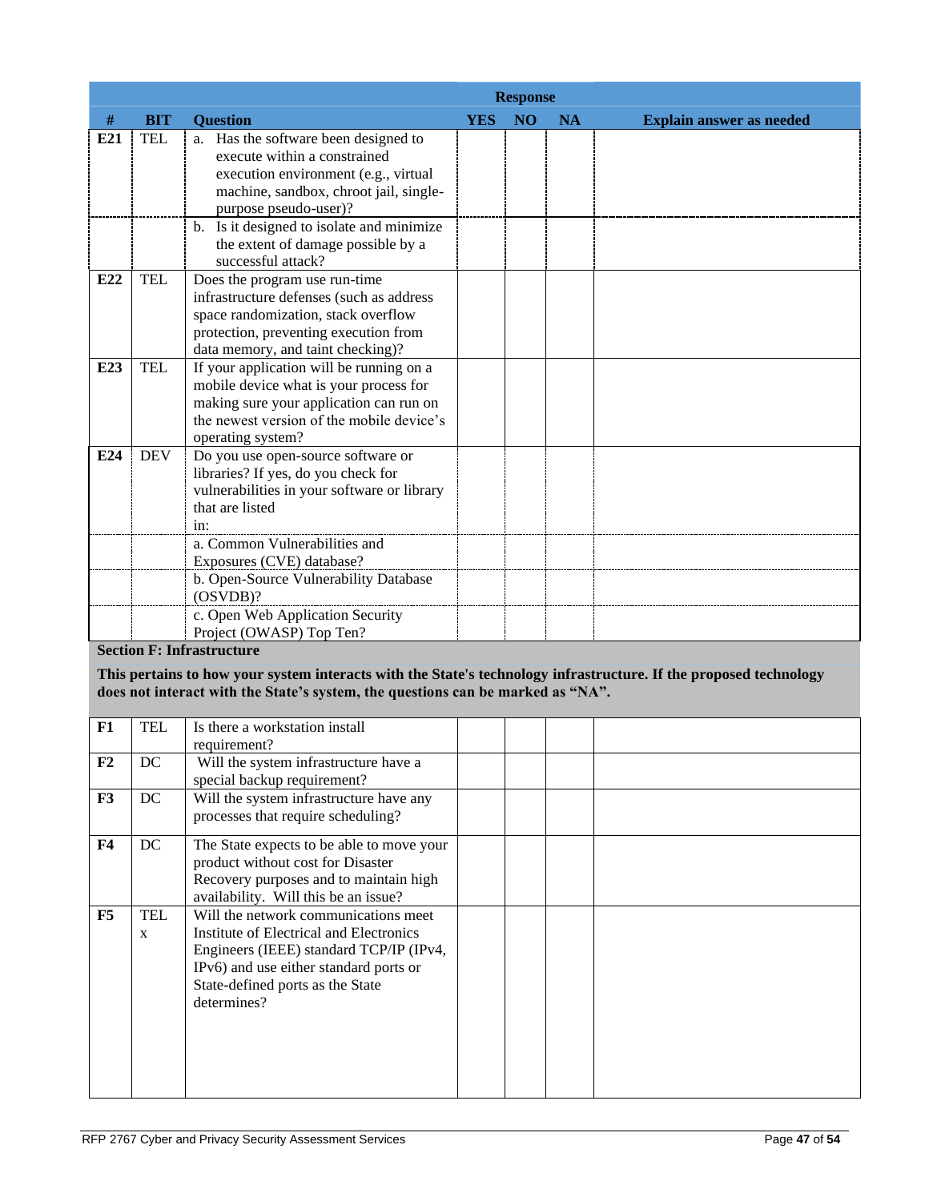| # | BIT | Question | Response | | | Explain answer as needed |
|---|---|---|---|---|---|---|
| | | | YES | NO | NA | |
| E21 | TEL | a. Has the software been designed to execute within a constrained execution environment (e.g., virtual machine, sandbox, chroot jail, single-purpose pseudo-user)? | | | | |
| | | b. Is it designed to isolate and minimize the extent of damage possible by a successful attack? | | | | |
| E22 | TEL | Does the program use run-time infrastructure defenses (such as address space randomization, stack overflow protection, preventing execution from data memory, and taint checking)? | | | | |
| E23 | TEL | If your application will be running on a mobile device what is your process for making sure your application can run on the newest version of the mobile device's operating system? | | | | |
| E24 | DEV | Do you use open-source software or libraries? If yes, do you check for vulnerabilities in your software or library that are listed in: | | | | |
| | | a. Common Vulnerabilities and Exposures (CVE) database? | | | | |
| | | b. Open-Source Vulnerability Database (OSVDB)? | | | | |
| | | c. Open Web Application Security Project (OWASP) Top Ten? | | | | |
| **Section F: Infrastructure** | | | | | | |
| **This pertains to how your system interacts with the State's technology infrastructure. If the proposed technology does not interact with the State's system, the questions can be marked as "NA".** | | | | | | |
| F1 | TEL | Is there a workstation install requirement? | | | | |
| F2 | DC | Will the system infrastructure have a special backup requirement? | | | | |
| F3 | DC | Will the system infrastructure have any processes that require scheduling? | | | | |
| F4 | DC | The State expects to be able to move your product without cost for Disaster Recovery purposes and to maintain high availability. Will this be an issue? | | | | |
| F5 | TEL x | Will the network communications meet Institute of Electrical and Electronics Engineers (IEEE) standard TCP/IP (IPv4, IPv6) and use either standard ports or State-defined ports as the State determines? | | | | |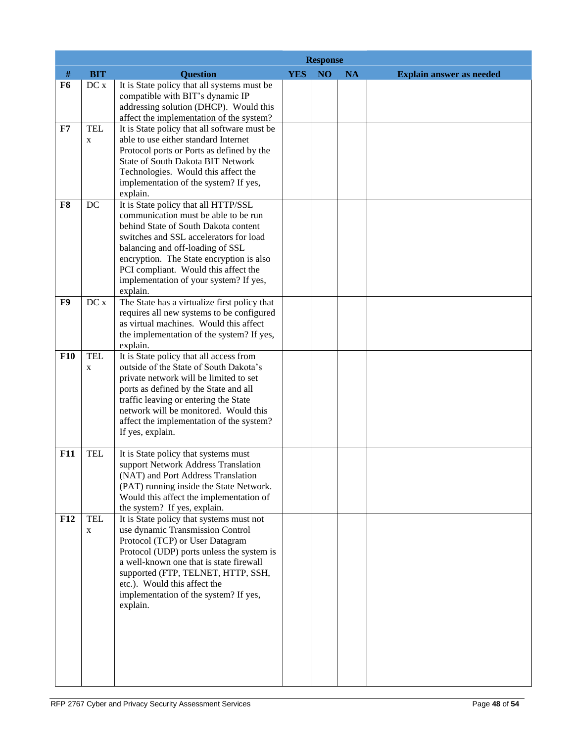| # | BIT | Question | Response | | | Explain answer as needed |
|---|---|---|---|---|---|---|
| | | | YES | NO | NA | |
| **F6** | DC x | It is State policy that all systems must be compatible with BIT's dynamic IP addressing solution (DHCP). Would this affect the implementation of the system? | | | | |
| **F7** | TEL x | It is State policy that all software must be able to use either standard Internet Protocol ports or Ports as defined by the State of South Dakota BIT Network Technologies. Would this affect the implementation of the system? If yes, explain. | | | | |
| **F8** | DC | It is State policy that all HTTP/SSL communication must be able to be run behind State of South Dakota content switches and SSL accelerators for load balancing and off-loading of SSL encryption. The State encryption is also PCI compliant. Would this affect the implementation of your system? If yes, explain. | | | | |
| **F9** | DC x | The State has a virtualize first policy that requires all new systems to be configured as virtual machines. Would this affect the implementation of the system? If yes, explain. | | | | |
| **F10** | TEL x | It is State policy that all access from outside of the State of South Dakota's private network will be limited to set ports as defined by the State and all traffic leaving or entering the State network will be monitored. Would this affect the implementation of the system? If yes, explain. | | | | |
| **F11** | TEL | It is State policy that systems must support Network Address Translation (NAT) and Port Address Translation (PAT) running inside the State Network. Would this affect the implementation of the system? If yes, explain. | | | | |
| **F12** | TEL x | It is State policy that systems must not use dynamic Transmission Control Protocol (TCP) or User Datagram Protocol (UDP) ports unless the system is a well-known one that is state firewall supported (FTP, TELNET, HTTP, SSH, etc.). Would this affect the implementation of the system? If yes, explain. | | | | |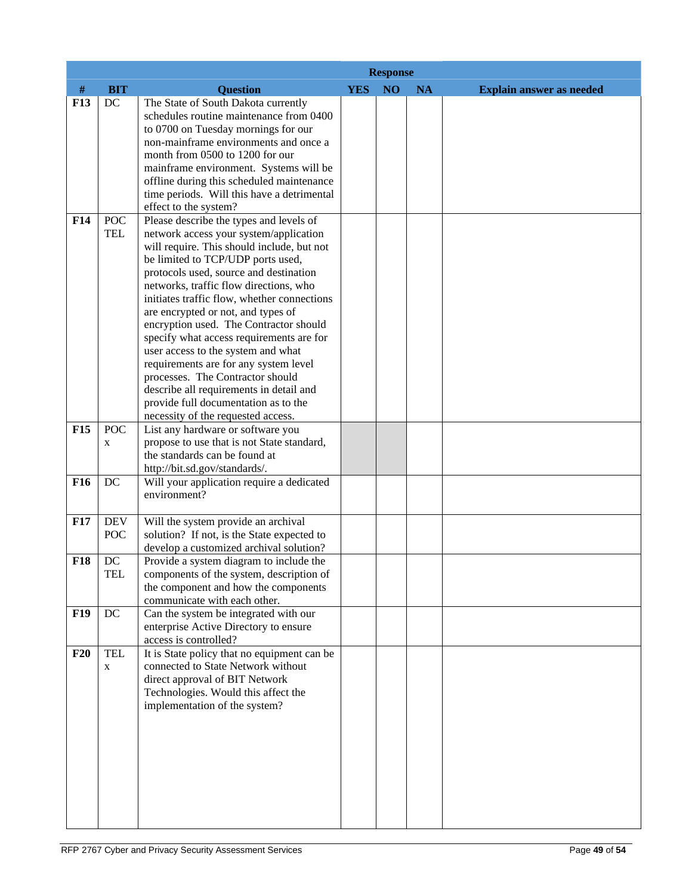| # | BIT | Question | Response | | | |
|---|---|---|---|---|---|---|
| | | | YES | NO | NA | Explain answer as needed |
| F13 | DC | The State of South Dakota currently schedules routine maintenance from 0400 to 0700 on Tuesday mornings for our non-mainframe environments and once a month from 0500 to 1200 for our mainframe environment. Systems will be offline during this scheduled maintenance time periods. Will this have a detrimental effect to the system? | | | | |
| F14 | POC TEL | Please describe the types and levels of network access your system/application will require. This should include, but not be limited to TCP/UDP ports used, protocols used, source and destination networks, traffic flow directions, who initiates traffic flow, whether connections are encrypted or not, and types of encryption used. The Contractor should specify what access requirements are for user access to the system and what requirements are for any system level processes. The Contractor should describe all requirements in detail and provide full documentation as to the necessity of the requested access. | | | | |
| F15 | POC x | List any hardware or software you propose to use that is not State standard, the standards can be found at http://bit.sd.gov/standards/. | | | | |
| F16 | DC | Will your application require a dedicated environment? | | | | |
| F17 | DEV POC | Will the system provide an archival solution? If not, is the State expected to develop a customized archival solution? | | | | |
| F18 | DC TEL | Provide a system diagram to include the components of the system, description of the component and how the components communicate with each other. | | | | |
| F19 | DC | Can the system be integrated with our enterprise Active Directory to ensure access is controlled? | | | | |
| F20 | TEL x | It is State policy that no equipment can be connected to State Network without direct approval of BIT Network Technologies. Would this affect the implementation of the system? | | | | |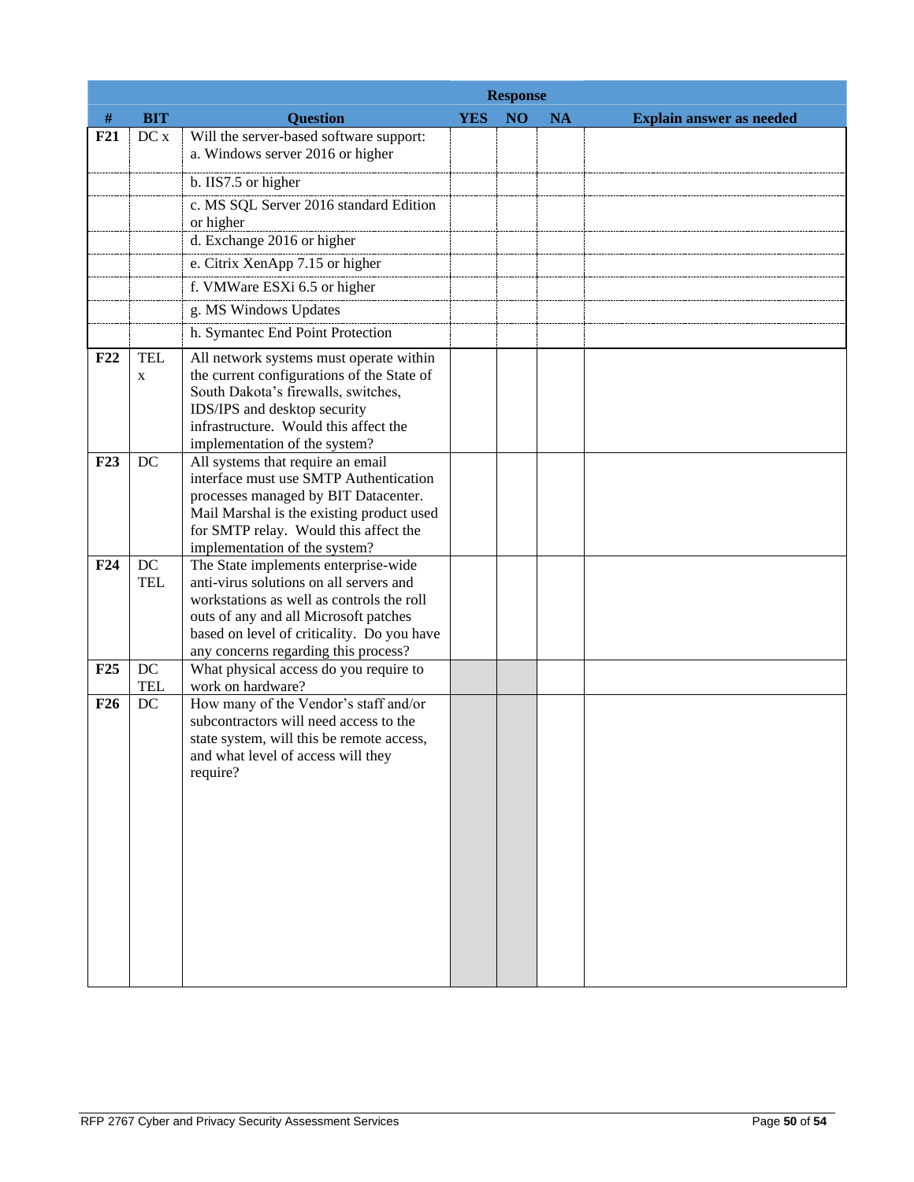| # | BIT | Question | Response | | | Explain answer as needed |
|---|---|---|---|---|---|---|
| | | | YES | NO | NA | |
| F21 | DC x | Will the server-based software support: a. Windows server 2016 or higher | | | | |
| | | b. IIS7.5 or higher | | | | |
| | | c. MS SQL Server 2016 standard Edition or higher | | | | |
| | | d. Exchange 2016 or higher | | | | |
| | | e. Citrix XenApp 7.15 or higher | | | | |
| | | f. VMWare ESXi 6.5 or higher | | | | |
| | | g. MS Windows Updates | | | | |
| | | h. Symantec End Point Protection | | | | |
| F22 | TEL x | All network systems must operate within the current configurations of the State of South Dakota's firewalls, switches, IDS/IPS and desktop security infrastructure. Would this affect the implementation of the system? | | | | |
| F23 | DC | All systems that require an email interface must use SMTP Authentication processes managed by BIT Datacenter. Mail Marshal is the existing product used for SMTP relay. Would this affect the implementation of the system? | | | | |
| F24 | DC TEL | The State implements enterprise-wide anti-virus solutions on all servers and workstations as well as controls the roll outs of any and all Microsoft patches based on level of criticality. Do you have any concerns regarding this process? | | | | |
| F25 | DC TEL | What physical access do you require to work on hardware? | | | | |
| F26 | DC | How many of the Vendor's staff and/or subcontractors will need access to the state system, will this be remote access, and what level of access will they require? | | | | |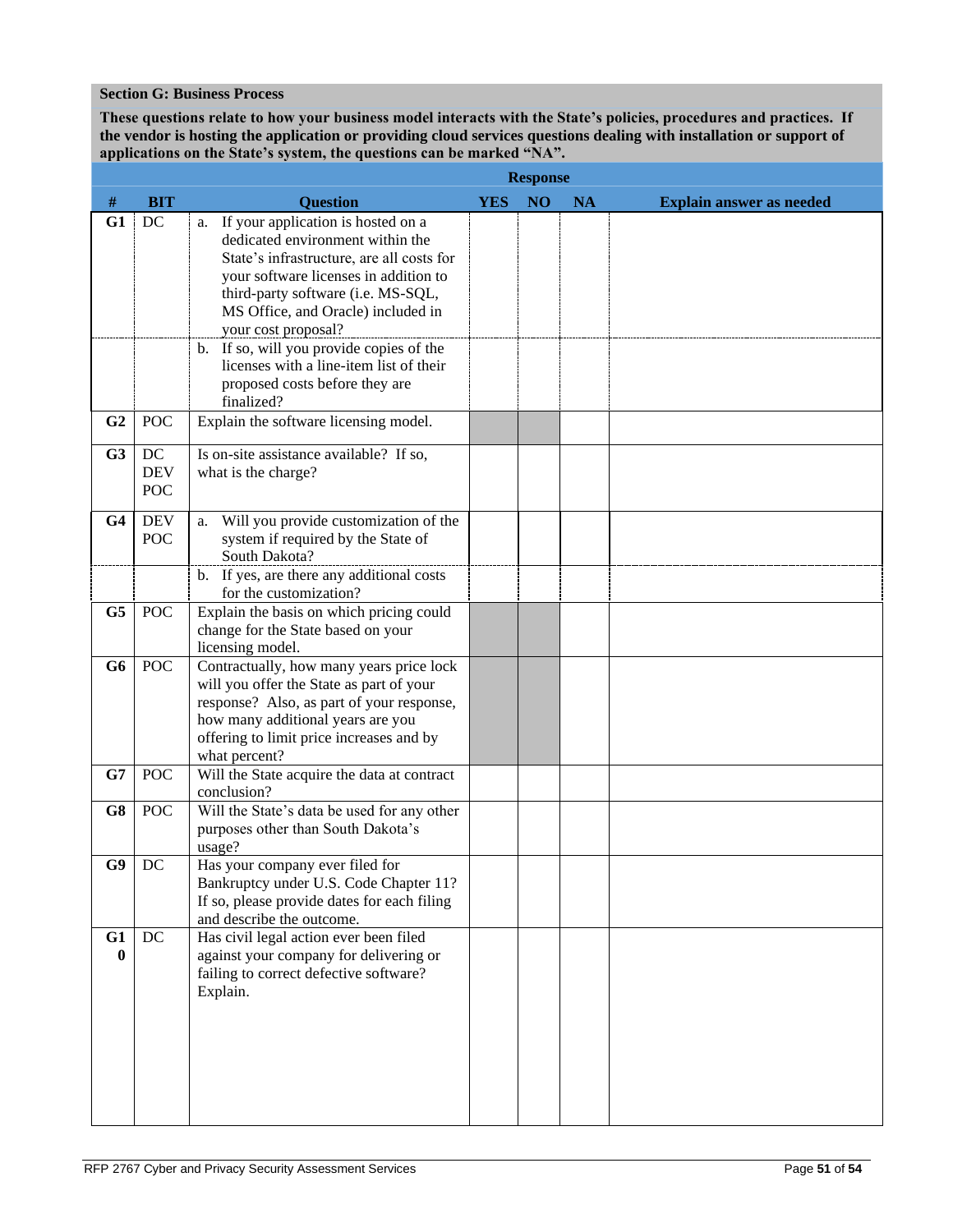**Section G: Business Process**

**These questions relate to how your business model interacts with the State's policies, procedures and practices. If the vendor is hosting the application or providing cloud services questions dealing with installation or support of applications on the State's system, the questions can be marked "NA".**

| # | BIT | Question | Response YES | Response NO | Response NA | Explain answer as needed |
|---|---|---|---|---|---|---|
| G1 | DC | a. If your application is hosted on a dedicated environment within the State's infrastructure, are all costs for your software licenses in addition to third-party software (i.e. MS-SQL, MS Office, and Oracle) included in your cost proposal? | | | | |
| | | b. If so, will you provide copies of the licenses with a line-item list of their proposed costs before they are finalized? | | | | |
| G2 | POC | Explain the software licensing model. | | | | |
| G3 | DC DEV POC | Is on-site assistance available? If so, what is the charge? | | | | |
| G4 | DEV POC | a. Will you provide customization of the system if required by the State of South Dakota? | | | | |
| | | b. If yes, are there any additional costs for the customization? | | | | |
| G5 | POC | Explain the basis on which pricing could change for the State based on your licensing model. | | | | |
| G6 | POC | Contractually, how many years price lock will you offer the State as part of your response? Also, as part of your response, how many additional years are you offering to limit price increases and by what percent? | | | | |
| G7 | POC | Will the State acquire the data at contract conclusion? | | | | |
| G8 | POC | Will the State's data be used for any other purposes other than South Dakota's usage? | | | | |
| G9 | DC | Has your company ever filed for Bankruptcy under U.S. Code Chapter 11? If so, please provide dates for each filing and describe the outcome. | | | | |
| G10 | DC | Has civil legal action ever been filed against your company for delivering or failing to correct defective software? Explain. | | | | |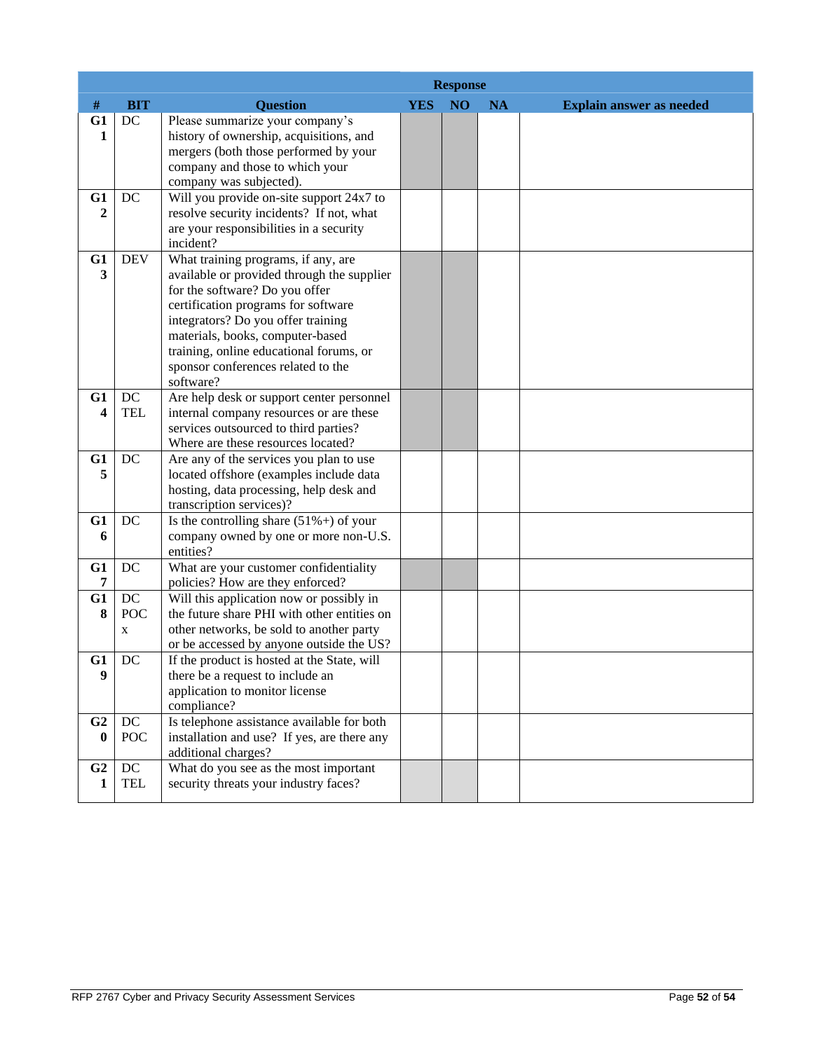| # | BIT | Question | Response | | | |
|---|---|---|---|---|---|---|
| | | | **YES** | **NO** | **NA** | **Explain answer as needed** |
| **G11** | DC | Please summarize your company's history of ownership, acquisitions, and mergers (both those performed by your company and those to which your company was subjected). | | | | |
| **G12** | DC | Will you provide on-site support 24x7 to resolve security incidents? If not, what are your responsibilities in a security incident? | | | | |
| **G13** | DEV | What training programs, if any, are available or provided through the supplier for the software? Do you offer certification programs for software integrators? Do you offer training materials, books, computer-based training, online educational forums, or sponsor conferences related to the software? | | | | |
| **G14** | DC TEL | Are help desk or support center personnel internal company resources or are these services outsourced to third parties? Where are these resources located? | | | | |
| **G15** | DC | Are any of the services you plan to use located offshore (examples include data hosting, data processing, help desk and transcription services)? | | | | |
| **G16** | DC | Is the controlling share (51%+) of your company owned by one or more non-U.S. entities? | | | | |
| **G17** | DC | What are your customer confidentiality policies? How are they enforced? | | | | |
| **G18** | DC POCx | Will this application now or possibly in the future share PHI with other entities on other networks, be sold to another party or be accessed by anyone outside the US? | | | | |
| **G19** | DC | If the product is hosted at the State, will there be a request to include an application to monitor license compliance? | | | | |
| **G20** | DC POC | Is telephone assistance available for both installation and use? If yes, are there any additional charges? | | | | |
| **G21** | DC TEL | What do you see as the most important security threats your industry faces? | | | | |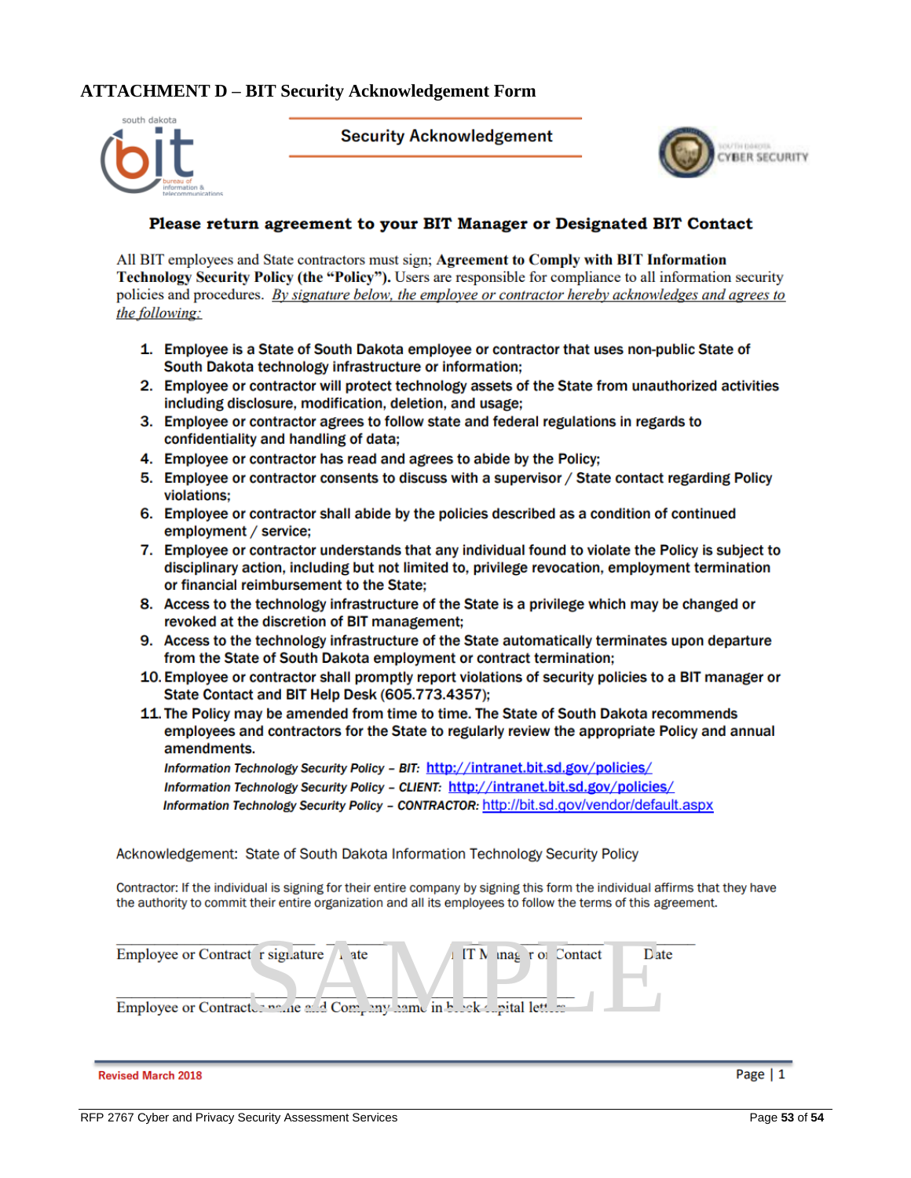## ATTACHMENT D – BIT Security Acknowledgement Form

south dakota bit bureau of information & telecommunications

**Security Acknowledgement**

SOUTH DAKOTA CYBER SECURITY

**Please return agreement to your BIT Manager or Designated BIT Contact**

All BIT employees and State contractors must sign; **Agreement to Comply with BIT Information Technology Security Policy (the "Policy").** Users are responsible for compliance to all information security policies and procedures. _By signature below, the employee or contractor hereby acknowledges and agrees to the following:_

1. **Employee is a State of South Dakota employee or contractor that uses non-public State of South Dakota technology infrastructure or information;**
2. **Employee or contractor will protect technology assets of the State from unauthorized activities including disclosure, modification, deletion, and usage;**
3. **Employee or contractor agrees to follow state and federal regulations in regards to confidentiality and handling of data;**
4. **Employee or contractor has read and agrees to abide by the Policy;**
5. **Employee or contractor consents to discuss with a supervisor / State contact regarding Policy violations;**
6. **Employee or contractor shall abide by the policies described as a condition of continued employment / service;**
7. **Employee or contractor understands that any individual found to violate the Policy is subject to disciplinary action, including but not limited to, privilege revocation, employment termination or financial reimbursement to the State;**
8. **Access to the technology infrastructure of the State is a privilege which may be changed or revoked at the discretion of BIT management;**
9. **Access to the technology infrastructure of the State automatically terminates upon departure from the State of South Dakota employment or contract termination;**
10. **Employee or contractor shall promptly report violations of security policies to a BIT manager or State Contact and BIT Help Desk (605.773.4357);**
11. **The Policy may be amended from time to time. The State of South Dakota recommends employees and contractors for the State to regularly review the appropriate Policy and annual amendments.**

    ***Information Technology Security Policy – BIT:*** http://intranet.bit.sd.gov/policies/
    ***Information Technology Security Policy – CLIENT:*** http://intranet.bit.sd.gov/policies/
    ***Information Technology Security Policy – CONTRACTOR:*** http://bit.sd.gov/vendor/default.aspx

Acknowledgement: State of South Dakota Information Technology Security Policy

Contractor: If the individual is signing for their entire company by signing this form the individual affirms that they have the authority to commit their entire organization and all its employees to follow the terms of this agreement.

SAMPLE

\_\_\_\_\_\_\_\_\_\_\_\_\_\_\_\_\_\_\_\_\_\_\_\_\_\_\_\_ \_\_\_\_\_\_\_\_\_\_ \_\_\_\_\_\_\_\_\_\_\_\_\_\_\_\_\_\_\_\_\_\_\_\_\_\_\_\_ \_\_\_\_\_\_\_\_\_\_
Employee or Contractor signature    Date    BIT Manager or Contact    Date

\_\_\_\_\_\_\_\_\_\_\_\_\_\_\_\_\_\_\_\_\_\_\_\_\_\_\_\_\_\_\_\_\_\_\_\_\_\_\_\_\_\_\_\_\_\_\_\_\_\_\_\_\_\_
Employee or Contractor name and Company name in block capital letters

Revised March 2018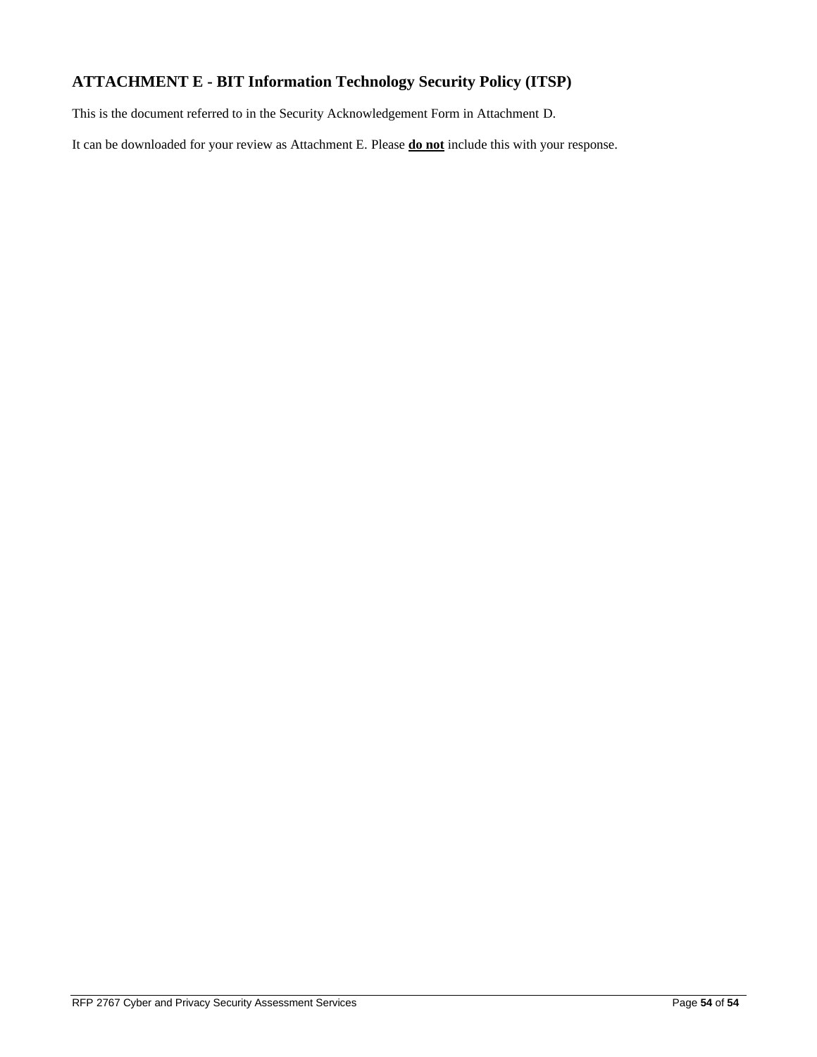## ATTACHMENT E - BIT Information Technology Security Policy (ITSP)

This is the document referred to in the Security Acknowledgement Form in Attachment D.

It can be downloaded for your review as Attachment E. Please **do not** include this with your response.